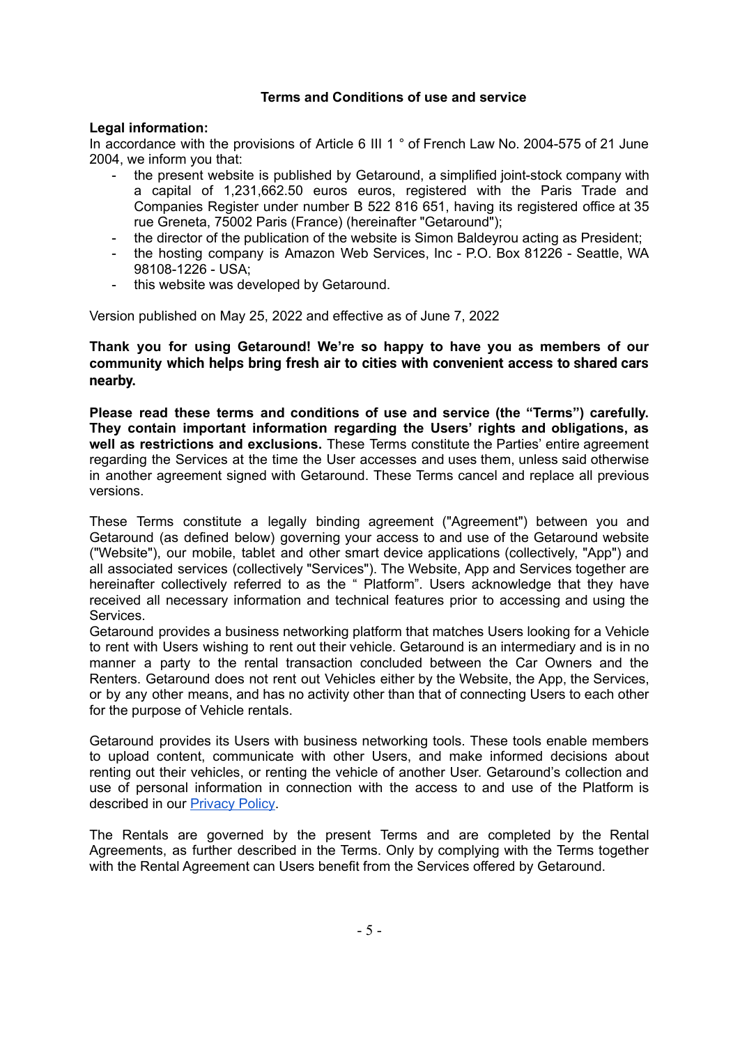# Terms and Conditions of use and service

**Legal information:**

In accordance with the provisions of Article 6 III 1 ° of French Law No. 2004-575 of 21 June 2004, we inform you that:

- the present website is published by Getaround, a simplified joint-stock company with a capital of 1,231,662.50 euros euros, registered with the Paris Trade and Companies Register under number B 522 816 651, having its registered office at 35 rue Greneta, 75002 Paris (France) (hereinafter "Getaround");
- the director of the publication of the website is Simon Baldeyrou acting as President;
- the hosting company is Amazon Web Services, Inc - P.O. Box 81226 - Seattle, WA 98108-1226 - USA;
- this website was developed by Getaround.

Version published on May 25, 2022 and effective as of June 7, 2022

**Thank you for using Getaround! We're so happy to have you as members of our community which helps bring fresh air to cities with convenient access to shared cars nearby.**

**Please read these terms and conditions of use and service (the "Terms") carefully. They contain important information regarding the Users' rights and obligations, as well as restrictions and exclusions.** These Terms constitute the Parties' entire agreement regarding the Services at the time the User accesses and uses them, unless said otherwise in another agreement signed with Getaround. These Terms cancel and replace all previous versions.

These Terms constitute a legally binding agreement ("Agreement") between you and Getaround (as defined below) governing your access to and use of the Getaround website ("Website"), our mobile, tablet and other smart device applications (collectively, "App") and all associated services (collectively "Services"). The Website, App and Services together are hereinafter collectively referred to as the " Platform". Users acknowledge that they have received all necessary information and technical features prior to accessing and using the Services.

Getaround provides a business networking platform that matches Users looking for a Vehicle to rent with Users wishing to rent out their vehicle. Getaround is an intermediary and is in no manner a party to the rental transaction concluded between the Car Owners and the Renters. Getaround does not rent out Vehicles either by the Website, the App, the Services, or by any other means, and has no activity other than that of connecting Users to each other for the purpose of Vehicle rentals.

Getaround provides its Users with business networking tools. These tools enable members to upload content, communicate with other Users, and make informed decisions about renting out their vehicles, or renting the vehicle of another User. Getaround's collection and use of personal information in connection with the access to and use of the Platform is described in our [Privacy Policy](Privacy Policy).

The Rentals are governed by the present Terms and are completed by the Rental Agreements, as further described in the Terms. Only by complying with the Terms together with the Rental Agreement can Users benefit from the Services offered by Getaround.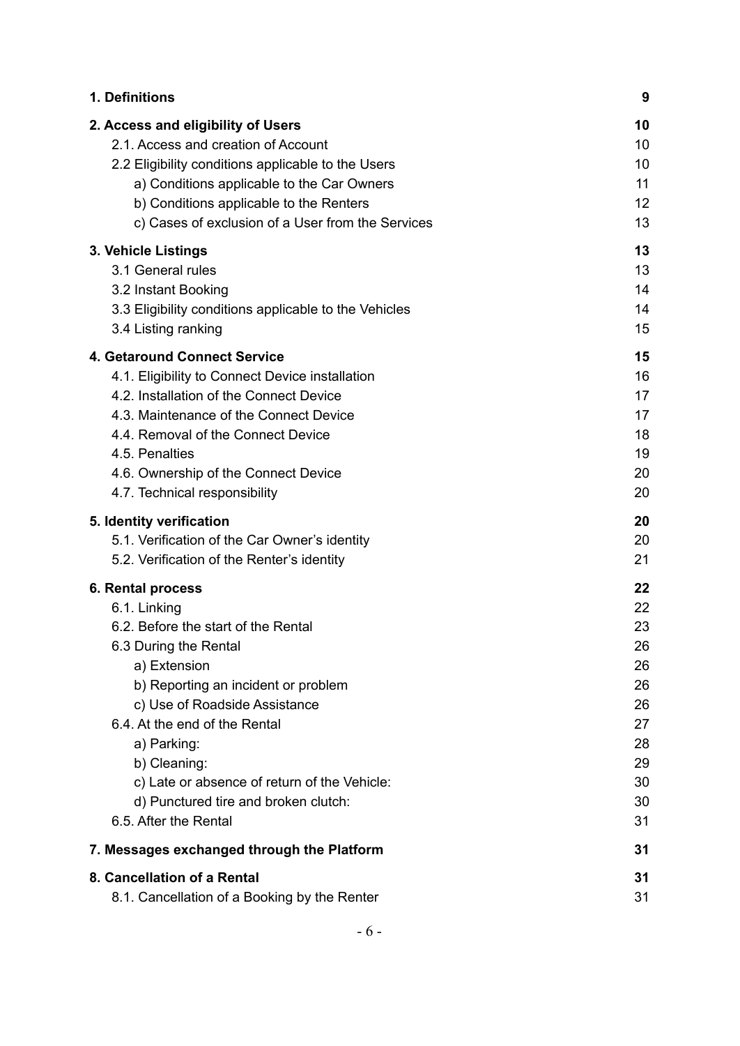| | |
|---|---|
| **1. Definitions** | **9** |
| **2. Access and eligibility of Users** | **10** |
| 2.1. Access and creation of Account | 10 |
| 2.2 Eligibility conditions applicable to the Users | 10 |
| a) Conditions applicable to the Car Owners | 11 |
| b) Conditions applicable to the Renters | 12 |
| c) Cases of exclusion of a User from the Services | 13 |
| **3. Vehicle Listings** | **13** |
| 3.1 General rules | 13 |
| 3.2 Instant Booking | 14 |
| 3.3 Eligibility conditions applicable to the Vehicles | 14 |
| 3.4 Listing ranking | 15 |
| **4. Getaround Connect Service** | **15** |
| 4.1. Eligibility to Connect Device installation | 16 |
| 4.2. Installation of the Connect Device | 17 |
| 4.3. Maintenance of the Connect Device | 17 |
| 4.4. Removal of the Connect Device | 18 |
| 4.5. Penalties | 19 |
| 4.6. Ownership of the Connect Device | 20 |
| 4.7. Technical responsibility | 20 |
| **5. Identity verification** | **20** |
| 5.1. Verification of the Car Owner's identity | 20 |
| 5.2. Verification of the Renter's identity | 21 |
| **6. Rental process** | **22** |
| 6.1. Linking | 22 |
| 6.2. Before the start of the Rental | 23 |
| 6.3 During the Rental | 26 |
| a) Extension | 26 |
| b) Reporting an incident or problem | 26 |
| c) Use of Roadside Assistance | 26 |
| 6.4. At the end of the Rental | 27 |
| a) Parking: | 28 |
| b) Cleaning: | 29 |
| c) Late or absence of return of the Vehicle: | 30 |
| d) Punctured tire and broken clutch: | 30 |
| 6.5. After the Rental | 31 |
| **7. Messages exchanged through the Platform** | **31** |
| **8. Cancellation of a Rental** | **31** |
| 8.1. Cancellation of a Booking by the Renter | 31 |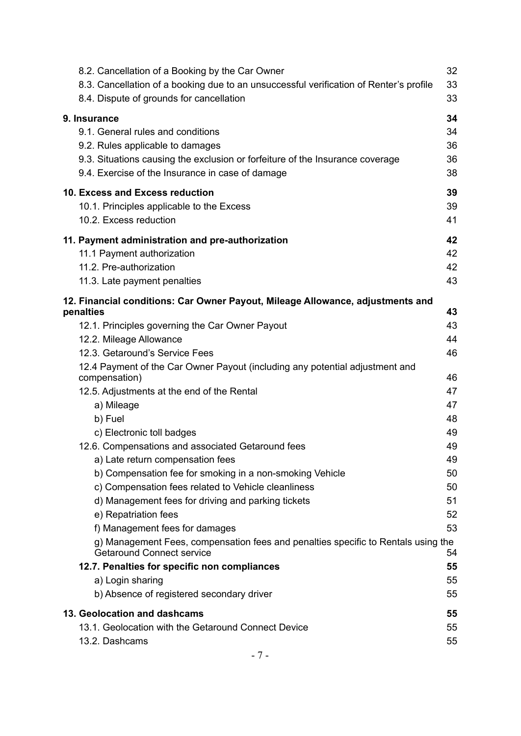8.2. Cancellation of a Booking by the Car Owner 32
8.3. Cancellation of a booking due to an unsuccessful verification of Renter's profile 33
8.4. Dispute of grounds for cancellation 33

**9. Insurance 34**
9.1. General rules and conditions 34
9.2. Rules applicable to damages 36
9.3. Situations causing the exclusion or forfeiture of the Insurance coverage 36
9.4. Exercise of the Insurance in case of damage 38

**10. Excess and Excess reduction 39**
10.1. Principles applicable to the Excess 39
10.2. Excess reduction 41

**11. Payment administration and pre-authorization 42**
11.1 Payment authorization 42
11.2. Pre-authorization 42
11.3. Late payment penalties 43

**12. Financial conditions: Car Owner Payout, Mileage Allowance, adjustments and penalties 43**
12.1. Principles governing the Car Owner Payout 43
12.2. Mileage Allowance 44
12.3. Getaround's Service Fees 46
12.4 Payment of the Car Owner Payout (including any potential adjustment and compensation) 46
12.5. Adjustments at the end of the Rental 47
a) Mileage 47
b) Fuel 48
c) Electronic toll badges 49
12.6. Compensations and associated Getaround fees 49
a) Late return compensation fees 49
b) Compensation fee for smoking in a non-smoking Vehicle 50
c) Compensation fees related to Vehicle cleanliness 50
d) Management fees for driving and parking tickets 51
e) Repatriation fees 52
f) Management fees for damages 53
g) Management Fees, compensation fees and penalties specific to Rentals using the Getaround Connect service 54
**12.7. Penalties for specific non compliances 55**
a) Login sharing 55
b) Absence of registered secondary driver 55

**13. Geolocation and dashcams 55**
13.1. Geolocation with the Getaround Connect Device 55
13.2. Dashcams 55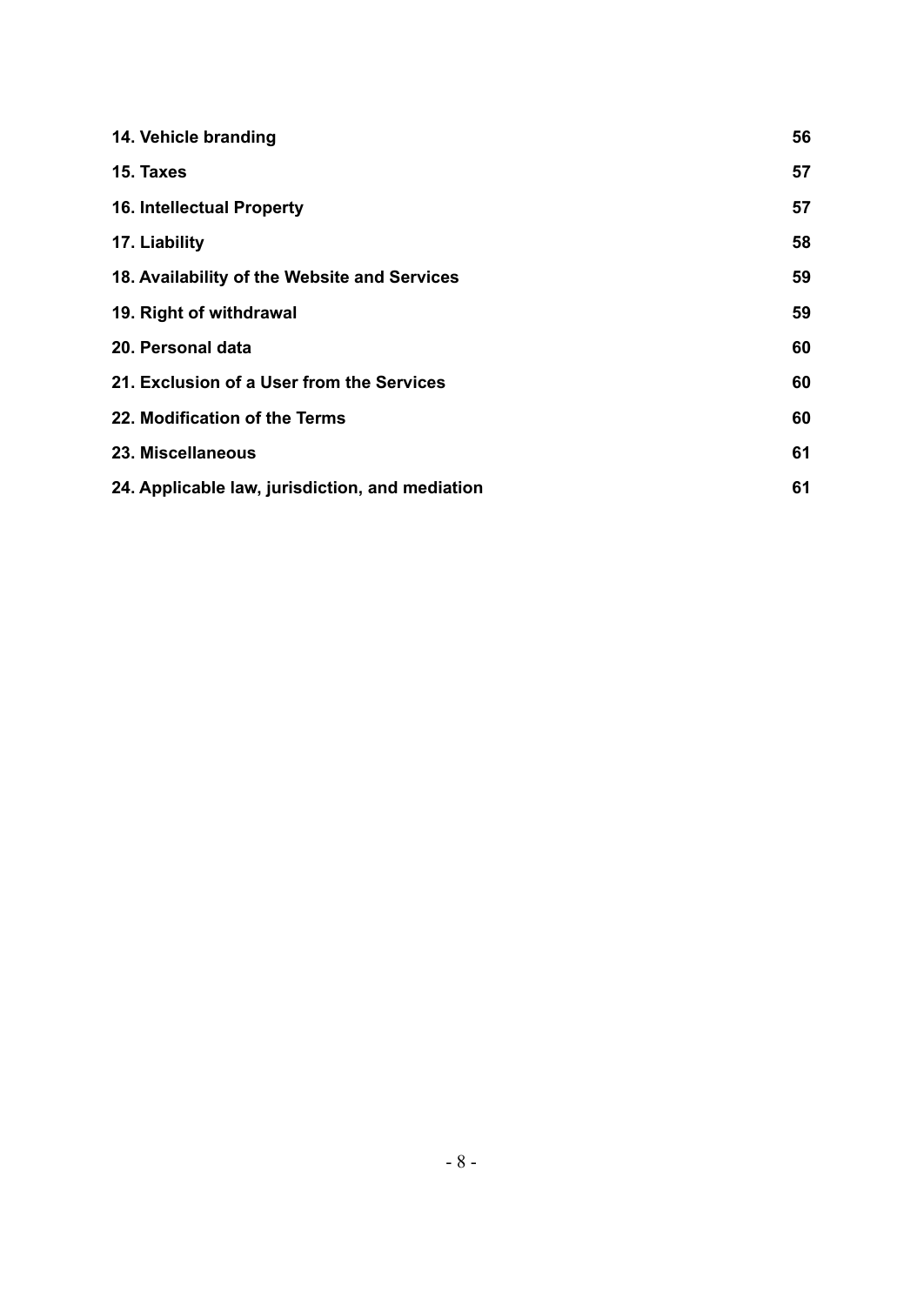| | |
|---|---|
| **14. Vehicle branding** | **56** |
| **15. Taxes** | **57** |
| **16. Intellectual Property** | **57** |
| **17. Liability** | **58** |
| **18. Availability of the Website and Services** | **59** |
| **19. Right of withdrawal** | **59** |
| **20. Personal data** | **60** |
| **21. Exclusion of a User from the Services** | **60** |
| **22. Modification of the Terms** | **60** |
| **23. Miscellaneous** | **61** |
| **24. Applicable law, jurisdiction, and mediation** | **61** |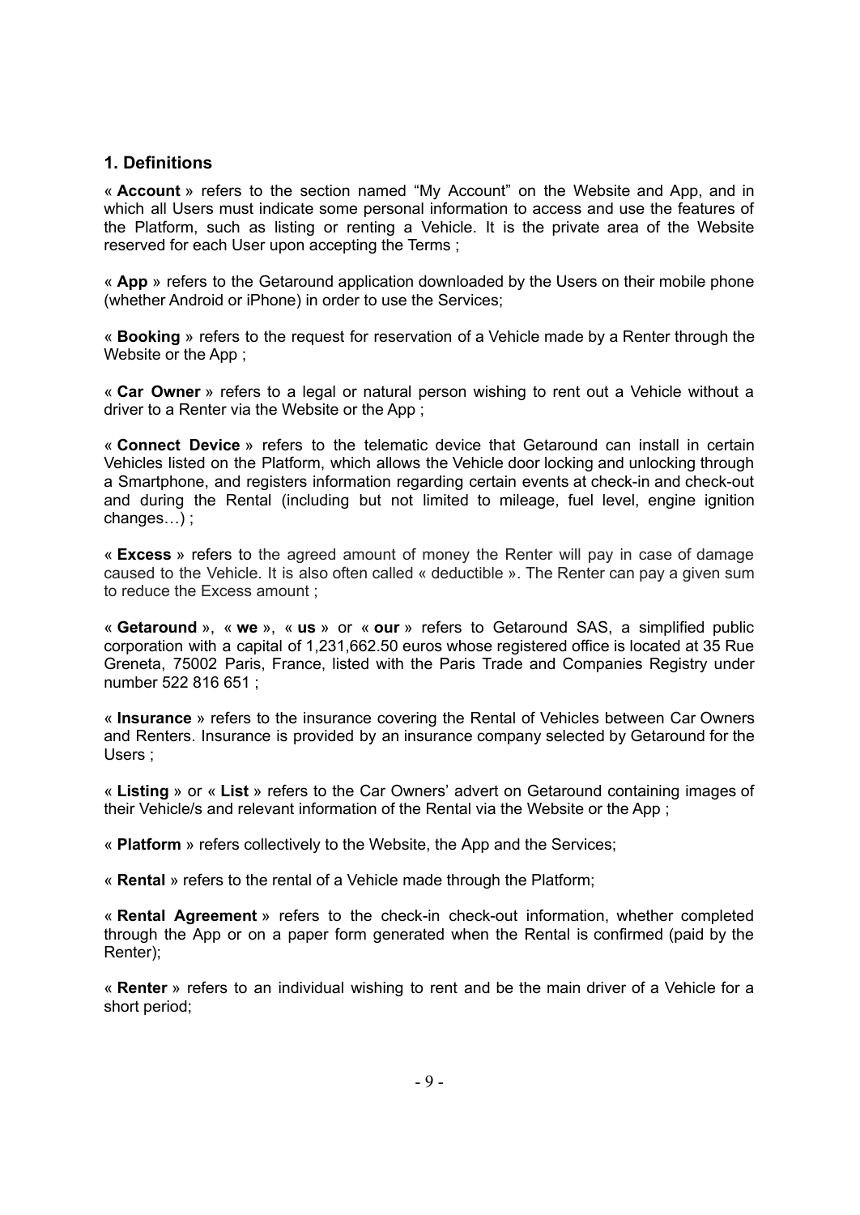## 1. Definitions

« **Account** » refers to the section named “My Account” on the Website and App, and in which all Users must indicate some personal information to access and use the features of the Platform, such as listing or renting a Vehicle. It is the private area of the Website reserved for each User upon accepting the Terms ;

« **App** » refers to the Getaround application downloaded by the Users on their mobile phone (whether Android or iPhone) in order to use the Services;

« **Booking** » refers to the request for reservation of a Vehicle made by a Renter through the Website or the App ;

« **Car Owner** » refers to a legal or natural person wishing to rent out a Vehicle without a driver to a Renter via the Website or the App ;

« **Connect Device** » refers to the telematic device that Getaround can install in certain Vehicles listed on the Platform, which allows the Vehicle door locking and unlocking through a Smartphone, and registers information regarding certain events at check-in and check-out and during the Rental (including but not limited to mileage, fuel level, engine ignition changes…) ;

« **Excess** » refers to the agreed amount of money the Renter will pay in case of damage caused to the Vehicle. It is also often called « deductible ». The Renter can pay a given sum to reduce the Excess amount ;

« **Getaround** », « **we** », « **us** » or « **our** » refers to Getaround SAS, a simplified public corporation with a capital of 1,231,662.50 euros whose registered office is located at 35 Rue Greneta, 75002 Paris, France, listed with the Paris Trade and Companies Registry under number 522 816 651 ;

« **Insurance** » refers to the insurance covering the Rental of Vehicles between Car Owners and Renters. Insurance is provided by an insurance company selected by Getaround for the Users ;

« **Listing** » or « **List** » refers to the Car Owners' advert on Getaround containing images of their Vehicle/s and relevant information of the Rental via the Website or the App ;

« **Platform** » refers collectively to the Website, the App and the Services;

« **Rental** » refers to the rental of a Vehicle made through the Platform;

« **Rental Agreement** » refers to the check-in check-out information, whether completed through the App or on a paper form generated when the Rental is confirmed (paid by the Renter);

« **Renter** » refers to an individual wishing to rent and be the main driver of a Vehicle for a short period;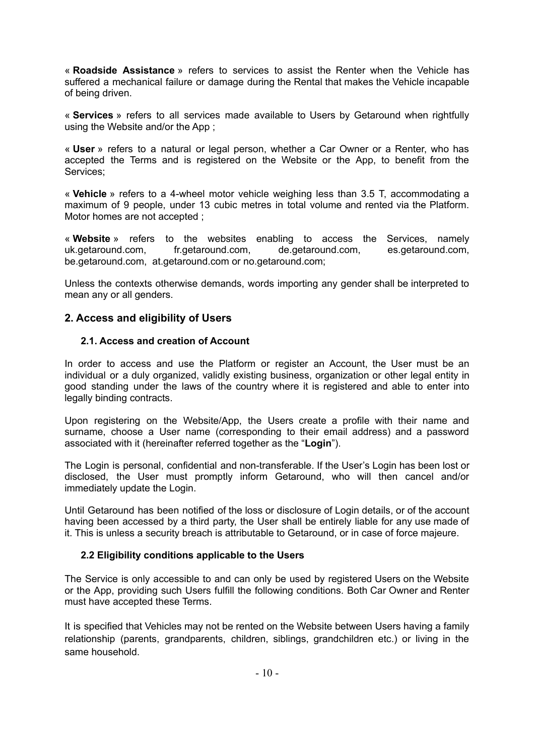« **Roadside Assistance** » refers to services to assist the Renter when the Vehicle has suffered a mechanical failure or damage during the Rental that makes the Vehicle incapable of being driven.

« **Services** » refers to all services made available to Users by Getaround when rightfully using the Website and/or the App ;

« **User** » refers to a natural or legal person, whether a Car Owner or a Renter, who has accepted the Terms and is registered on the Website or the App, to benefit from the Services;

« **Vehicle** » refers to a 4-wheel motor vehicle weighing less than 3.5 T, accommodating a maximum of 9 people, under 13 cubic metres in total volume and rented via the Platform. Motor homes are not accepted ;

« **Website** » refers to the websites enabling to access the Services, namely uk.getaround.com, fr.getaround.com, de.getaround.com, es.getaround.com, be.getaround.com, at.getaround.com or no.getaround.com;

Unless the contexts otherwise demands, words importing any gender shall be interpreted to mean any or all genders.

## 2. Access and eligibility of Users

### 2.1. Access and creation of Account

In order to access and use the Platform or register an Account, the User must be an individual or a duly organized, validly existing business, organization or other legal entity in good standing under the laws of the country where it is registered and able to enter into legally binding contracts.

Upon registering on the Website/App, the Users create a profile with their name and surname, choose a User name (corresponding to their email address) and a password associated with it (hereinafter referred together as the "**Login**").

The Login is personal, confidential and non-transferable. If the User's Login has been lost or disclosed, the User must promptly inform Getaround, who will then cancel and/or immediately update the Login.

Until Getaround has been notified of the loss or disclosure of Login details, or of the account having been accessed by a third party, the User shall be entirely liable for any use made of it. This is unless a security breach is attributable to Getaround, or in case of force majeure.

### 2.2 Eligibility conditions applicable to the Users

The Service is only accessible to and can only be used by registered Users on the Website or the App, providing such Users fulfill the following conditions. Both Car Owner and Renter must have accepted these Terms.

It is specified that Vehicles may not be rented on the Website between Users having a family relationship (parents, grandparents, children, siblings, grandchildren etc.) or living in the same household.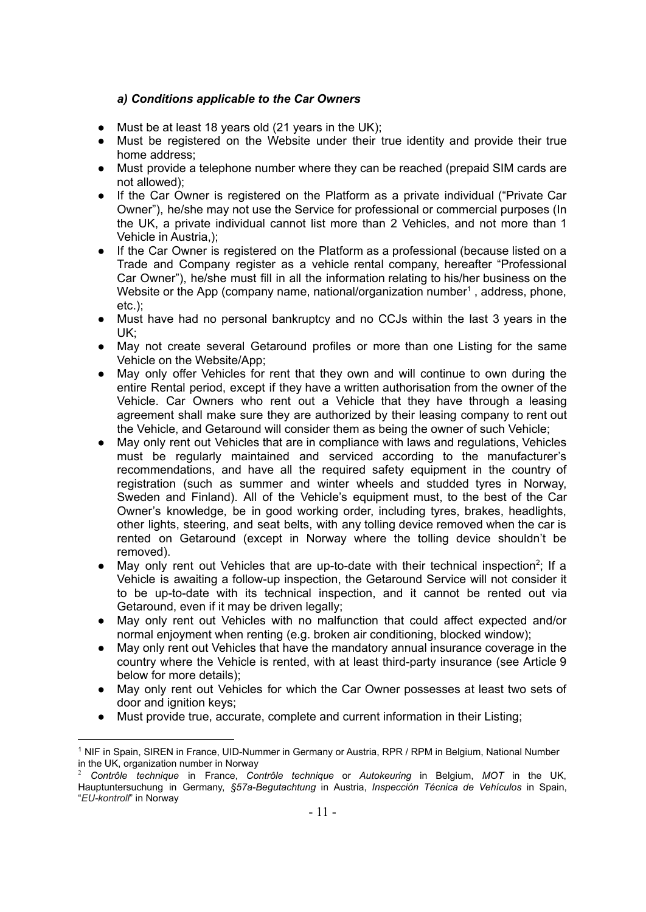### *a) Conditions applicable to the Car Owners*

- Must be at least 18 years old (21 years in the UK);
- Must be registered on the Website under their true identity and provide their true home address;
- Must provide a telephone number where they can be reached (prepaid SIM cards are not allowed);
- If the Car Owner is registered on the Platform as a private individual ("Private Car Owner"), he/she may not use the Service for professional or commercial purposes (In the UK, a private individual cannot list more than 2 Vehicles, and not more than 1 Vehicle in Austria,);
- If the Car Owner is registered on the Platform as a professional (because listed on a Trade and Company register as a vehicle rental company, hereafter "Professional Car Owner"), he/she must fill in all the information relating to his/her business on the Website or the App (company name, national/organization number[1] , address, phone, etc.);
- Must have had no personal bankruptcy and no CCJs within the last 3 years in the UK;
- May not create several Getaround profiles or more than one Listing for the same Vehicle on the Website/App;
- May only offer Vehicles for rent that they own and will continue to own during the entire Rental period, except if they have a written authorisation from the owner of the Vehicle. Car Owners who rent out a Vehicle that they have through a leasing agreement shall make sure they are authorized by their leasing company to rent out the Vehicle, and Getaround will consider them as being the owner of such Vehicle;
- May only rent out Vehicles that are in compliance with laws and regulations, Vehicles must be regularly maintained and serviced according to the manufacturer's recommendations, and have all the required safety equipment in the country of registration (such as summer and winter wheels and studded tyres in Norway, Sweden and Finland). All of the Vehicle's equipment must, to the best of the Car Owner's knowledge, be in good working order, including tyres, brakes, headlights, other lights, steering, and seat belts, with any tolling device removed when the car is rented on Getaround (except in Norway where the tolling device shouldn't be removed).
- May only rent out Vehicles that are up-to-date with their technical inspection[2]; If a Vehicle is awaiting a follow-up inspection, the Getaround Service will not consider it to be up-to-date with its technical inspection, and it cannot be rented out via Getaround, even if it may be driven legally;
- May only rent out Vehicles with no malfunction that could affect expected and/or normal enjoyment when renting (e.g. broken air conditioning, blocked window);
- May only rent out Vehicles that have the mandatory annual insurance coverage in the country where the Vehicle is rented, with at least third-party insurance (see Article 9 below for more details);
- May only rent out Vehicles for which the Car Owner possesses at least two sets of door and ignition keys;
- Must provide true, accurate, complete and current information in their Listing;

---

[1] NIF in Spain, SIREN in France, UID-Nummer in Germany or Austria, RPR / RPM in Belgium, National Number in the UK, organization number in Norway

[2] *Contrôle technique* in France, *Contrôle technique* or *Autokeuring* in Belgium, *MOT* in the UK, Hauptuntersuchung in Germany, *§57a-Begutachtung* in Austria, *Inspección Técnica de Vehículos* in Spain, "*EU-kontroll*" in Norway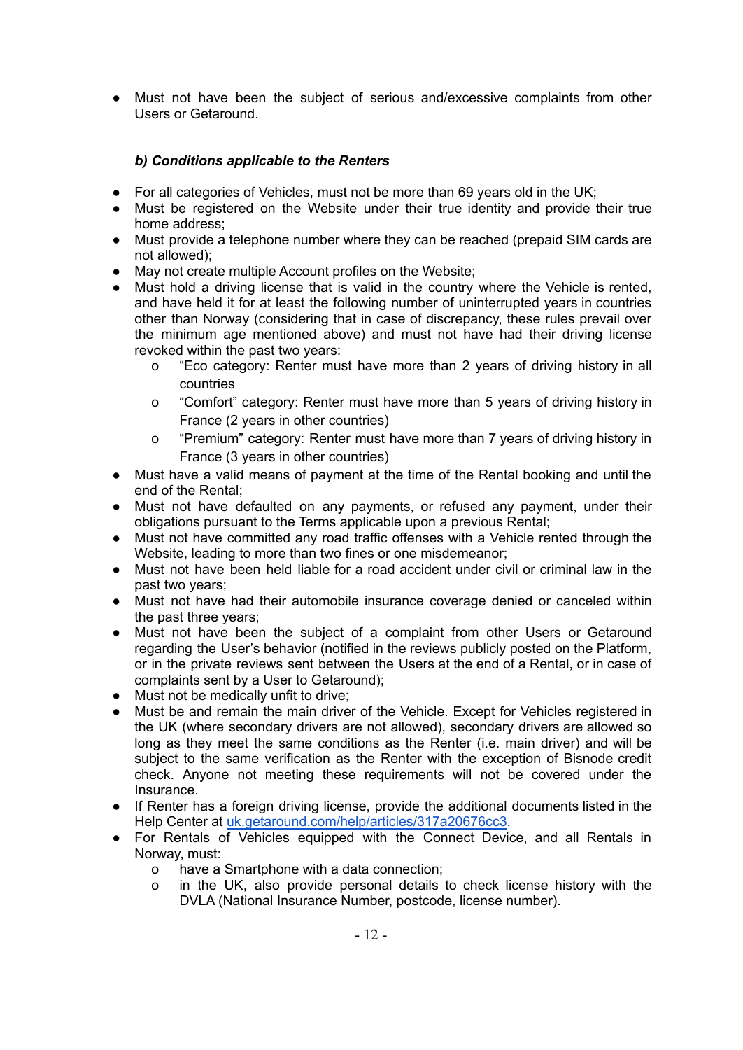- Must not have been the subject of serious and/excessive complaints from other Users or Getaround.

***b) Conditions applicable to the Renters***

- For all categories of Vehicles, must not be more than 69 years old in the UK;
- Must be registered on the Website under their true identity and provide their true home address;
- Must provide a telephone number where they can be reached (prepaid SIM cards are not allowed);
- May not create multiple Account profiles on the Website;
- Must hold a driving license that is valid in the country where the Vehicle is rented, and have held it for at least the following number of uninterrupted years in countries other than Norway (considering that in case of discrepancy, these rules prevail over the minimum age mentioned above) and must not have had their driving license revoked within the past two years:
  - "Eco category: Renter must have more than 2 years of driving history in all countries
  - "Comfort" category: Renter must have more than 5 years of driving history in France (2 years in other countries)
  - "Premium" category: Renter must have more than 7 years of driving history in France (3 years in other countries)
- Must have a valid means of payment at the time of the Rental booking and until the end of the Rental;
- Must not have defaulted on any payments, or refused any payment, under their obligations pursuant to the Terms applicable upon a previous Rental;
- Must not have committed any road traffic offenses with a Vehicle rented through the Website, leading to more than two fines or one misdemeanor;
- Must not have been held liable for a road accident under civil or criminal law in the past two years;
- Must not have had their automobile insurance coverage denied or canceled within the past three years;
- Must not have been the subject of a complaint from other Users or Getaround regarding the User's behavior (notified in the reviews publicly posted on the Platform, or in the private reviews sent between the Users at the end of a Rental, or in case of complaints sent by a User to Getaround);
- Must not be medically unfit to drive;
- Must be and remain the main driver of the Vehicle. Except for Vehicles registered in the UK (where secondary drivers are not allowed), secondary drivers are allowed so long as they meet the same conditions as the Renter (i.e. main driver) and will be subject to the same verification as the Renter with the exception of Bisnode credit check. Anyone not meeting these requirements will not be covered under the Insurance.
- If Renter has a foreign driving license, provide the additional documents listed in the Help Center at [uk.getaround.com/help/articles/317a20676cc3](uk.getaround.com/help/articles/317a20676cc3).
- For Rentals of Vehicles equipped with the Connect Device, and all Rentals in Norway, must:
  - have a Smartphone with a data connection;
  - in the UK, also provide personal details to check license history with the DVLA (National Insurance Number, postcode, license number).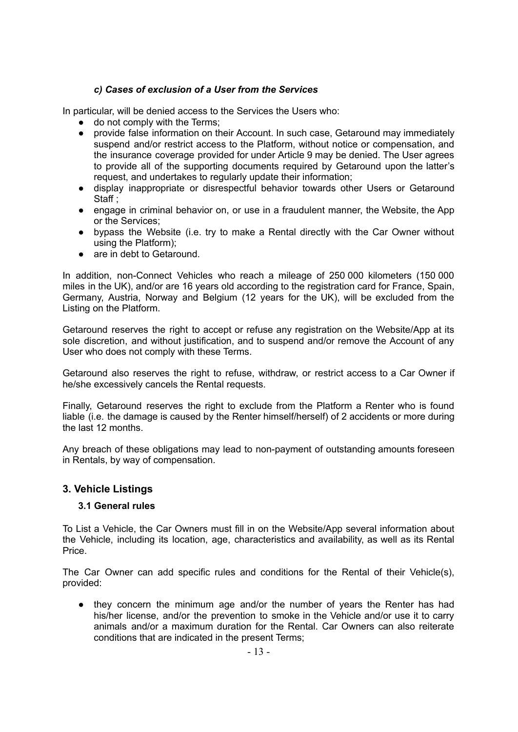#### *c) Cases of exclusion of a User from the Services*

In particular, will be denied access to the Services the Users who:

- do not comply with the Terms;
- provide false information on their Account. In such case, Getaround may immediately suspend and/or restrict access to the Platform, without notice or compensation, and the insurance coverage provided for under Article 9 may be denied. The User agrees to provide all of the supporting documents required by Getaround upon the latter's request, and undertakes to regularly update their information;
- display inappropriate or disrespectful behavior towards other Users or Getaround Staff ;
- engage in criminal behavior on, or use in a fraudulent manner, the Website, the App or the Services;
- bypass the Website (i.e. try to make a Rental directly with the Car Owner without using the Platform);
- are in debt to Getaround.

In addition, non-Connect Vehicles who reach a mileage of 250 000 kilometers (150 000 miles in the UK), and/or are 16 years old according to the registration card for France, Spain, Germany, Austria, Norway and Belgium (12 years for the UK), will be excluded from the Listing on the Platform.

Getaround reserves the right to accept or refuse any registration on the Website/App at its sole discretion, and without justification, and to suspend and/or remove the Account of any User who does not comply with these Terms.

Getaround also reserves the right to refuse, withdraw, or restrict access to a Car Owner if he/she excessively cancels the Rental requests.

Finally, Getaround reserves the right to exclude from the Platform a Renter who is found liable (i.e. the damage is caused by the Renter himself/herself) of 2 accidents or more during the last 12 months.

Any breach of these obligations may lead to non-payment of outstanding amounts foreseen in Rentals, by way of compensation.

## 3. Vehicle Listings

### 3.1 General rules

To List a Vehicle, the Car Owners must fill in on the Website/App several information about the Vehicle, including its location, age, characteristics and availability, as well as its Rental Price.

The Car Owner can add specific rules and conditions for the Rental of their Vehicle(s), provided:

- they concern the minimum age and/or the number of years the Renter has had his/her license, and/or the prevention to smoke in the Vehicle and/or use it to carry animals and/or a maximum duration for the Rental. Car Owners can also reiterate conditions that are indicated in the present Terms;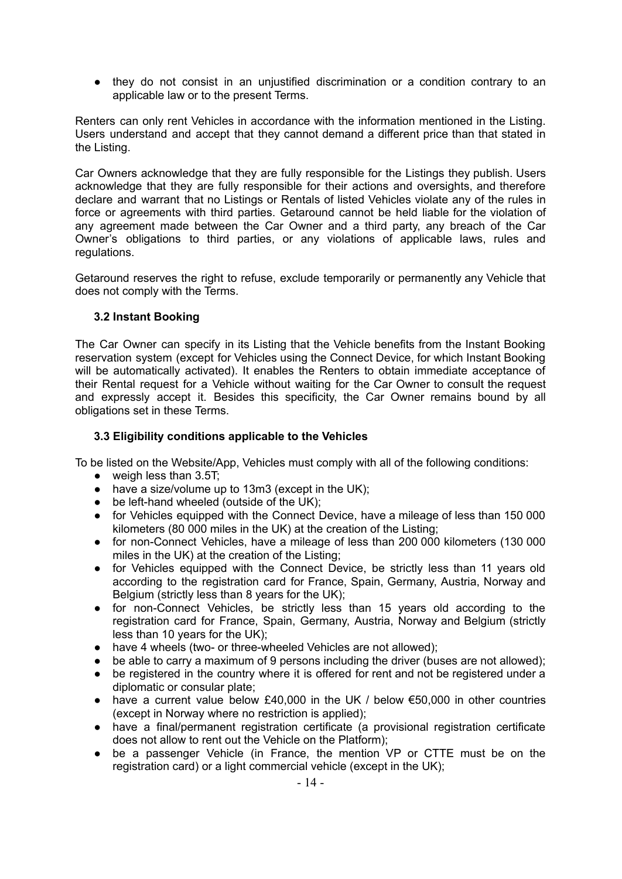- they do not consist in an unjustified discrimination or a condition contrary to an applicable law or to the present Terms.

Renters can only rent Vehicles in accordance with the information mentioned in the Listing. Users understand and accept that they cannot demand a different price than that stated in the Listing.

Car Owners acknowledge that they are fully responsible for the Listings they publish. Users acknowledge that they are fully responsible for their actions and oversights, and therefore declare and warrant that no Listings or Rentals of listed Vehicles violate any of the rules in force or agreements with third parties. Getaround cannot be held liable for the violation of any agreement made between the Car Owner and a third party, any breach of the Car Owner's obligations to third parties, or any violations of applicable laws, rules and regulations.

Getaround reserves the right to refuse, exclude temporarily or permanently any Vehicle that does not comply with the Terms.

### 3.2 Instant Booking

The Car Owner can specify in its Listing that the Vehicle benefits from the Instant Booking reservation system (except for Vehicles using the Connect Device, for which Instant Booking will be automatically activated). It enables the Renters to obtain immediate acceptance of their Rental request for a Vehicle without waiting for the Car Owner to consult the request and expressly accept it. Besides this specificity, the Car Owner remains bound by all obligations set in these Terms.

### 3.3 Eligibility conditions applicable to the Vehicles

To be listed on the Website/App, Vehicles must comply with all of the following conditions:

- weigh less than 3.5T;
- have a size/volume up to 13m3 (except in the UK);
- be left-hand wheeled (outside of the UK);
- for Vehicles equipped with the Connect Device, have a mileage of less than 150 000 kilometers (80 000 miles in the UK) at the creation of the Listing;
- for non-Connect Vehicles, have a mileage of less than 200 000 kilometers (130 000 miles in the UK) at the creation of the Listing;
- for Vehicles equipped with the Connect Device, be strictly less than 11 years old according to the registration card for France, Spain, Germany, Austria, Norway and Belgium (strictly less than 8 years for the UK);
- for non-Connect Vehicles, be strictly less than 15 years old according to the registration card for France, Spain, Germany, Austria, Norway and Belgium (strictly less than 10 years for the UK);
- have 4 wheels (two- or three-wheeled Vehicles are not allowed);
- be able to carry a maximum of 9 persons including the driver (buses are not allowed);
- be registered in the country where it is offered for rent and not be registered under a diplomatic or consular plate;
- have a current value below £40,000 in the UK / below €50,000 in other countries (except in Norway where no restriction is applied);
- have a final/permanent registration certificate (a provisional registration certificate does not allow to rent out the Vehicle on the Platform);
- be a passenger Vehicle (in France, the mention VP or CTTE must be on the registration card) or a light commercial vehicle (except in the UK);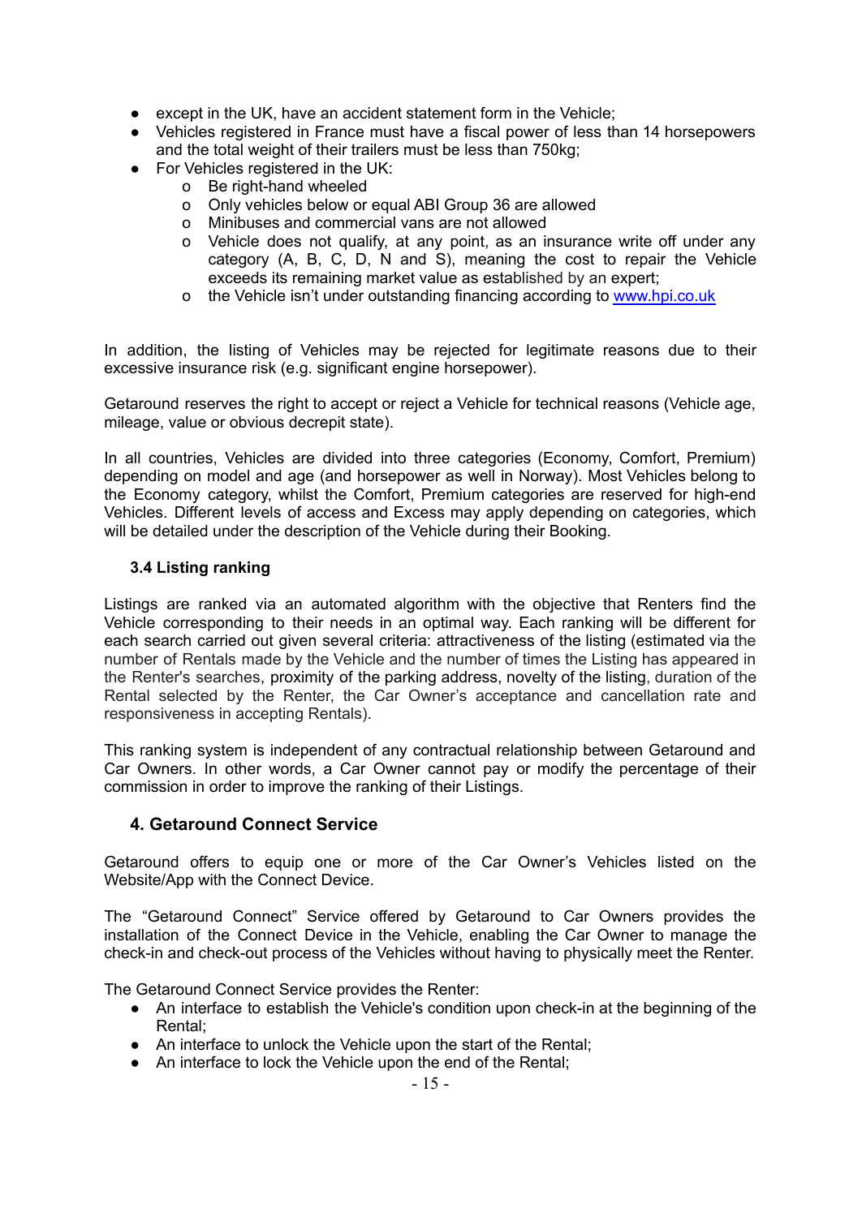- except in the UK, have an accident statement form in the Vehicle;
- Vehicles registered in France must have a fiscal power of less than 14 horsepowers and the total weight of their trailers must be less than 750kg;
- For Vehicles registered in the UK:
  - Be right-hand wheeled
  - Only vehicles below or equal ABI Group 36 are allowed
  - Minibuses and commercial vans are not allowed
  - Vehicle does not qualify, at any point, as an insurance write off under any category (A, B, C, D, N and S), meaning the cost to repair the Vehicle exceeds its remaining market value as established by an expert;
  - the Vehicle isn't under outstanding financing according to www.hpi.co.uk

In addition, the listing of Vehicles may be rejected for legitimate reasons due to their excessive insurance risk (e.g. significant engine horsepower).

Getaround reserves the right to accept or reject a Vehicle for technical reasons (Vehicle age, mileage, value or obvious decrepit state).

In all countries, Vehicles are divided into three categories (Economy, Comfort, Premium) depending on model and age (and horsepower as well in Norway). Most Vehicles belong to the Economy category, whilst the Comfort, Premium categories are reserved for high-end Vehicles. Different levels of access and Excess may apply depending on categories, which will be detailed under the description of the Vehicle during their Booking.

### 3.4 Listing ranking

Listings are ranked via an automated algorithm with the objective that Renters find the Vehicle corresponding to their needs in an optimal way. Each ranking will be different for each search carried out given several criteria: attractiveness of the listing (estimated via the number of Rentals made by the Vehicle and the number of times the Listing has appeared in the Renter's searches, proximity of the parking address, novelty of the listing, duration of the Rental selected by the Renter, the Car Owner's acceptance and cancellation rate and responsiveness in accepting Rentals).

This ranking system is independent of any contractual relationship between Getaround and Car Owners. In other words, a Car Owner cannot pay or modify the percentage of their commission in order to improve the ranking of their Listings.

## 4. Getaround Connect Service

Getaround offers to equip one or more of the Car Owner's Vehicles listed on the Website/App with the Connect Device.

The "Getaround Connect" Service offered by Getaround to Car Owners provides the installation of the Connect Device in the Vehicle, enabling the Car Owner to manage the check-in and check-out process of the Vehicles without having to physically meet the Renter.

The Getaround Connect Service provides the Renter:

- An interface to establish the Vehicle's condition upon check-in at the beginning of the Rental;
- An interface to unlock the Vehicle upon the start of the Rental;
- An interface to lock the Vehicle upon the end of the Rental;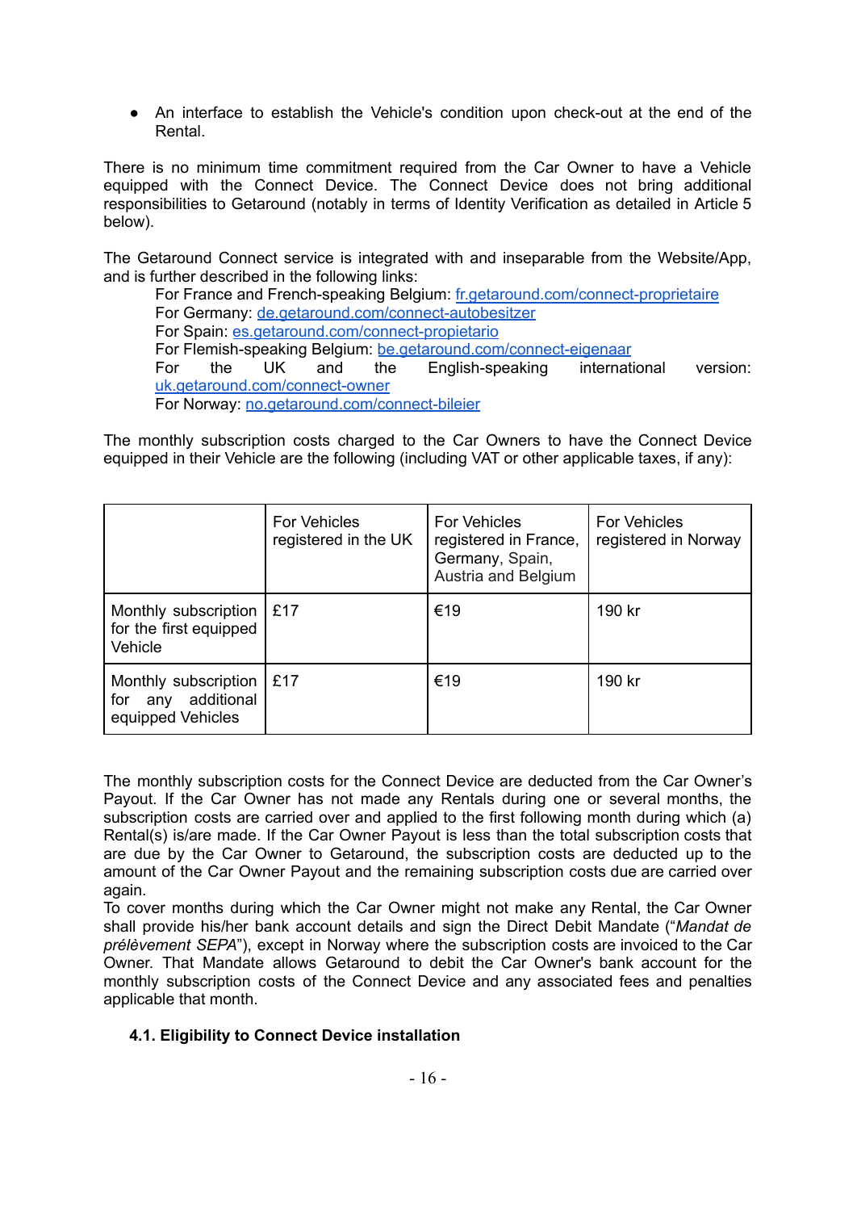- An interface to establish the Vehicle's condition upon check-out at the end of the Rental.

There is no minimum time commitment required from the Car Owner to have a Vehicle equipped with the Connect Device. The Connect Device does not bring additional responsibilities to Getaround (notably in terms of Identity Verification as detailed in Article 5 below).

The Getaround Connect service is integrated with and inseparable from the Website/App, and is further described in the following links:

For France and French-speaking Belgium: fr.getaround.com/connect-proprietaire
For Germany: de.getaround.com/connect-autobesitzer
For Spain: es.getaround.com/connect-propietario
For Flemish-speaking Belgium: be.getaround.com/connect-eigenaar
For the UK and the English-speaking international version: uk.getaround.com/connect-owner
For Norway: no.getaround.com/connect-bileier

The monthly subscription costs charged to the Car Owners to have the Connect Device equipped in their Vehicle are the following (including VAT or other applicable taxes, if any):

| | For Vehicles registered in the UK | For Vehicles registered in France, Germany, Spain, Austria and Belgium | For Vehicles registered in Norway |
|---|---|---|---|
| Monthly subscription for the first equipped Vehicle | £17 | €19 | 190 kr |
| Monthly subscription for any additional equipped Vehicles | £17 | €19 | 190 kr |

The monthly subscription costs for the Connect Device are deducted from the Car Owner's Payout. If the Car Owner has not made any Rentals during one or several months, the subscription costs are carried over and applied to the first following month during which (a) Rental(s) is/are made. If the Car Owner Payout is less than the total subscription costs that are due by the Car Owner to Getaround, the subscription costs are deducted up to the amount of the Car Owner Payout and the remaining subscription costs due are carried over again.

To cover months during which the Car Owner might not make any Rental, the Car Owner shall provide his/her bank account details and sign the Direct Debit Mandate ("*Mandat de prélèvement SEPA*"), except in Norway where the subscription costs are invoiced to the Car Owner. That Mandate allows Getaround to debit the Car Owner's bank account for the monthly subscription costs of the Connect Device and any associated fees and penalties applicable that month.

### 4.1. Eligibility to Connect Device installation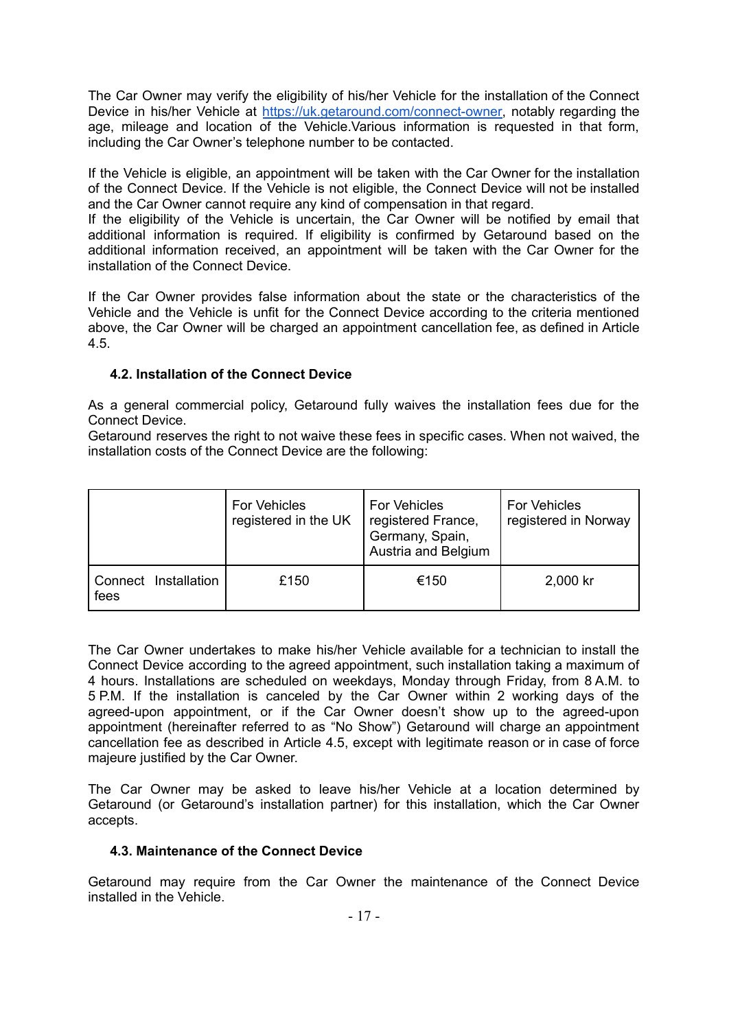The Car Owner may verify the eligibility of his/her Vehicle for the installation of the Connect Device in his/her Vehicle at [https://uk.getaround.com/connect-owner](https://uk.getaround.com/connect-owner), notably regarding the age, mileage and location of the Vehicle.Various information is requested in that form, including the Car Owner's telephone number to be contacted.

If the Vehicle is eligible, an appointment will be taken with the Car Owner for the installation of the Connect Device. If the Vehicle is not eligible, the Connect Device will not be installed and the Car Owner cannot require any kind of compensation in that regard.
If the eligibility of the Vehicle is uncertain, the Car Owner will be notified by email that additional information is required. If eligibility is confirmed by Getaround based on the additional information received, an appointment will be taken with the Car Owner for the installation of the Connect Device.

If the Car Owner provides false information about the state or the characteristics of the Vehicle and the Vehicle is unfit for the Connect Device according to the criteria mentioned above, the Car Owner will be charged an appointment cancellation fee, as defined in Article 4.5.

### 4.2. Installation of the Connect Device

As a general commercial policy, Getaround fully waives the installation fees due for the Connect Device.
Getaround reserves the right to not waive these fees in specific cases. When not waived, the installation costs of the Connect Device are the following:

| | For Vehicles registered in the UK | For Vehicles registered France, Germany, Spain, Austria and Belgium | For Vehicles registered in Norway |
|---|---|---|---|
| Connect Installation fees | £150 | €150 | 2,000 kr |

The Car Owner undertakes to make his/her Vehicle available for a technician to install the Connect Device according to the agreed appointment, such installation taking a maximum of 4 hours. Installations are scheduled on weekdays, Monday through Friday, from 8 A.M. to 5 P.M. If the installation is canceled by the Car Owner within 2 working days of the agreed-upon appointment, or if the Car Owner doesn't show up to the agreed-upon appointment (hereinafter referred to as "No Show") Getaround will charge an appointment cancellation fee as described in Article 4.5, except with legitimate reason or in case of force majeure justified by the Car Owner.

The Car Owner may be asked to leave his/her Vehicle at a location determined by Getaround (or Getaround's installation partner) for this installation, which the Car Owner accepts.

### 4.3. Maintenance of the Connect Device

Getaround may require from the Car Owner the maintenance of the Connect Device installed in the Vehicle.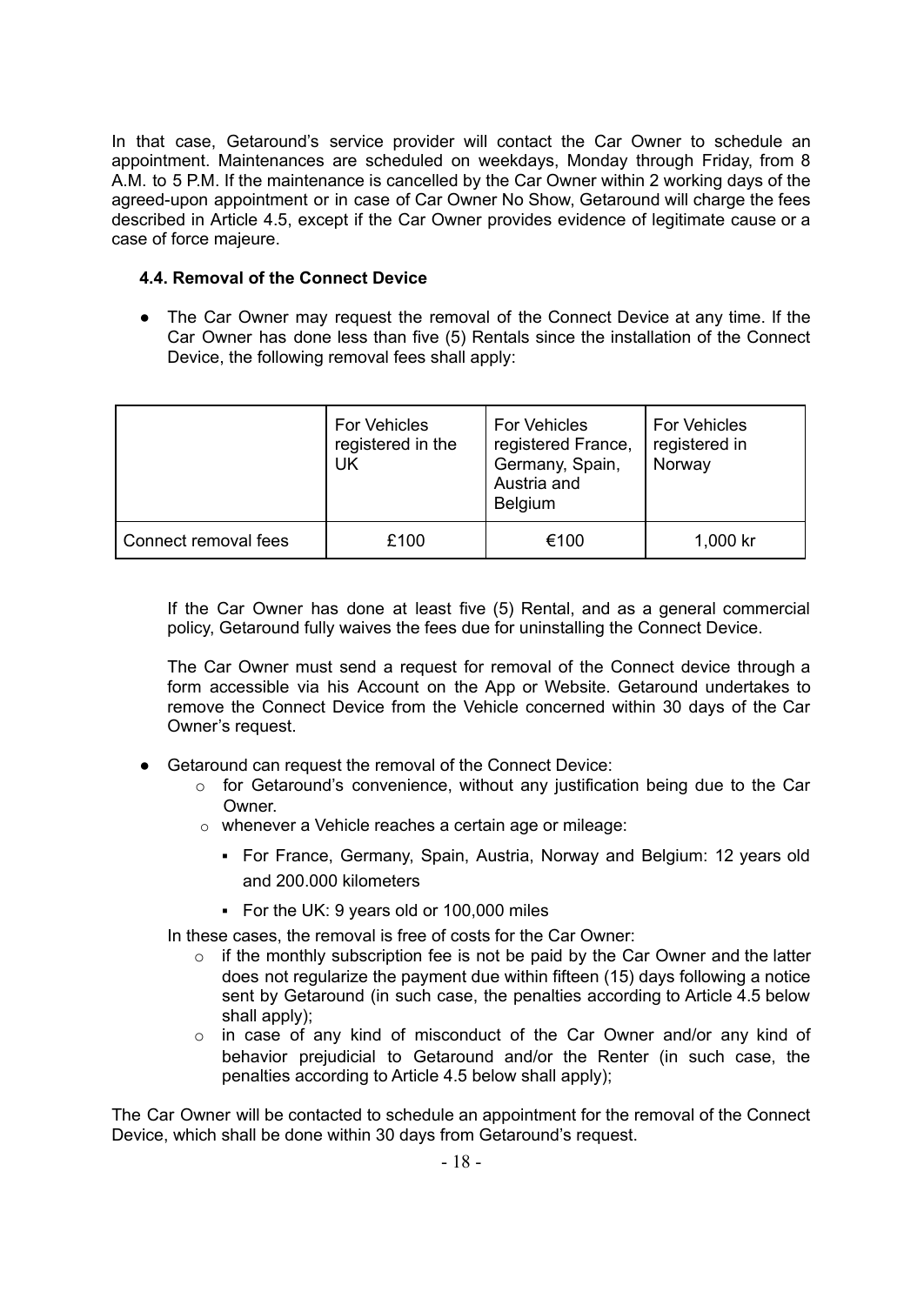In that case, Getaround's service provider will contact the Car Owner to schedule an appointment. Maintenances are scheduled on weekdays, Monday through Friday, from 8 A.M. to 5 P.M. If the maintenance is cancelled by the Car Owner within 2 working days of the agreed-upon appointment or in case of Car Owner No Show, Getaround will charge the fees described in Article 4.5, except if the Car Owner provides evidence of legitimate cause or a case of force majeure.

### 4.4. Removal of the Connect Device

- The Car Owner may request the removal of the Connect Device at any time. If the Car Owner has done less than five (5) Rentals since the installation of the Connect Device, the following removal fees shall apply:

| | For Vehicles registered in the UK | For Vehicles registered France, Germany, Spain, Austria and Belgium | For Vehicles registered in Norway |
|---|---|---|---|
| Connect removal fees | £100 | €100 | 1,000 kr |

  If the Car Owner has done at least five (5) Rental, and as a general commercial policy, Getaround fully waives the fees due for uninstalling the Connect Device.

  The Car Owner must send a request for removal of the Connect device through a form accessible via his Account on the App or Website. Getaround undertakes to remove the Connect Device from the Vehicle concerned within 30 days of the Car Owner's request.

- Getaround can request the removal of the Connect Device:
  - for Getaround's convenience, without any justification being due to the Car Owner.
  - whenever a Vehicle reaches a certain age or mileage:
    - For France, Germany, Spain, Austria, Norway and Belgium: 12 years old and 200.000 kilometers
    - For the UK: 9 years old or 100,000 miles

  In these cases, the removal is free of costs for the Car Owner:
  - if the monthly subscription fee is not be paid by the Car Owner and the latter does not regularize the payment due within fifteen (15) days following a notice sent by Getaround (in such case, the penalties according to Article 4.5 below shall apply);
  - in case of any kind of misconduct of the Car Owner and/or any kind of behavior prejudicial to Getaround and/or the Renter (in such case, the penalties according to Article 4.5 below shall apply);

The Car Owner will be contacted to schedule an appointment for the removal of the Connect Device, which shall be done within 30 days from Getaround's request.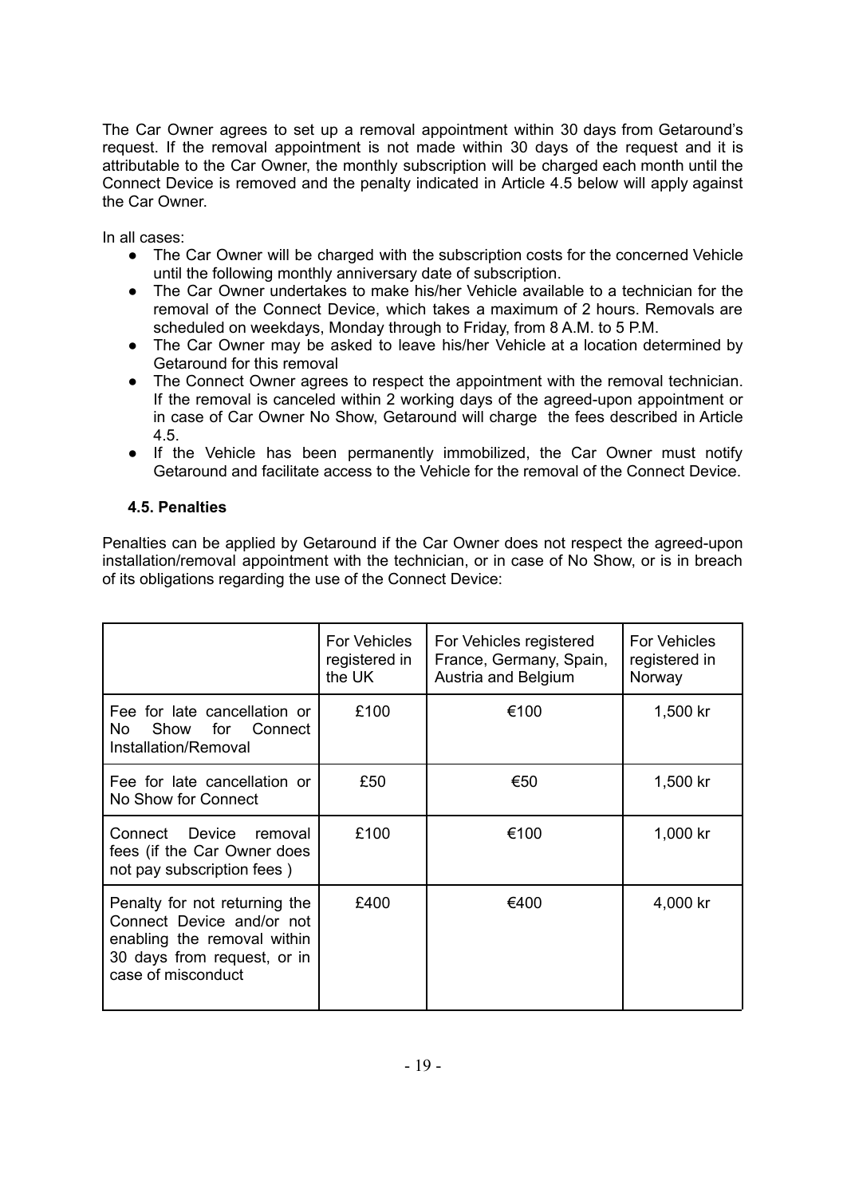The Car Owner agrees to set up a removal appointment within 30 days from Getaround's request. If the removal appointment is not made within 30 days of the request and it is attributable to the Car Owner, the monthly subscription will be charged each month until the Connect Device is removed and the penalty indicated in Article 4.5 below will apply against the Car Owner.

In all cases:

- The Car Owner will be charged with the subscription costs for the concerned Vehicle until the following monthly anniversary date of subscription.
- The Car Owner undertakes to make his/her Vehicle available to a technician for the removal of the Connect Device, which takes a maximum of 2 hours. Removals are scheduled on weekdays, Monday through to Friday, from 8 A.M. to 5 P.M.
- The Car Owner may be asked to leave his/her Vehicle at a location determined by Getaround for this removal
- The Connect Owner agrees to respect the appointment with the removal technician. If the removal is canceled within 2 working days of the agreed-upon appointment or in case of Car Owner No Show, Getaround will charge the fees described in Article 4.5.
- If the Vehicle has been permanently immobilized, the Car Owner must notify Getaround and facilitate access to the Vehicle for the removal of the Connect Device.

#### 4.5. Penalties

Penalties can be applied by Getaround if the Car Owner does not respect the agreed-upon installation/removal appointment with the technician, or in case of No Show, or is in breach of its obligations regarding the use of the Connect Device:

| | For Vehicles registered in the UK | For Vehicles registered France, Germany, Spain, Austria and Belgium | For Vehicles registered in Norway |
|---|---|---|---|
| Fee for late cancellation or No Show for Connect Installation/Removal | £100 | €100 | 1,500 kr |
| Fee for late cancellation or No Show for Connect | £50 | €50 | 1,500 kr |
| Connect Device removal fees (if the Car Owner does not pay subscription fees ) | £100 | €100 | 1,000 kr |
| Penalty for not returning the Connect Device and/or not enabling the removal within 30 days from request, or in case of misconduct | £400 | €400 | 4,000 kr |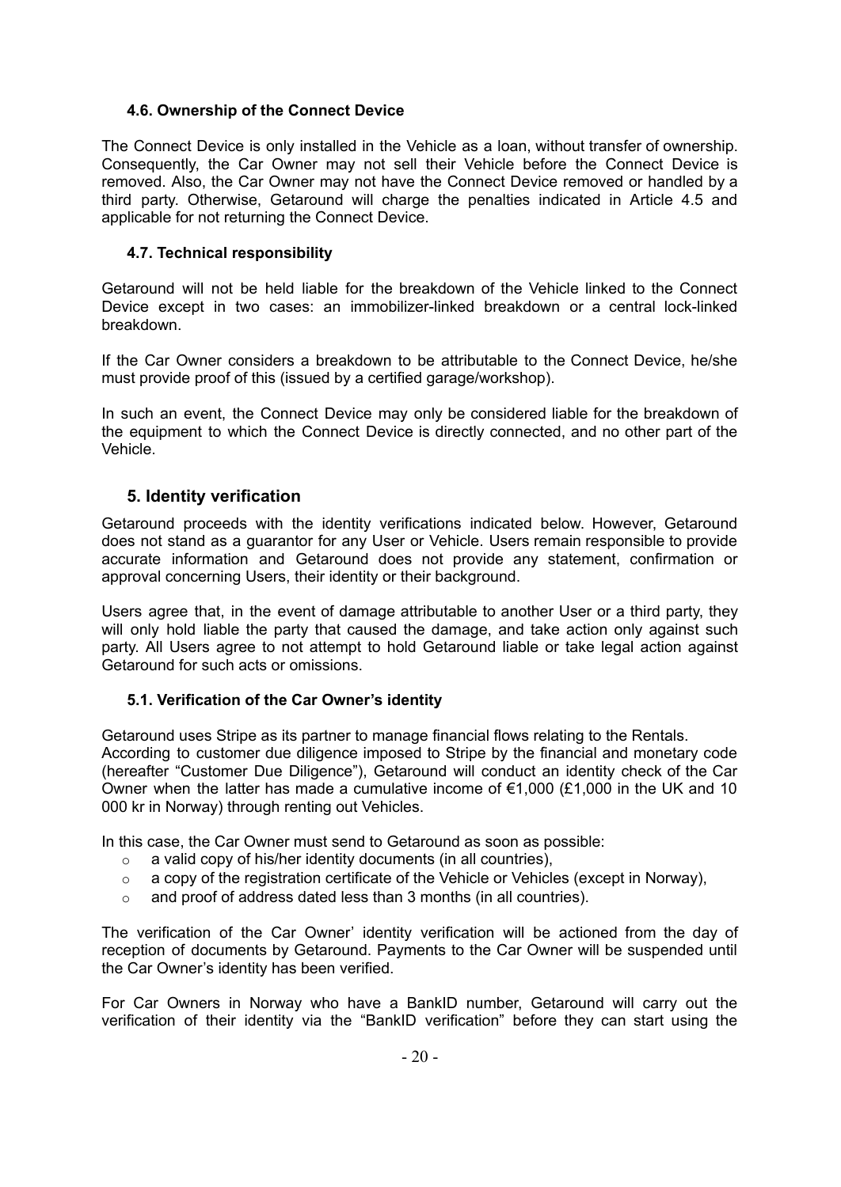### 4.6. Ownership of the Connect Device

The Connect Device is only installed in the Vehicle as a loan, without transfer of ownership. Consequently, the Car Owner may not sell their Vehicle before the Connect Device is removed. Also, the Car Owner may not have the Connect Device removed or handled by a third party. Otherwise, Getaround will charge the penalties indicated in Article 4.5 and applicable for not returning the Connect Device.

### 4.7. Technical responsibility

Getaround will not be held liable for the breakdown of the Vehicle linked to the Connect Device except in two cases: an immobilizer-linked breakdown or a central lock-linked breakdown.

If the Car Owner considers a breakdown to be attributable to the Connect Device, he/she must provide proof of this (issued by a certified garage/workshop).

In such an event, the Connect Device may only be considered liable for the breakdown of the equipment to which the Connect Device is directly connected, and no other part of the Vehicle.

## 5. Identity verification

Getaround proceeds with the identity verifications indicated below. However, Getaround does not stand as a guarantor for any User or Vehicle. Users remain responsible to provide accurate information and Getaround does not provide any statement, confirmation or approval concerning Users, their identity or their background.

Users agree that, in the event of damage attributable to another User or a third party, they will only hold liable the party that caused the damage, and take action only against such party. All Users agree to not attempt to hold Getaround liable or take legal action against Getaround for such acts or omissions.

### 5.1. Verification of the Car Owner's identity

Getaround uses Stripe as its partner to manage financial flows relating to the Rentals. According to customer due diligence imposed to Stripe by the financial and monetary code (hereafter "Customer Due Diligence"), Getaround will conduct an identity check of the Car Owner when the latter has made a cumulative income of €1,000 (£1,000 in the UK and 10 000 kr in Norway) through renting out Vehicles.

In this case, the Car Owner must send to Getaround as soon as possible:

- a valid copy of his/her identity documents (in all countries),
- a copy of the registration certificate of the Vehicle or Vehicles (except in Norway),
- and proof of address dated less than 3 months (in all countries).

The verification of the Car Owner' identity verification will be actioned from the day of reception of documents by Getaround. Payments to the Car Owner will be suspended until the Car Owner's identity has been verified.

For Car Owners in Norway who have a BankID number, Getaround will carry out the verification of their identity via the "BankID verification" before they can start using the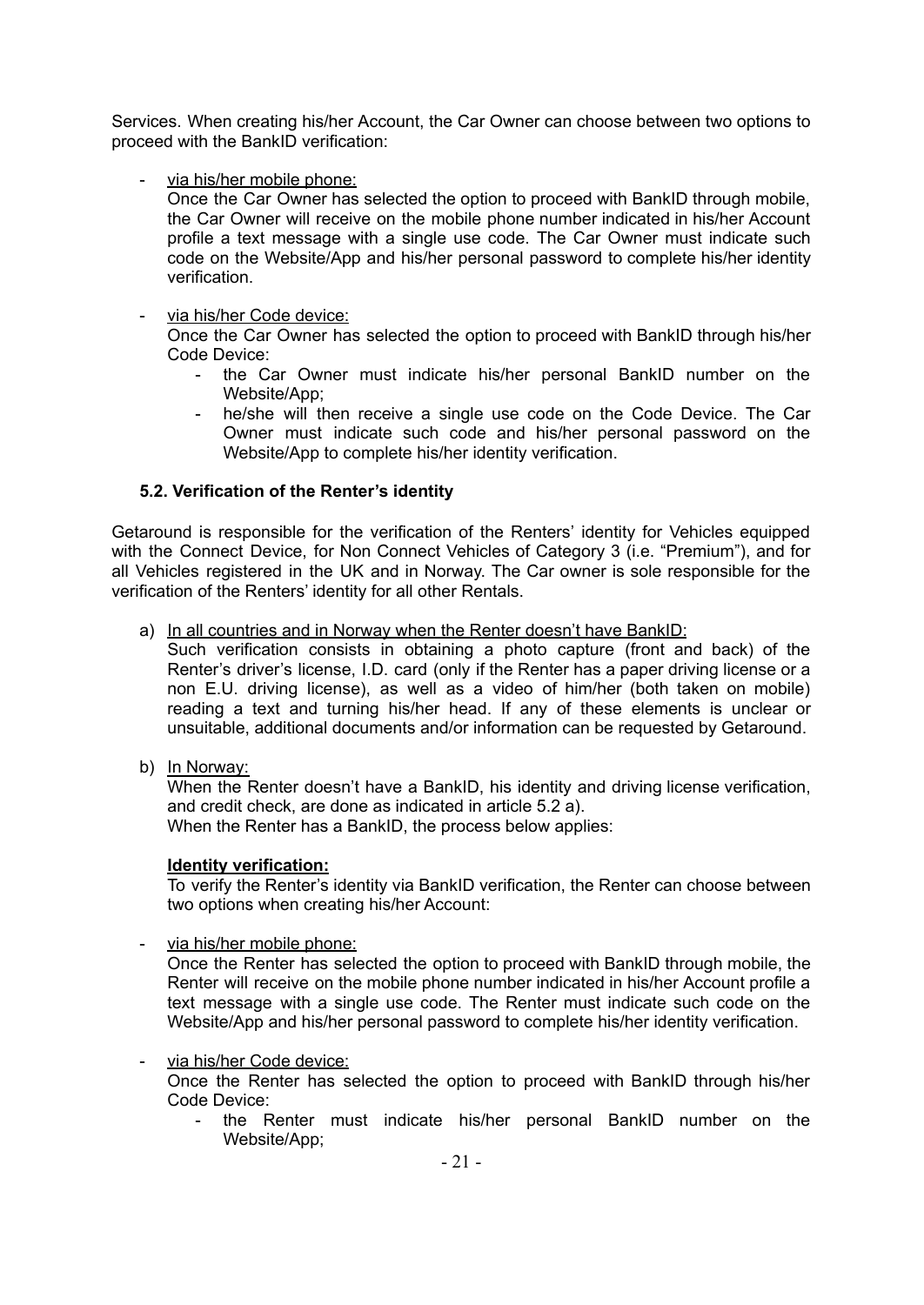Services. When creating his/her Account, the Car Owner can choose between two options to proceed with the BankID verification:

- via his/her mobile phone:
  Once the Car Owner has selected the option to proceed with BankID through mobile, the Car Owner will receive on the mobile phone number indicated in his/her Account profile a text message with a single use code. The Car Owner must indicate such code on the Website/App and his/her personal password to complete his/her identity verification.

- via his/her Code device:
  Once the Car Owner has selected the option to proceed with BankID through his/her Code Device:
  - the Car Owner must indicate his/her personal BankID number on the Website/App;
  - he/she will then receive a single use code on the Code Device. The Car Owner must indicate such code and his/her personal password on the Website/App to complete his/her identity verification.

### 5.2. Verification of the Renter's identity

Getaround is responsible for the verification of the Renters' identity for Vehicles equipped with the Connect Device, for Non Connect Vehicles of Category 3 (i.e. "Premium"), and for all Vehicles registered in the UK and in Norway. The Car owner is sole responsible for the verification of the Renters' identity for all other Rentals.

a) In all countries and in Norway when the Renter doesn't have BankID:
   Such verification consists in obtaining a photo capture (front and back) of the Renter's driver's license, I.D. card (only if the Renter has a paper driving license or a non E.U. driving license), as well as a video of him/her (both taken on mobile) reading a text and turning his/her head. If any of these elements is unclear or unsuitable, additional documents and/or information can be requested by Getaround.

b) In Norway:
   When the Renter doesn't have a BankID, his identity and driving license verification, and credit check, are done as indicated in article 5.2 a).
   When the Renter has a BankID, the process below applies:

   **Identity verification:**
   To verify the Renter's identity via BankID verification, the Renter can choose between two options when creating his/her Account:

- via his/her mobile phone:
  Once the Renter has selected the option to proceed with BankID through mobile, the Renter will receive on the mobile phone number indicated in his/her Account profile a text message with a single use code. The Renter must indicate such code on the Website/App and his/her personal password to complete his/her identity verification.

- via his/her Code device:
  Once the Renter has selected the option to proceed with BankID through his/her Code Device:
  - the Renter must indicate his/her personal BankID number on the Website/App;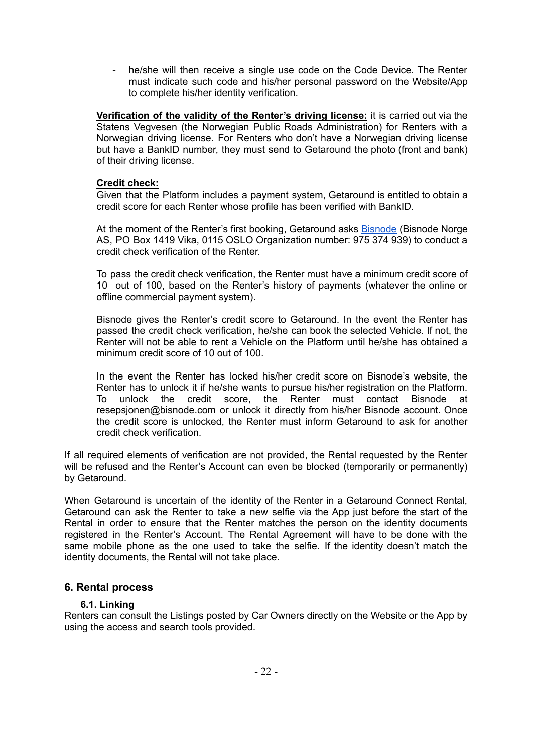- he/she will then receive a single use code on the Code Device. The Renter must indicate such code and his/her personal password on the Website/App to complete his/her identity verification.

**Verification of the validity of the Renter's driving license:** it is carried out via the Statens Vegvesen (the Norwegian Public Roads Administration) for Renters with a Norwegian driving license. For Renters who don't have a Norwegian driving license but have a BankID number, they must send to Getaround the photo (front and bank) of their driving license.

**Credit check:**
Given that the Platform includes a payment system, Getaround is entitled to obtain a credit score for each Renter whose profile has been verified with BankID.

At the moment of the Renter's first booking, Getaround asks Bisnode (Bisnode Norge AS, PO Box 1419 Vika, 0115 OSLO Organization number: 975 374 939) to conduct a credit check verification of the Renter.

To pass the credit check verification, the Renter must have a minimum credit score of 10 out of 100, based on the Renter's history of payments (whatever the online or offline commercial payment system).

Bisnode gives the Renter's credit score to Getaround. In the event the Renter has passed the credit check verification, he/she can book the selected Vehicle. If not, the Renter will not be able to rent a Vehicle on the Platform until he/she has obtained a minimum credit score of 10 out of 100.

In the event the Renter has locked his/her credit score on Bisnode's website, the Renter has to unlock it if he/she wants to pursue his/her registration on the Platform. To unlock the credit score, the Renter must contact Bisnode at resepsjonen@bisnode.com or unlock it directly from his/her Bisnode account. Once the credit score is unlocked, the Renter must inform Getaround to ask for another credit check verification.

If all required elements of verification are not provided, the Rental requested by the Renter will be refused and the Renter's Account can even be blocked (temporarily or permanently) by Getaround.

When Getaround is uncertain of the identity of the Renter in a Getaround Connect Rental, Getaround can ask the Renter to take a new selfie via the App just before the start of the Rental in order to ensure that the Renter matches the person on the identity documents registered in the Renter's Account. The Rental Agreement will have to be done with the same mobile phone as the one used to take the selfie. If the identity doesn't match the identity documents, the Rental will not take place.

## 6. Rental process

### 6.1. Linking

Renters can consult the Listings posted by Car Owners directly on the Website or the App by using the access and search tools provided.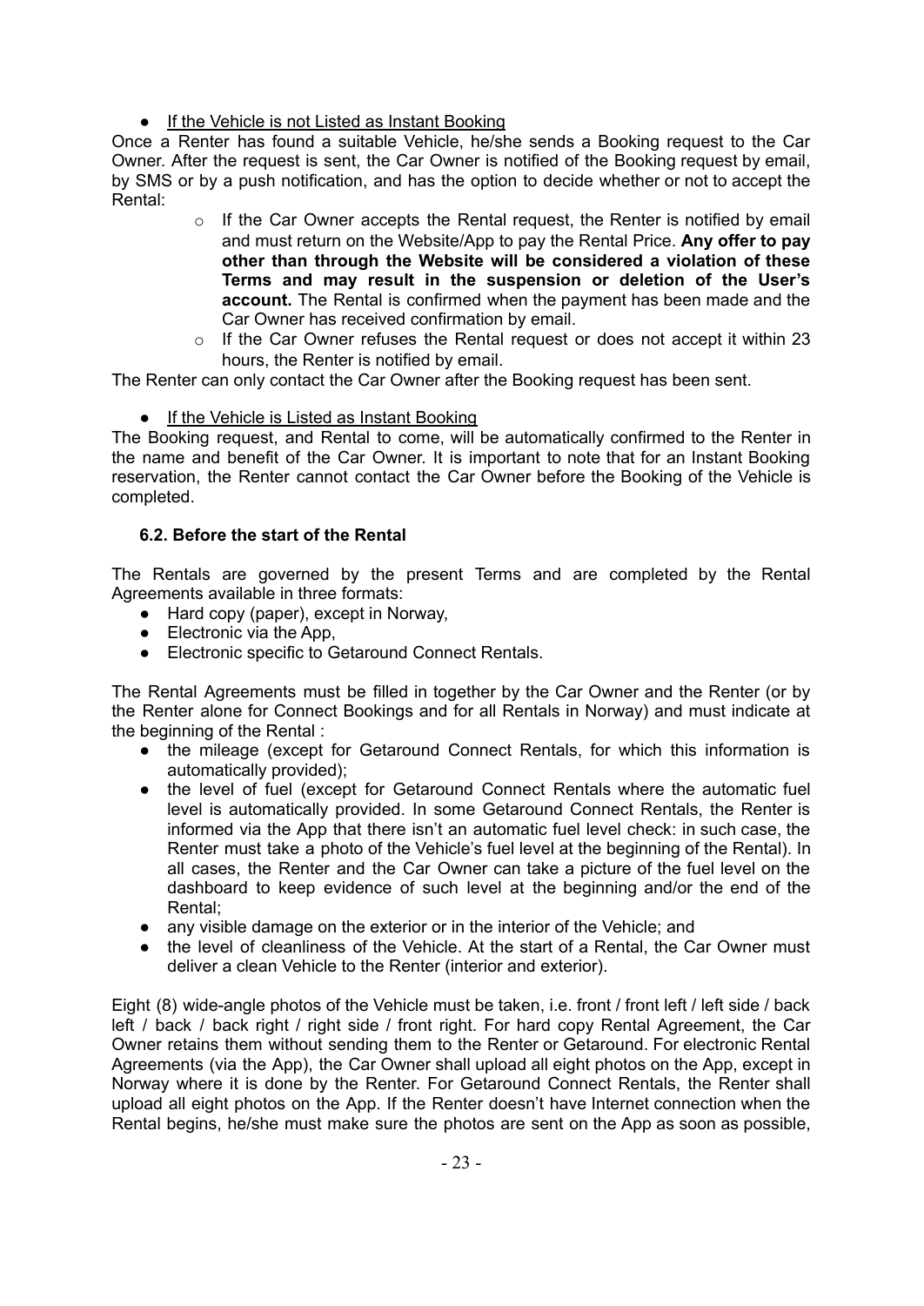- <u>If the Vehicle is not Listed as Instant Booking</u>

Once a Renter has found a suitable Vehicle, he/she sends a Booking request to the Car Owner. After the request is sent, the Car Owner is notified of the Booking request by email, by SMS or by a push notification, and has the option to decide whether or not to accept the Rental:

  - If the Car Owner accepts the Rental request, the Renter is notified by email and must return on the Website/App to pay the Rental Price. **Any offer to pay other than through the Website will be considered a violation of these Terms and may result in the suspension or deletion of the User's account.** The Rental is confirmed when the payment has been made and the Car Owner has received confirmation by email.
  - If the Car Owner refuses the Rental request or does not accept it within 23 hours, the Renter is notified by email.

The Renter can only contact the Car Owner after the Booking request has been sent.

- <u>If the Vehicle is Listed as Instant Booking</u>

The Booking request, and Rental to come, will be automatically confirmed to the Renter in the name and benefit of the Car Owner. It is important to note that for an Instant Booking reservation, the Renter cannot contact the Car Owner before the Booking of the Vehicle is completed.

### 6.2. Before the start of the Rental

The Rentals are governed by the present Terms and are completed by the Rental Agreements available in three formats:

- Hard copy (paper), except in Norway,
- Electronic via the App,
- Electronic specific to Getaround Connect Rentals.

The Rental Agreements must be filled in together by the Car Owner and the Renter (or by the Renter alone for Connect Bookings and for all Rentals in Norway) and must indicate at the beginning of the Rental :

- the mileage (except for Getaround Connect Rentals, for which this information is automatically provided);
- the level of fuel (except for Getaround Connect Rentals where the automatic fuel level is automatically provided. In some Getaround Connect Rentals, the Renter is informed via the App that there isn't an automatic fuel level check: in such case, the Renter must take a photo of the Vehicle's fuel level at the beginning of the Rental). In all cases, the Renter and the Car Owner can take a picture of the fuel level on the dashboard to keep evidence of such level at the beginning and/or the end of the Rental;
- any visible damage on the exterior or in the interior of the Vehicle; and
- the level of cleanliness of the Vehicle. At the start of a Rental, the Car Owner must deliver a clean Vehicle to the Renter (interior and exterior).

Eight (8) wide-angle photos of the Vehicle must be taken, i.e. front / front left / left side / back left / back / back right / right side / front right. For hard copy Rental Agreement, the Car Owner retains them without sending them to the Renter or Getaround. For electronic Rental Agreements (via the App), the Car Owner shall upload all eight photos on the App, except in Norway where it is done by the Renter. For Getaround Connect Rentals, the Renter shall upload all eight photos on the App. If the Renter doesn't have Internet connection when the Rental begins, he/she must make sure the photos are sent on the App as soon as possible,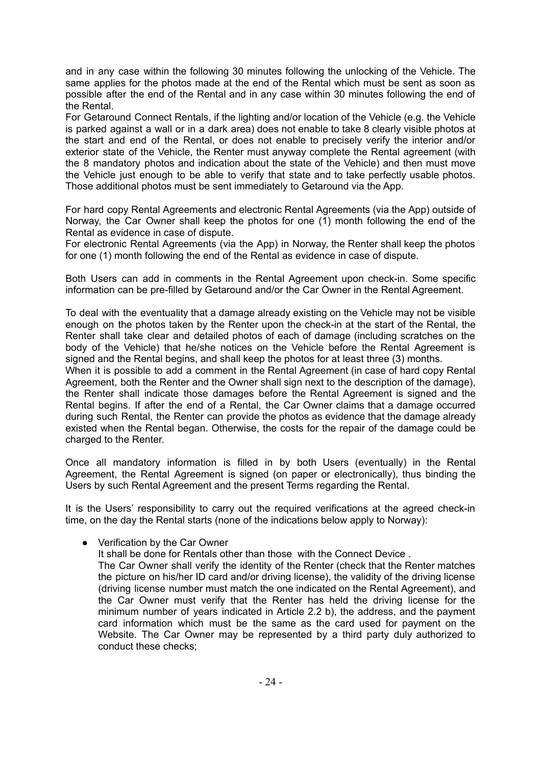and in any case within the following 30 minutes following the unlocking of the Vehicle. The same applies for the photos made at the end of the Rental which must be sent as soon as possible after the end of the Rental and in any case within 30 minutes following the end of the Rental.

For Getaround Connect Rentals, if the lighting and/or location of the Vehicle (e.g. the Vehicle is parked against a wall or in a dark area) does not enable to take 8 clearly visible photos at the start and end of the Rental, or does not enable to precisely verify the interior and/or exterior state of the Vehicle, the Renter must anyway complete the Rental agreement (with the 8 mandatory photos and indication about the state of the Vehicle) and then must move the Vehicle just enough to be able to verify that state and to take perfectly usable photos. Those additional photos must be sent immediately to Getaround via the App.

For hard copy Rental Agreements and electronic Rental Agreements (via the App) outside of Norway, the Car Owner shall keep the photos for one (1) month following the end of the Rental as evidence in case of dispute.

For electronic Rental Agreements (via the App) in Norway, the Renter shall keep the photos for one (1) month following the end of the Rental as evidence in case of dispute.

Both Users can add in comments in the Rental Agreement upon check-in. Some specific information can be pre-filled by Getaround and/or the Car Owner in the Rental Agreement.

To deal with the eventuality that a damage already existing on the Vehicle may not be visible enough on the photos taken by the Renter upon the check-in at the start of the Rental, the Renter shall take clear and detailed photos of each of damage (including scratches on the body of the Vehicle) that he/she notices on the Vehicle before the Rental Agreement is signed and the Rental begins, and shall keep the photos for at least three (3) months.

When it is possible to add a comment in the Rental Agreement (in case of hard copy Rental Agreement, both the Renter and the Owner shall sign next to the description of the damage), the Renter shall indicate those damages before the Rental Agreement is signed and the Rental begins. If after the end of a Rental, the Car Owner claims that a damage occurred during such Rental, the Renter can provide the photos as evidence that the damage already existed when the Rental began. Otherwise, the costs for the repair of the damage could be charged to the Renter.

Once all mandatory information is filled in by both Users (eventually) in the Rental Agreement, the Rental Agreement is signed (on paper or electronically), thus binding the Users by such Rental Agreement and the present Terms regarding the Rental.

It is the Users' responsibility to carry out the required verifications at the agreed check-in time, on the day the Rental starts (none of the indications below apply to Norway):

- Verification by the Car Owner

  It shall be done for Rentals other than those with the Connect Device .

  The Car Owner shall verify the identity of the Renter (check that the Renter matches the picture on his/her ID card and/or driving license), the validity of the driving license (driving license number must match the one indicated on the Rental Agreement), and the Car Owner must verify that the Renter has held the driving license for the minimum number of years indicated in Article 2.2 b), the address, and the payment card information which must be the same as the card used for payment on the Website. The Car Owner may be represented by a third party duly authorized to conduct these checks;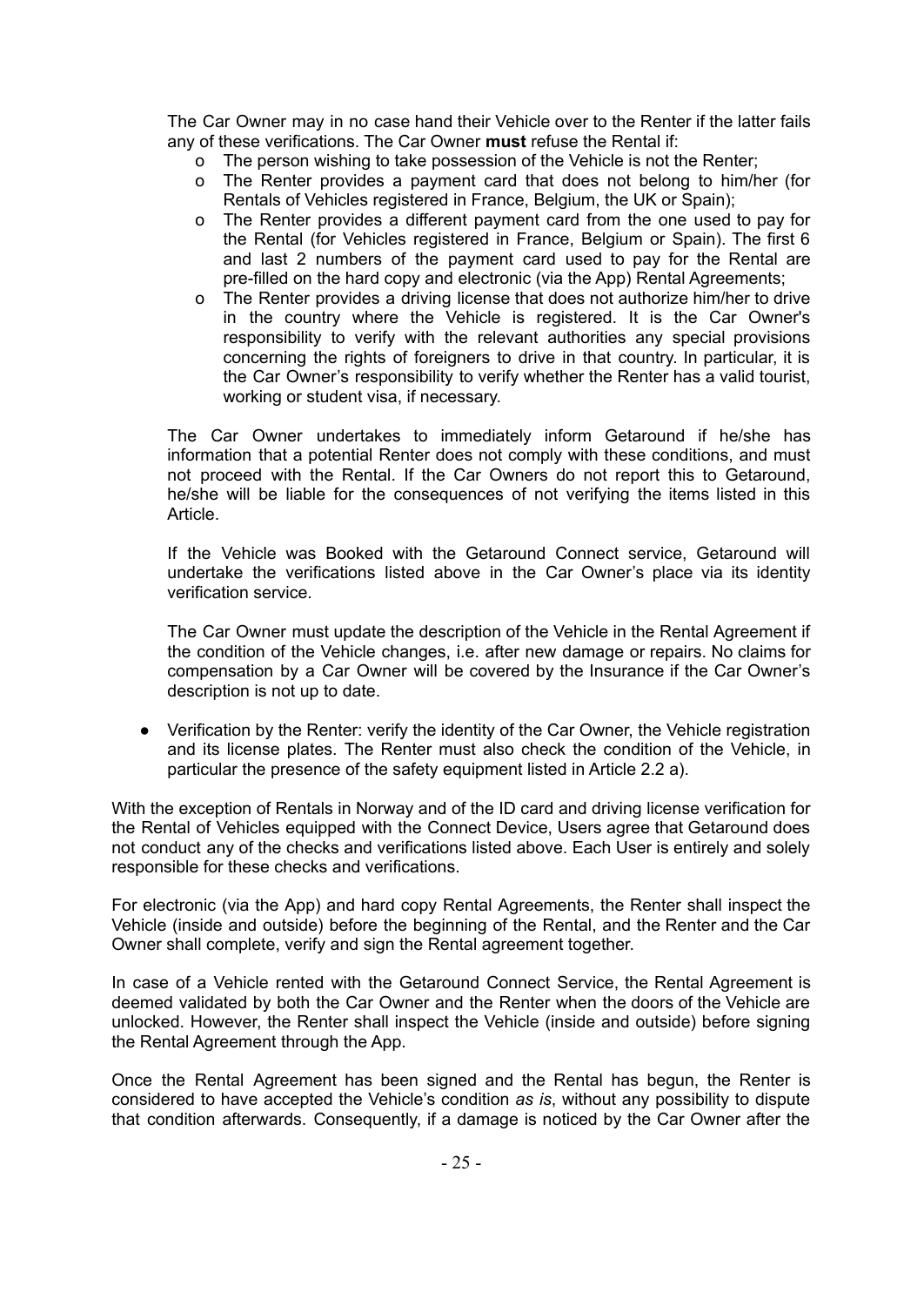The Car Owner may in no case hand their Vehicle over to the Renter if the latter fails any of these verifications. The Car Owner **must** refuse the Rental if:

- The person wishing to take possession of the Vehicle is not the Renter;
- The Renter provides a payment card that does not belong to him/her (for Rentals of Vehicles registered in France, Belgium, the UK or Spain);
- The Renter provides a different payment card from the one used to pay for the Rental (for Vehicles registered in France, Belgium or Spain). The first 6 and last 2 numbers of the payment card used to pay for the Rental are pre-filled on the hard copy and electronic (via the App) Rental Agreements;
- The Renter provides a driving license that does not authorize him/her to drive in the country where the Vehicle is registered. It is the Car Owner's responsibility to verify with the relevant authorities any special provisions concerning the rights of foreigners to drive in that country. In particular, it is the Car Owner's responsibility to verify whether the Renter has a valid tourist, working or student visa, if necessary.

The Car Owner undertakes to immediately inform Getaround if he/she has information that a potential Renter does not comply with these conditions, and must not proceed with the Rental. If the Car Owners do not report this to Getaround, he/she will be liable for the consequences of not verifying the items listed in this Article.

If the Vehicle was Booked with the Getaround Connect service, Getaround will undertake the verifications listed above in the Car Owner's place via its identity verification service.

The Car Owner must update the description of the Vehicle in the Rental Agreement if the condition of the Vehicle changes, i.e. after new damage or repairs. No claims for compensation by a Car Owner will be covered by the Insurance if the Car Owner's description is not up to date.

- Verification by the Renter: verify the identity of the Car Owner, the Vehicle registration and its license plates. The Renter must also check the condition of the Vehicle, in particular the presence of the safety equipment listed in Article 2.2 a).

With the exception of Rentals in Norway and of the ID card and driving license verification for the Rental of Vehicles equipped with the Connect Device, Users agree that Getaround does not conduct any of the checks and verifications listed above. Each User is entirely and solely responsible for these checks and verifications.

For electronic (via the App) and hard copy Rental Agreements, the Renter shall inspect the Vehicle (inside and outside) before the beginning of the Rental, and the Renter and the Car Owner shall complete, verify and sign the Rental agreement together.

In case of a Vehicle rented with the Getaround Connect Service, the Rental Agreement is deemed validated by both the Car Owner and the Renter when the doors of the Vehicle are unlocked. However, the Renter shall inspect the Vehicle (inside and outside) before signing the Rental Agreement through the App.

Once the Rental Agreement has been signed and the Rental has begun, the Renter is considered to have accepted the Vehicle's condition *as is*, without any possibility to dispute that condition afterwards. Consequently, if a damage is noticed by the Car Owner after the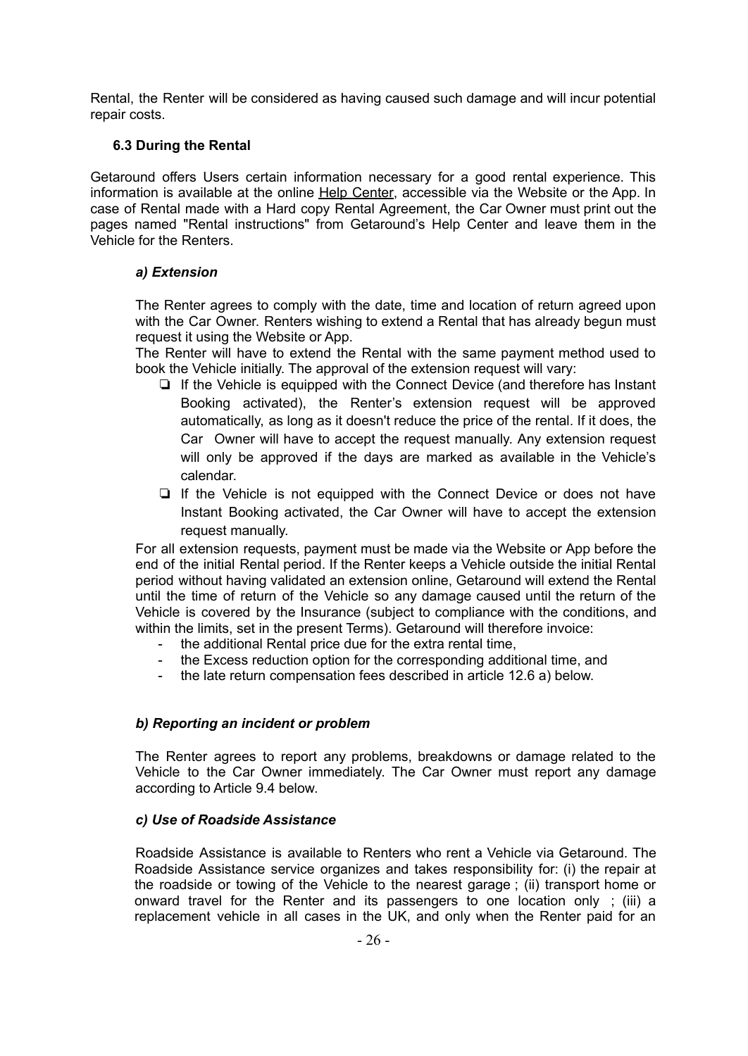Rental, the Renter will be considered as having caused such damage and will incur potential repair costs.

### 6.3 During the Rental

Getaround offers Users certain information necessary for a good rental experience. This information is available at the online Help Center, accessible via the Website or the App. In case of Rental made with a Hard copy Rental Agreement, the Car Owner must print out the pages named "Rental instructions" from Getaround's Help Center and leave them in the Vehicle for the Renters.

#### *a) Extension*

The Renter agrees to comply with the date, time and location of return agreed upon with the Car Owner. Renters wishing to extend a Rental that has already begun must request it using the Website or App.

The Renter will have to extend the Rental with the same payment method used to book the Vehicle initially. The approval of the extension request will vary:

- If the Vehicle is equipped with the Connect Device (and therefore has Instant Booking activated), the Renter's extension request will be approved automatically, as long as it doesn't reduce the price of the rental. If it does, the Car Owner will have to accept the request manually. Any extension request will only be approved if the days are marked as available in the Vehicle's calendar.
- If the Vehicle is not equipped with the Connect Device or does not have Instant Booking activated, the Car Owner will have to accept the extension request manually.

For all extension requests, payment must be made via the Website or App before the end of the initial Rental period. If the Renter keeps a Vehicle outside the initial Rental period without having validated an extension online, Getaround will extend the Rental until the time of return of the Vehicle so any damage caused until the return of the Vehicle is covered by the Insurance (subject to compliance with the conditions, and within the limits, set in the present Terms). Getaround will therefore invoice:

- the additional Rental price due for the extra rental time,
- the Excess reduction option for the corresponding additional time, and
- the late return compensation fees described in article 12.6 a) below.

#### *b) Reporting an incident or problem*

The Renter agrees to report any problems, breakdowns or damage related to the Vehicle to the Car Owner immediately. The Car Owner must report any damage according to Article 9.4 below.

#### *c) Use of Roadside Assistance*

Roadside Assistance is available to Renters who rent a Vehicle via Getaround. The Roadside Assistance service organizes and takes responsibility for: (i) the repair at the roadside or towing of the Vehicle to the nearest garage ; (ii) transport home or onward travel for the Renter and its passengers to one location only ; (iii) a replacement vehicle in all cases in the UK, and only when the Renter paid for an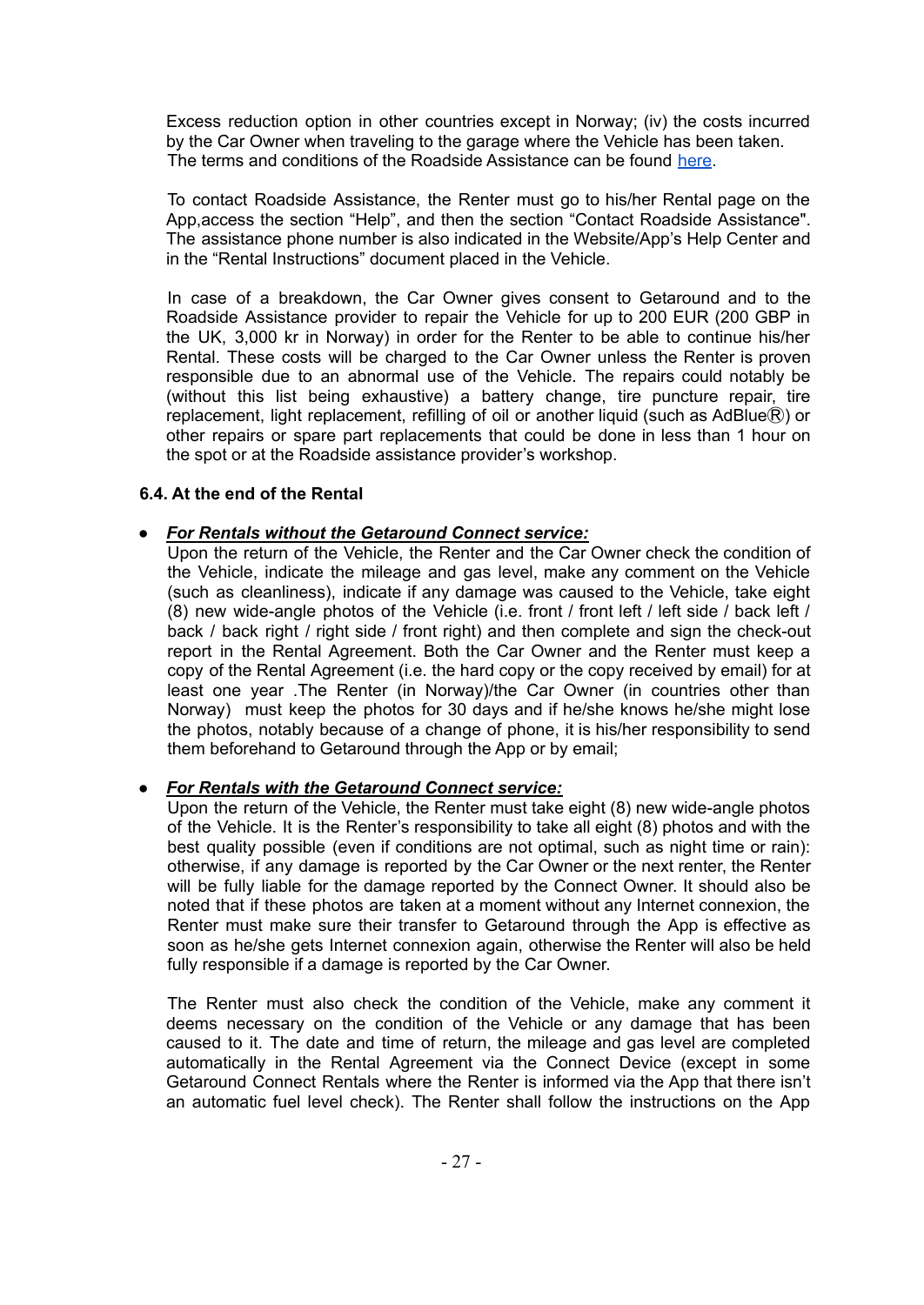Excess reduction option in other countries except in Norway; (iv) the costs incurred by the Car Owner when traveling to the garage where the Vehicle has been taken. The terms and conditions of the Roadside Assistance can be found here.

To contact Roadside Assistance, the Renter must go to his/her Rental page on the App,access the section "Help", and then the section "Contact Roadside Assistance". The assistance phone number is also indicated in the Website/App's Help Center and in the "Rental Instructions" document placed in the Vehicle.

In case of a breakdown, the Car Owner gives consent to Getaround and to the Roadside Assistance provider to repair the Vehicle for up to 200 EUR (200 GBP in the UK, 3,000 kr in Norway) in order for the Renter to be able to continue his/her Rental. These costs will be charged to the Car Owner unless the Renter is proven responsible due to an abnormal use of the Vehicle. The repairs could notably be (without this list being exhaustive) a battery change, tire puncture repair, tire replacement, light replacement, refilling of oil or another liquid (such as AdBlue®) or other repairs or spare part replacements that could be done in less than 1 hour on the spot or at the Roadside assistance provider's workshop.

### 6.4. At the end of the Rental

- ***For Rentals without the Getaround Connect service:***
  Upon the return of the Vehicle, the Renter and the Car Owner check the condition of the Vehicle, indicate the mileage and gas level, make any comment on the Vehicle (such as cleanliness), indicate if any damage was caused to the Vehicle, take eight (8) new wide-angle photos of the Vehicle (i.e. front / front left / left side / back left / back / back right / right side / front right) and then complete and sign the check-out report in the Rental Agreement. Both the Car Owner and the Renter must keep a copy of the Rental Agreement (i.e. the hard copy or the copy received by email) for at least one year .The Renter (in Norway)/the Car Owner (in countries other than Norway) must keep the photos for 30 days and if he/she knows he/she might lose the photos, notably because of a change of phone, it is his/her responsibility to send them beforehand to Getaround through the App or by email;

- ***For Rentals with the Getaround Connect service:***
  Upon the return of the Vehicle, the Renter must take eight (8) new wide-angle photos of the Vehicle. It is the Renter's responsibility to take all eight (8) photos and with the best quality possible (even if conditions are not optimal, such as night time or rain): otherwise, if any damage is reported by the Car Owner or the next renter, the Renter will be fully liable for the damage reported by the Connect Owner. It should also be noted that if these photos are taken at a moment without any Internet connexion, the Renter must make sure their transfer to Getaround through the App is effective as soon as he/she gets Internet connexion again, otherwise the Renter will also be held fully responsible if a damage is reported by the Car Owner.

  The Renter must also check the condition of the Vehicle, make any comment it deems necessary on the condition of the Vehicle or any damage that has been caused to it. The date and time of return, the mileage and gas level are completed automatically in the Rental Agreement via the Connect Device (except in some Getaround Connect Rentals where the Renter is informed via the App that there isn't an automatic fuel level check). The Renter shall follow the instructions on the App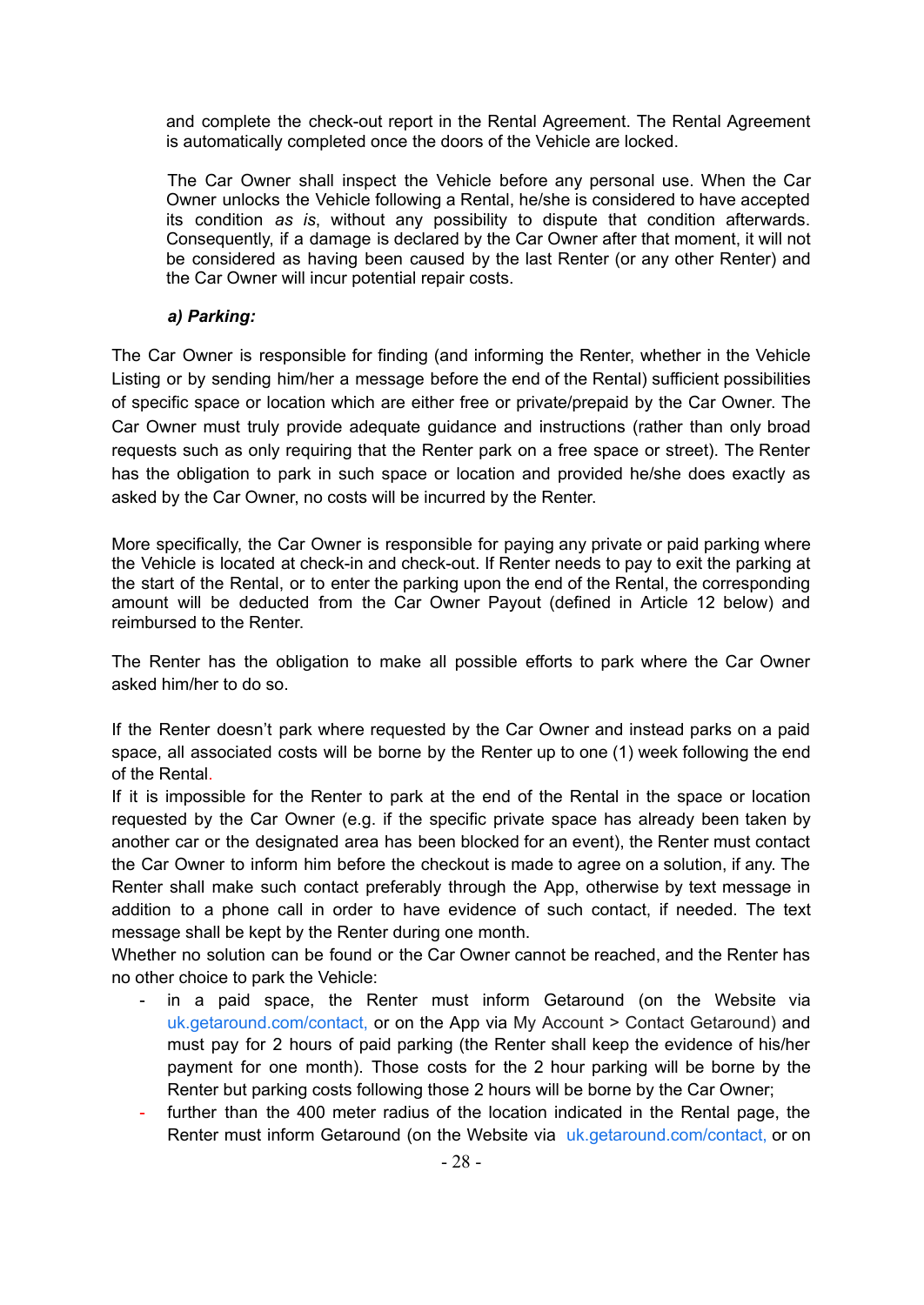and complete the check-out report in the Rental Agreement. The Rental Agreement is automatically completed once the doors of the Vehicle are locked.

The Car Owner shall inspect the Vehicle before any personal use. When the Car Owner unlocks the Vehicle following a Rental, he/she is considered to have accepted its condition *as is*, without any possibility to dispute that condition afterwards. Consequently, if a damage is declared by the Car Owner after that moment, it will not be considered as having been caused by the last Renter (or any other Renter) and the Car Owner will incur potential repair costs.

***a) Parking:***

The Car Owner is responsible for finding (and informing the Renter, whether in the Vehicle Listing or by sending him/her a message before the end of the Rental) sufficient possibilities of specific space or location which are either free or private/prepaid by the Car Owner. The Car Owner must truly provide adequate guidance and instructions (rather than only broad requests such as only requiring that the Renter park on a free space or street). The Renter has the obligation to park in such space or location and provided he/she does exactly as asked by the Car Owner, no costs will be incurred by the Renter.

More specifically, the Car Owner is responsible for paying any private or paid parking where the Vehicle is located at check-in and check-out. If Renter needs to pay to exit the parking at the start of the Rental, or to enter the parking upon the end of the Rental, the corresponding amount will be deducted from the Car Owner Payout (defined in Article 12 below) and reimbursed to the Renter.

The Renter has the obligation to make all possible efforts to park where the Car Owner asked him/her to do so.

If the Renter doesn't park where requested by the Car Owner and instead parks on a paid space, all associated costs will be borne by the Renter up to one (1) week following the end of the Rental.

If it is impossible for the Renter to park at the end of the Rental in the space or location requested by the Car Owner (e.g. if the specific private space has already been taken by another car or the designated area has been blocked for an event), the Renter must contact the Car Owner to inform him before the checkout is made to agree on a solution, if any. The Renter shall make such contact preferably through the App, otherwise by text message in addition to a phone call in order to have evidence of such contact, if needed. The text message shall be kept by the Renter during one month.

Whether no solution can be found or the Car Owner cannot be reached, and the Renter has no other choice to park the Vehicle:

- in a paid space, the Renter must inform Getaround (on the Website via uk.getaround.com/contact, or on the App via My Account > Contact Getaround) and must pay for 2 hours of paid parking (the Renter shall keep the evidence of his/her payment for one month). Those costs for the 2 hour parking will be borne by the Renter but parking costs following those 2 hours will be borne by the Car Owner;
- further than the 400 meter radius of the location indicated in the Rental page, the Renter must inform Getaround (on the Website via uk.getaround.com/contact, or on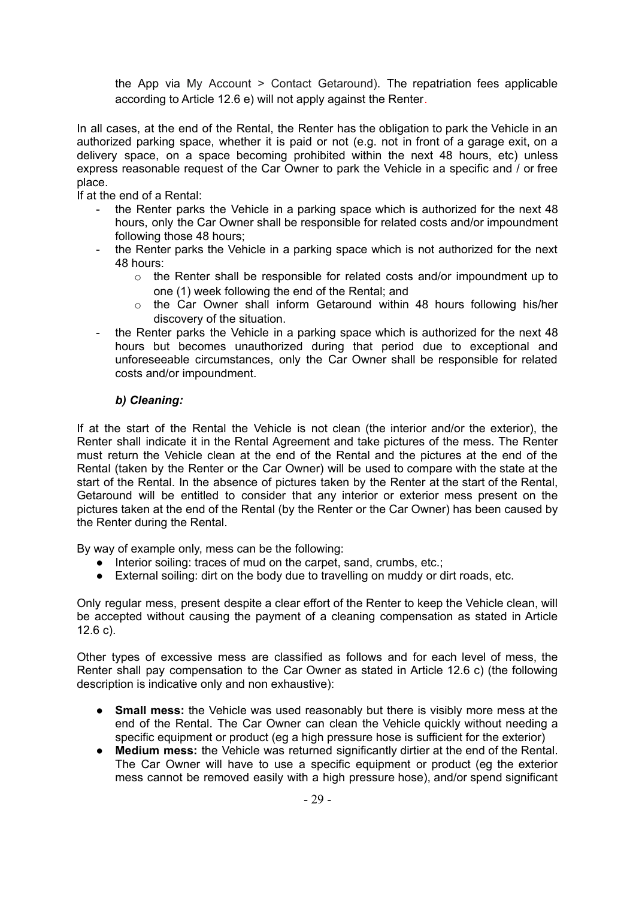the App via My Account > Contact Getaround). The repatriation fees applicable according to Article 12.6 e) will not apply against the Renter.

In all cases, at the end of the Rental, the Renter has the obligation to park the Vehicle in an authorized parking space, whether it is paid or not (e.g. not in front of a garage exit, on a delivery space, on a space becoming prohibited within the next 48 hours, etc) unless express reasonable request of the Car Owner to park the Vehicle in a specific and / or free place.

If at the end of a Rental:

- the Renter parks the Vehicle in a parking space which is authorized for the next 48 hours, only the Car Owner shall be responsible for related costs and/or impoundment following those 48 hours;
- the Renter parks the Vehicle in a parking space which is not authorized for the next 48 hours:
  - the Renter shall be responsible for related costs and/or impoundment up to one (1) week following the end of the Rental; and
  - the Car Owner shall inform Getaround within 48 hours following his/her discovery of the situation.
- the Renter parks the Vehicle in a parking space which is authorized for the next 48 hours but becomes unauthorized during that period due to exceptional and unforeseeable circumstances, only the Car Owner shall be responsible for related costs and/or impoundment.

***b) Cleaning:***

If at the start of the Rental the Vehicle is not clean (the interior and/or the exterior), the Renter shall indicate it in the Rental Agreement and take pictures of the mess. The Renter must return the Vehicle clean at the end of the Rental and the pictures at the end of the Rental (taken by the Renter or the Car Owner) will be used to compare with the state at the start of the Rental. In the absence of pictures taken by the Renter at the start of the Rental, Getaround will be entitled to consider that any interior or exterior mess present on the pictures taken at the end of the Rental (by the Renter or the Car Owner) has been caused by the Renter during the Rental.

By way of example only, mess can be the following:

- Interior soiling: traces of mud on the carpet, sand, crumbs, etc.;
- External soiling: dirt on the body due to travelling on muddy or dirt roads, etc.

Only regular mess, present despite a clear effort of the Renter to keep the Vehicle clean, will be accepted without causing the payment of a cleaning compensation as stated in Article 12.6 c).

Other types of excessive mess are classified as follows and for each level of mess, the Renter shall pay compensation to the Car Owner as stated in Article 12.6 c) (the following description is indicative only and non exhaustive):

- **Small mess:** the Vehicle was used reasonably but there is visibly more mess at the end of the Rental. The Car Owner can clean the Vehicle quickly without needing a specific equipment or product (eg a high pressure hose is sufficient for the exterior)
- **Medium mess:** the Vehicle was returned significantly dirtier at the end of the Rental. The Car Owner will have to use a specific equipment or product (eg the exterior mess cannot be removed easily with a high pressure hose), and/or spend significant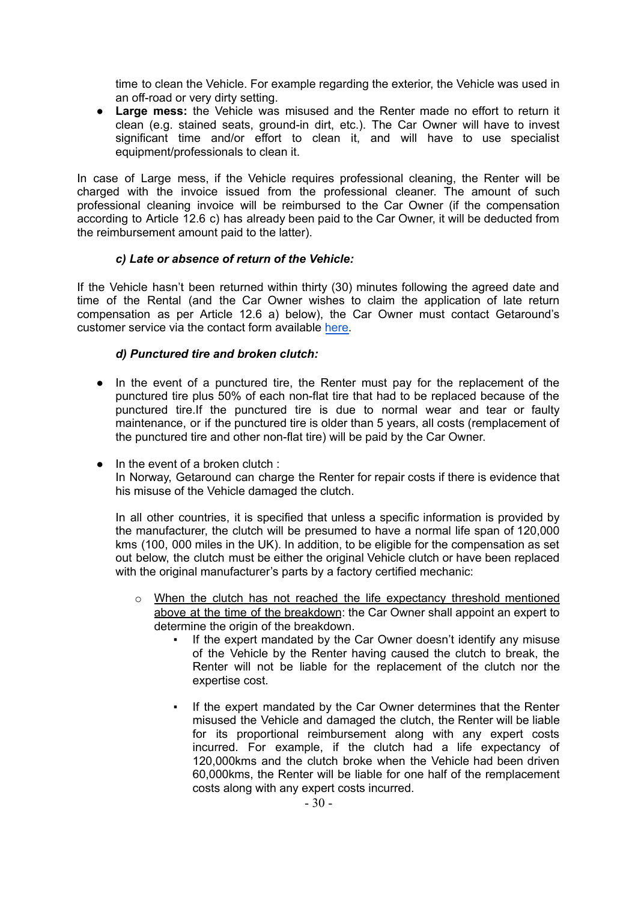time to clean the Vehicle. For example regarding the exterior, the Vehicle was used in an off-road or very dirty setting.

- **Large mess:** the Vehicle was misused and the Renter made no effort to return it clean (e.g. stained seats, ground-in dirt, etc.). The Car Owner will have to invest significant time and/or effort to clean it, and will have to use specialist equipment/professionals to clean it.

In case of Large mess, if the Vehicle requires professional cleaning, the Renter will be charged with the invoice issued from the professional cleaner. The amount of such professional cleaning invoice will be reimbursed to the Car Owner (if the compensation according to Article 12.6 c) has already been paid to the Car Owner, it will be deducted from the reimbursement amount paid to the latter).

#### *c) Late or absence of return of the Vehicle:*

If the Vehicle hasn't been returned within thirty (30) minutes following the agreed date and time of the Rental (and the Car Owner wishes to claim the application of late return compensation as per Article 12.6 a) below), the Car Owner must contact Getaround's customer service via the contact form available here.

#### *d) Punctured tire and broken clutch:*

- In the event of a punctured tire, the Renter must pay for the replacement of the punctured tire plus 50% of each non-flat tire that had to be replaced because of the punctured tire.If the punctured tire is due to normal wear and tear or faulty maintenance, or if the punctured tire is older than 5 years, all costs (remplacement of the punctured tire and other non-flat tire) will be paid by the Car Owner.

- In the event of a broken clutch :
  In Norway, Getaround can charge the Renter for repair costs if there is evidence that his misuse of the Vehicle damaged the clutch.

  In all other countries, it is specified that unless a specific information is provided by the manufacturer, the clutch will be presumed to have a normal life span of 120,000 kms (100, 000 miles in the UK). In addition, to be eligible for the compensation as set out below, the clutch must be either the original Vehicle clutch or have been replaced with the original manufacturer's parts by a factory certified mechanic:

  - When the clutch has not reached the life expectancy threshold mentioned above at the time of the breakdown: the Car Owner shall appoint an expert to determine the origin of the breakdown.
    - If the expert mandated by the Car Owner doesn't identify any misuse of the Vehicle by the Renter having caused the clutch to break, the Renter will not be liable for the replacement of the clutch nor the expertise cost.
    - If the expert mandated by the Car Owner determines that the Renter misused the Vehicle and damaged the clutch, the Renter will be liable for its proportional reimbursement along with any expert costs incurred. For example, if the clutch had a life expectancy of 120,000kms and the clutch broke when the Vehicle had been driven 60,000kms, the Renter will be liable for one half of the remplacement costs along with any expert costs incurred.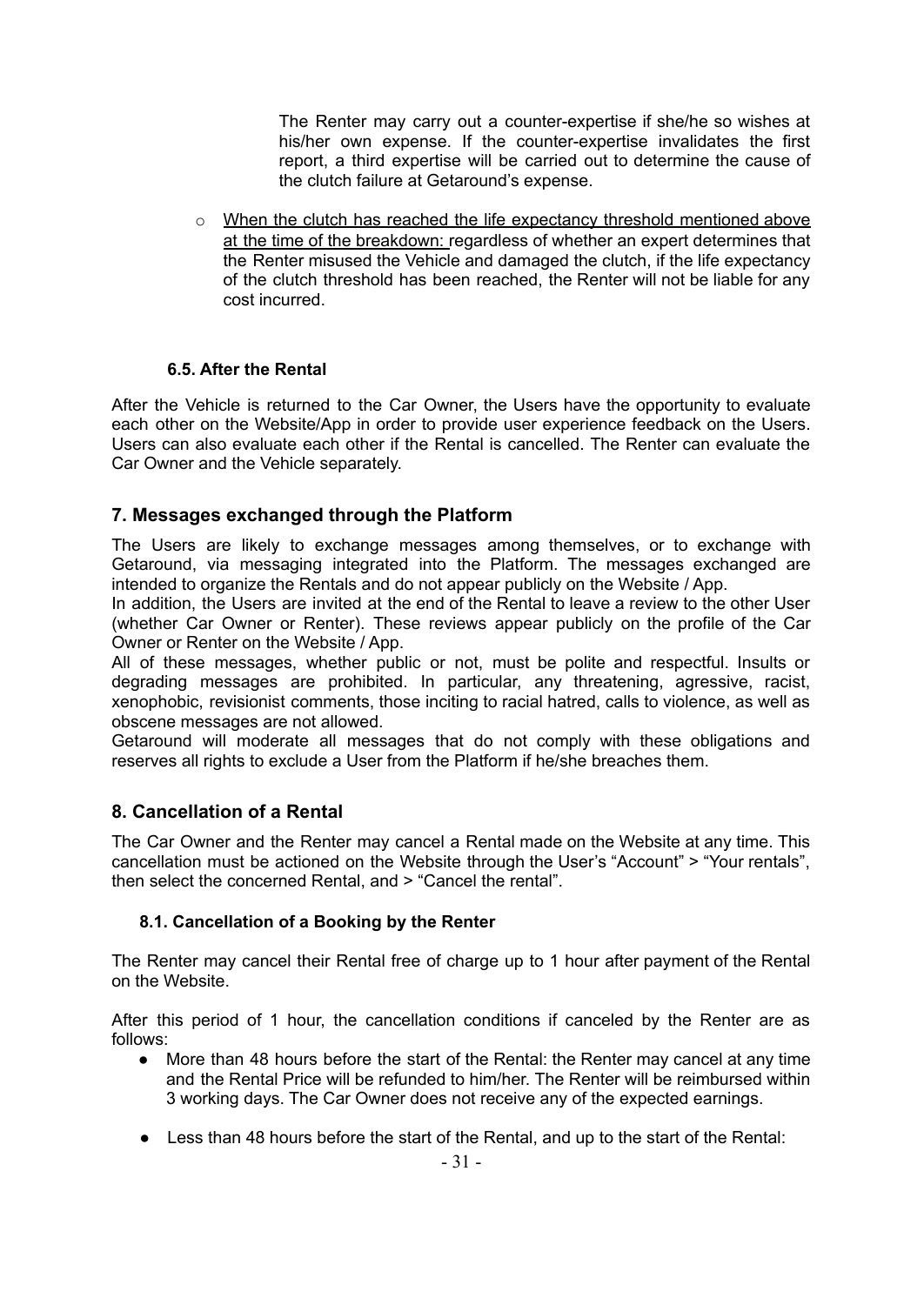The Renter may carry out a counter-expertise if she/he so wishes at his/her own expense. If the counter-expertise invalidates the first report, a third expertise will be carried out to determine the cause of the clutch failure at Getaround's expense.

- When the clutch has reached the life expectancy threshold mentioned above at the time of the breakdown: regardless of whether an expert determines that the Renter misused the Vehicle and damaged the clutch, if the life expectancy of the clutch threshold has been reached, the Renter will not be liable for any cost incurred.

### 6.5. After the Rental

After the Vehicle is returned to the Car Owner, the Users have the opportunity to evaluate each other on the Website/App in order to provide user experience feedback on the Users. Users can also evaluate each other if the Rental is cancelled. The Renter can evaluate the Car Owner and the Vehicle separately.

## 7. Messages exchanged through the Platform

The Users are likely to exchange messages among themselves, or to exchange with Getaround, via messaging integrated into the Platform. The messages exchanged are intended to organize the Rentals and do not appear publicly on the Website / App.

In addition, the Users are invited at the end of the Rental to leave a review to the other User (whether Car Owner or Renter). These reviews appear publicly on the profile of the Car Owner or Renter on the Website / App.

All of these messages, whether public or not, must be polite and respectful. Insults or degrading messages are prohibited. In particular, any threatening, agressive, racist, xenophobic, revisionist comments, those inciting to racial hatred, calls to violence, as well as obscene messages are not allowed.

Getaround will moderate all messages that do not comply with these obligations and reserves all rights to exclude a User from the Platform if he/she breaches them.

## 8. Cancellation of a Rental

The Car Owner and the Renter may cancel a Rental made on the Website at any time. This cancellation must be actioned on the Website through the User's "Account" > "Your rentals", then select the concerned Rental, and > "Cancel the rental".

### 8.1. Cancellation of a Booking by the Renter

The Renter may cancel their Rental free of charge up to 1 hour after payment of the Rental on the Website.

After this period of 1 hour, the cancellation conditions if canceled by the Renter are as follows:

- More than 48 hours before the start of the Rental: the Renter may cancel at any time and the Rental Price will be refunded to him/her. The Renter will be reimbursed within 3 working days. The Car Owner does not receive any of the expected earnings.
- Less than 48 hours before the start of the Rental, and up to the start of the Rental: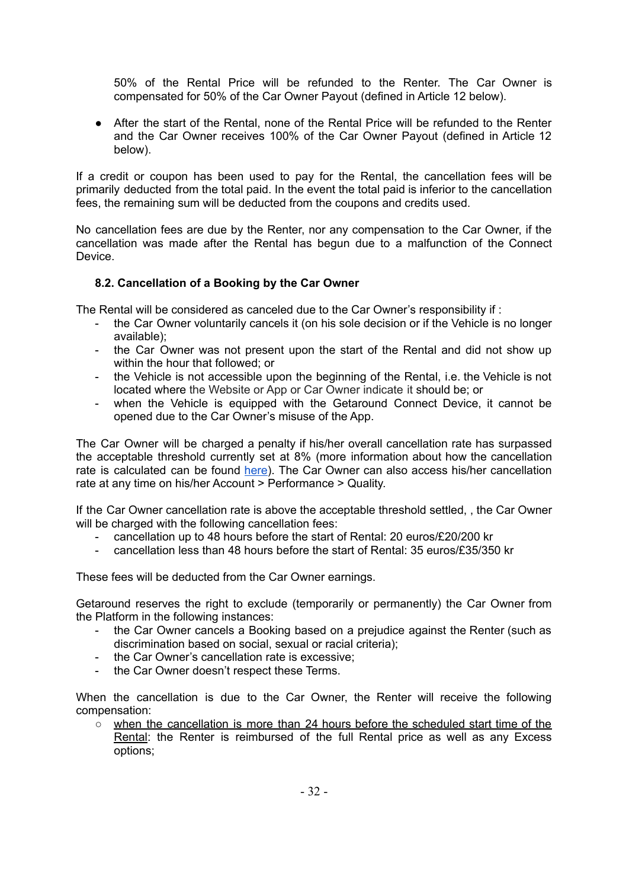50% of the Rental Price will be refunded to the Renter. The Car Owner is compensated for 50% of the Car Owner Payout (defined in Article 12 below).

- After the start of the Rental, none of the Rental Price will be refunded to the Renter and the Car Owner receives 100% of the Car Owner Payout (defined in Article 12 below).

If a credit or coupon has been used to pay for the Rental, the cancellation fees will be primarily deducted from the total paid. In the event the total paid is inferior to the cancellation fees, the remaining sum will be deducted from the coupons and credits used.

No cancellation fees are due by the Renter, nor any compensation to the Car Owner, if the cancellation was made after the Rental has begun due to a malfunction of the Connect Device.

### 8.2. Cancellation of a Booking by the Car Owner

The Rental will be considered as canceled due to the Car Owner's responsibility if :

- the Car Owner voluntarily cancels it (on his sole decision or if the Vehicle is no longer available);
- the Car Owner was not present upon the start of the Rental and did not show up within the hour that followed; or
- the Vehicle is not accessible upon the beginning of the Rental, i.e. the Vehicle is not located where the Website or App or Car Owner indicate it should be; or
- when the Vehicle is equipped with the Getaround Connect Device, it cannot be opened due to the Car Owner's misuse of the App.

The Car Owner will be charged a penalty if his/her overall cancellation rate has surpassed the acceptable threshold currently set at 8% (more information about how the cancellation rate is calculated can be found [here](here)). The Car Owner can also access his/her cancellation rate at any time on his/her Account > Performance > Quality.

If the Car Owner cancellation rate is above the acceptable threshold settled, , the Car Owner will be charged with the following cancellation fees:

- cancellation up to 48 hours before the start of Rental: 20 euros/£20/200 kr
- cancellation less than 48 hours before the start of Rental: 35 euros/£35/350 kr

These fees will be deducted from the Car Owner earnings.

Getaround reserves the right to exclude (temporarily or permanently) the Car Owner from the Platform in the following instances:

- the Car Owner cancels a Booking based on a prejudice against the Renter (such as discrimination based on social, sexual or racial criteria);
- the Car Owner's cancellation rate is excessive;
- the Car Owner doesn't respect these Terms.

When the cancellation is due to the Car Owner, the Renter will receive the following compensation:

- <u>when the cancellation is more than 24 hours before the scheduled start time of the Rental</u>: the Renter is reimbursed of the full Rental price as well as any Excess options;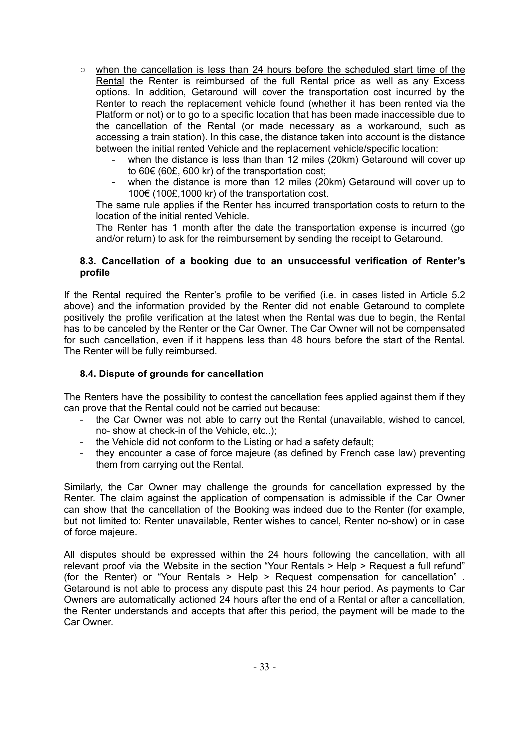- <u>when the cancellation is less than 24 hours before the scheduled start time of the Rental</u> the Renter is reimbursed of the full Rental price as well as any Excess options. In addition, Getaround will cover the transportation cost incurred by the Renter to reach the replacement vehicle found (whether it has been rented via the Platform or not) or to go to a specific location that has been made inaccessible due to the cancellation of the Rental (or made necessary as a workaround, such as accessing a train station). In this case, the distance taken into account is the distance between the initial rented Vehicle and the replacement vehicle/specific location:
  - when the distance is less than than 12 miles (20km) Getaround will cover up to 60€ (60£, 600 kr) of the transportation cost;
  - when the distance is more than 12 miles (20km) Getaround will cover up to 100€ (100£,1000 kr) of the transportation cost.

  The same rule applies if the Renter has incurred transportation costs to return to the location of the initial rented Vehicle.

  The Renter has 1 month after the date the transportation expense is incurred (go and/or return) to ask for the reimbursement by sending the receipt to Getaround.

#### 8.3. Cancellation of a booking due to an unsuccessful verification of Renter's profile

If the Rental required the Renter's profile to be verified (i.e. in cases listed in Article 5.2 above) and the information provided by the Renter did not enable Getaround to complete positively the profile verification at the latest when the Rental was due to begin, the Rental has to be canceled by the Renter or the Car Owner. The Car Owner will not be compensated for such cancellation, even if it happens less than 48 hours before the start of the Rental. The Renter will be fully reimbursed.

#### 8.4. Dispute of grounds for cancellation

The Renters have the possibility to contest the cancellation fees applied against them if they can prove that the Rental could not be carried out because:

- the Car Owner was not able to carry out the Rental (unavailable, wished to cancel, no- show at check-in of the Vehicle, etc..);
- the Vehicle did not conform to the Listing or had a safety default;
- they encounter a case of force majeure (as defined by French case law) preventing them from carrying out the Rental.

Similarly, the Car Owner may challenge the grounds for cancellation expressed by the Renter. The claim against the application of compensation is admissible if the Car Owner can show that the cancellation of the Booking was indeed due to the Renter (for example, but not limited to: Renter unavailable, Renter wishes to cancel, Renter no-show) or in case of force majeure.

All disputes should be expressed within the 24 hours following the cancellation, with all relevant proof via the Website in the section "Your Rentals > Help > Request a full refund" (for the Renter) or "Your Rentals > Help > Request compensation for cancellation" . Getaround is not able to process any dispute past this 24 hour period. As payments to Car Owners are automatically actioned 24 hours after the end of a Rental or after a cancellation, the Renter understands and accepts that after this period, the payment will be made to the Car Owner.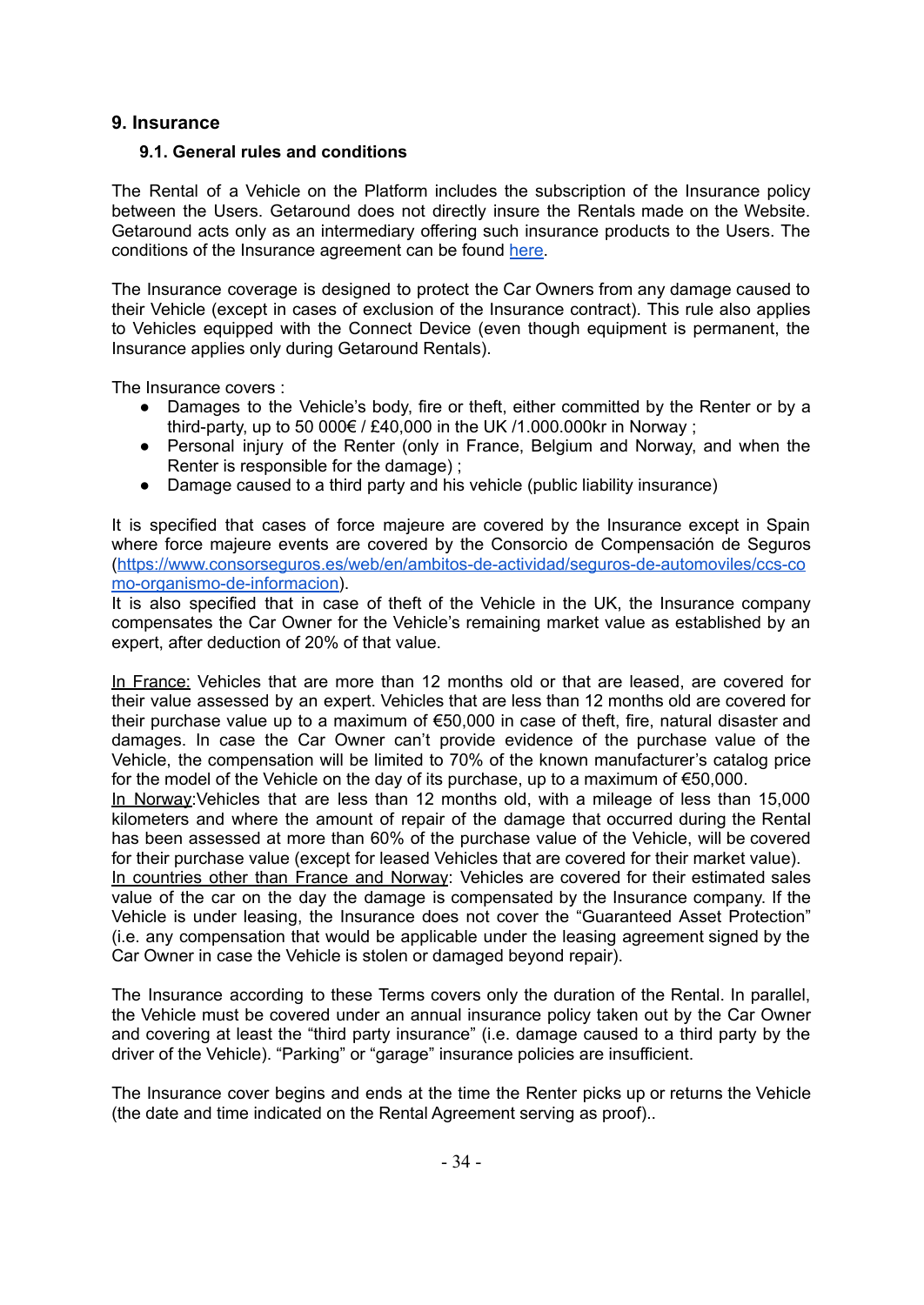## 9. Insurance

### 9.1. General rules and conditions

The Rental of a Vehicle on the Platform includes the subscription of the Insurance policy between the Users. Getaround does not directly insure the Rentals made on the Website. Getaround acts only as an intermediary offering such insurance products to the Users. The conditions of the Insurance agreement can be found [here](#).

The Insurance coverage is designed to protect the Car Owners from any damage caused to their Vehicle (except in cases of exclusion of the Insurance contract). This rule also applies to Vehicles equipped with the Connect Device (even though equipment is permanent, the Insurance applies only during Getaround Rentals).

The Insurance covers :

- Damages to the Vehicle's body, fire or theft, either committed by the Renter or by a third-party, up to 50 000€ / £40,000 in the UK /1.000.000kr in Norway ;
- Personal injury of the Renter (only in France, Belgium and Norway, and when the Renter is responsible for the damage) ;
- Damage caused to a third party and his vehicle (public liability insurance)

It is specified that cases of force majeure are covered by the Insurance except in Spain where force majeure events are covered by the Consorcio de Compensación de Seguros ([https://www.consorseguros.es/web/en/ambitos-de-actividad/seguros-de-automoviles/ccs-como-organismo-de-informacion](https://www.consorseguros.es/web/en/ambitos-de-actividad/seguros-de-automoviles/ccs-como-organismo-de-informacion)).
It is also specified that in case of theft of the Vehicle in the UK, the Insurance company compensates the Car Owner for the Vehicle's remaining market value as established by an expert, after deduction of 20% of that value.

<u>In France:</u> Vehicles that are more than 12 months old or that are leased, are covered for their value assessed by an expert. Vehicles that are less than 12 months old are covered for their purchase value up to a maximum of €50,000 in case of theft, fire, natural disaster and damages. In case the Car Owner can't provide evidence of the purchase value of the Vehicle, the compensation will be limited to 70% of the known manufacturer's catalog price for the model of the Vehicle on the day of its purchase, up to a maximum of €50,000.
<u>In Norway</u>:Vehicles that are less than 12 months old, with a mileage of less than 15,000 kilometers and where the amount of repair of the damage that occurred during the Rental has been assessed at more than 60% of the purchase value of the Vehicle, will be covered for their purchase value (except for leased Vehicles that are covered for their market value).
<u>In countries other than France and Norway</u>: Vehicles are covered for their estimated sales value of the car on the day the damage is compensated by the Insurance company. If the Vehicle is under leasing, the Insurance does not cover the "Guaranteed Asset Protection" (i.e. any compensation that would be applicable under the leasing agreement signed by the Car Owner in case the Vehicle is stolen or damaged beyond repair).

The Insurance according to these Terms covers only the duration of the Rental. In parallel, the Vehicle must be covered under an annual insurance policy taken out by the Car Owner and covering at least the "third party insurance" (i.e. damage caused to a third party by the driver of the Vehicle). "Parking" or "garage" insurance policies are insufficient.

The Insurance cover begins and ends at the time the Renter picks up or returns the Vehicle (the date and time indicated on the Rental Agreement serving as proof)..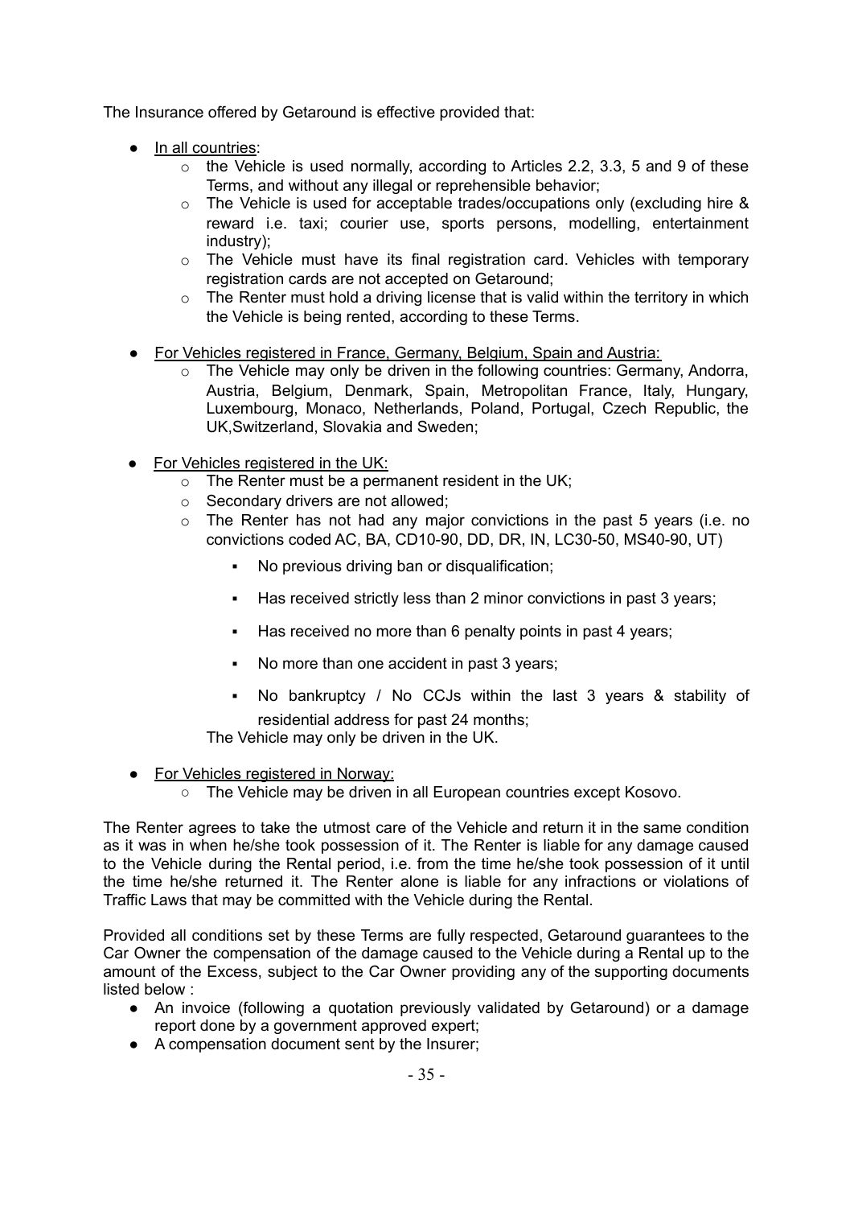The Insurance offered by Getaround is effective provided that:

- In all countries:
  - the Vehicle is used normally, according to Articles 2.2, 3.3, 5 and 9 of these Terms, and without any illegal or reprehensible behavior;
  - The Vehicle is used for acceptable trades/occupations only (excluding hire & reward i.e. taxi; courier use, sports persons, modelling, entertainment industry);
  - The Vehicle must have its final registration card. Vehicles with temporary registration cards are not accepted on Getaround;
  - The Renter must hold a driving license that is valid within the territory in which the Vehicle is being rented, according to these Terms.
- For Vehicles registered in France, Germany, Belgium, Spain and Austria:
  - The Vehicle may only be driven in the following countries: Germany, Andorra, Austria, Belgium, Denmark, Spain, Metropolitan France, Italy, Hungary, Luxembourg, Monaco, Netherlands, Poland, Portugal, Czech Republic, the UK,Switzerland, Slovakia and Sweden;
- For Vehicles registered in the UK:
  - The Renter must be a permanent resident in the UK;
  - Secondary drivers are not allowed;
  - The Renter has not had any major convictions in the past 5 years (i.e. no convictions coded AC, BA, CD10-90, DD, DR, IN, LC30-50, MS40-90, UT)
    - No previous driving ban or disqualification;
    - Has received strictly less than 2 minor convictions in past 3 years;
    - Has received no more than 6 penalty points in past 4 years;
    - No more than one accident in past 3 years;
    - No bankruptcy / No CCJs within the last 3 years & stability of residential address for past 24 months;

    The Vehicle may only be driven in the UK.
- For Vehicles registered in Norway:
  - The Vehicle may be driven in all European countries except Kosovo.

The Renter agrees to take the utmost care of the Vehicle and return it in the same condition as it was in when he/she took possession of it. The Renter is liable for any damage caused to the Vehicle during the Rental period, i.e. from the time he/she took possession of it until the time he/she returned it. The Renter alone is liable for any infractions or violations of Traffic Laws that may be committed with the Vehicle during the Rental.

Provided all conditions set by these Terms are fully respected, Getaround guarantees to the Car Owner the compensation of the damage caused to the Vehicle during a Rental up to the amount of the Excess, subject to the Car Owner providing any of the supporting documents listed below :

- An invoice (following a quotation previously validated by Getaround) or a damage report done by a government approved expert;
- A compensation document sent by the Insurer;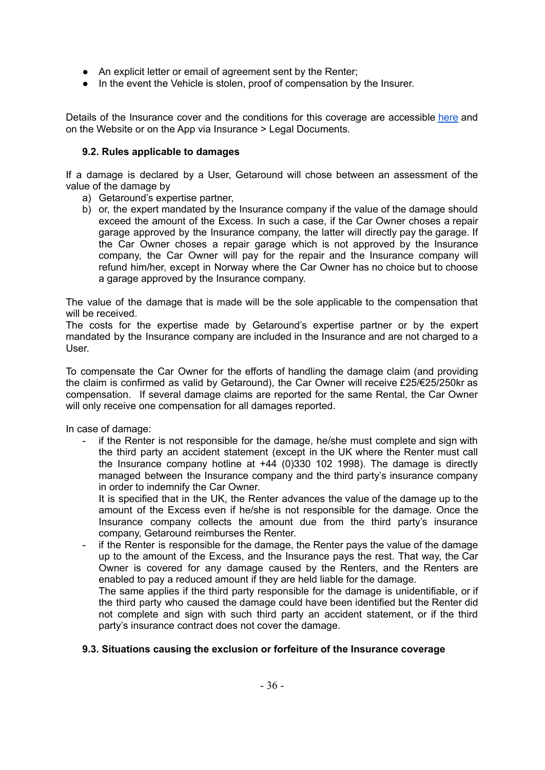- An explicit letter or email of agreement sent by the Renter;
- In the event the Vehicle is stolen, proof of compensation by the Insurer.

Details of the Insurance cover and the conditions for this coverage are accessible here and on the Website or on the App via Insurance > Legal Documents.

### 9.2. Rules applicable to damages

If a damage is declared by a User, Getaround will chose between an assessment of the value of the damage by

a) Getaround's expertise partner,
b) or, the expert mandated by the Insurance company if the value of the damage should exceed the amount of the Excess. In such a case, if the Car Owner choses a repair garage approved by the Insurance company, the latter will directly pay the garage. If the Car Owner choses a repair garage which is not approved by the Insurance company, the Car Owner will pay for the repair and the Insurance company will refund him/her, except in Norway where the Car Owner has no choice but to choose a garage approved by the Insurance company.

The value of the damage that is made will be the sole applicable to the compensation that will be received.
The costs for the expertise made by Getaround's expertise partner or by the expert mandated by the Insurance company are included in the Insurance and are not charged to a User.

To compensate the Car Owner for the efforts of handling the damage claim (and providing the claim is confirmed as valid by Getaround), the Car Owner will receive £25/€25/250kr as compensation. If several damage claims are reported for the same Rental, the Car Owner will only receive one compensation for all damages reported.

In case of damage:

- if the Renter is not responsible for the damage, he/she must complete and sign with the third party an accident statement (except in the UK where the Renter must call the Insurance company hotline at +44 (0)330 102 1998). The damage is directly managed between the Insurance company and the third party's insurance company in order to indemnify the Car Owner.
  It is specified that in the UK, the Renter advances the value of the damage up to the amount of the Excess even if he/she is not responsible for the damage. Once the Insurance company collects the amount due from the third party's insurance company, Getaround reimburses the Renter.
- if the Renter is responsible for the damage, the Renter pays the value of the damage up to the amount of the Excess, and the Insurance pays the rest. That way, the Car Owner is covered for any damage caused by the Renters, and the Renters are enabled to pay a reduced amount if they are held liable for the damage.
  The same applies if the third party responsible for the damage is unidentifiable, or if the third party who caused the damage could have been identified but the Renter did not complete and sign with such third party an accident statement, or if the third party's insurance contract does not cover the damage.

### 9.3. Situations causing the exclusion or forfeiture of the Insurance coverage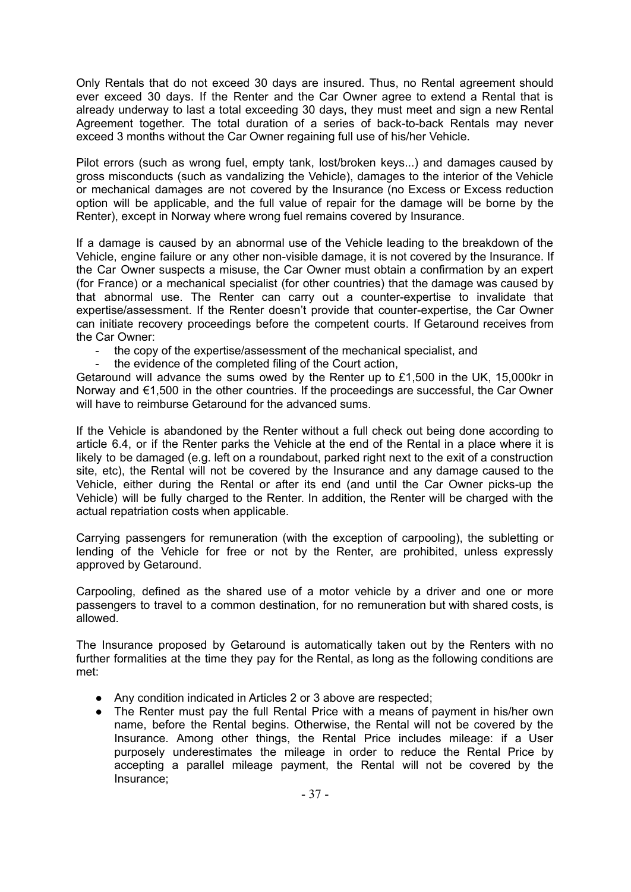Only Rentals that do not exceed 30 days are insured. Thus, no Rental agreement should ever exceed 30 days. If the Renter and the Car Owner agree to extend a Rental that is already underway to last a total exceeding 30 days, they must meet and sign a new Rental Agreement together. The total duration of a series of back-to-back Rentals may never exceed 3 months without the Car Owner regaining full use of his/her Vehicle.

Pilot errors (such as wrong fuel, empty tank, lost/broken keys...) and damages caused by gross misconducts (such as vandalizing the Vehicle), damages to the interior of the Vehicle or mechanical damages are not covered by the Insurance (no Excess or Excess reduction option will be applicable, and the full value of repair for the damage will be borne by the Renter), except in Norway where wrong fuel remains covered by Insurance.

If a damage is caused by an abnormal use of the Vehicle leading to the breakdown of the Vehicle, engine failure or any other non-visible damage, it is not covered by the Insurance. If the Car Owner suspects a misuse, the Car Owner must obtain a confirmation by an expert (for France) or a mechanical specialist (for other countries) that the damage was caused by that abnormal use. The Renter can carry out a counter-expertise to invalidate that expertise/assessment. If the Renter doesn't provide that counter-expertise, the Car Owner can initiate recovery proceedings before the competent courts. If Getaround receives from the Car Owner:

- the copy of the expertise/assessment of the mechanical specialist, and
- the evidence of the completed filing of the Court action,

Getaround will advance the sums owed by the Renter up to £1,500 in the UK, 15,000kr in Norway and €1,500 in the other countries. If the proceedings are successful, the Car Owner will have to reimburse Getaround for the advanced sums.

If the Vehicle is abandoned by the Renter without a full check out being done according to article 6.4, or if the Renter parks the Vehicle at the end of the Rental in a place where it is likely to be damaged (e.g. left on a roundabout, parked right next to the exit of a construction site, etc), the Rental will not be covered by the Insurance and any damage caused to the Vehicle, either during the Rental or after its end (and until the Car Owner picks-up the Vehicle) will be fully charged to the Renter. In addition, the Renter will be charged with the actual repatriation costs when applicable.

Carrying passengers for remuneration (with the exception of carpooling), the subletting or lending of the Vehicle for free or not by the Renter, are prohibited, unless expressly approved by Getaround.

Carpooling, defined as the shared use of a motor vehicle by a driver and one or more passengers to travel to a common destination, for no remuneration but with shared costs, is allowed.

The Insurance proposed by Getaround is automatically taken out by the Renters with no further formalities at the time they pay for the Rental, as long as the following conditions are met:

- Any condition indicated in Articles 2 or 3 above are respected;
- The Renter must pay the full Rental Price with a means of payment in his/her own name, before the Rental begins. Otherwise, the Rental will not be covered by the Insurance. Among other things, the Rental Price includes mileage: if a User purposely underestimates the mileage in order to reduce the Rental Price by accepting a parallel mileage payment, the Rental will not be covered by the Insurance;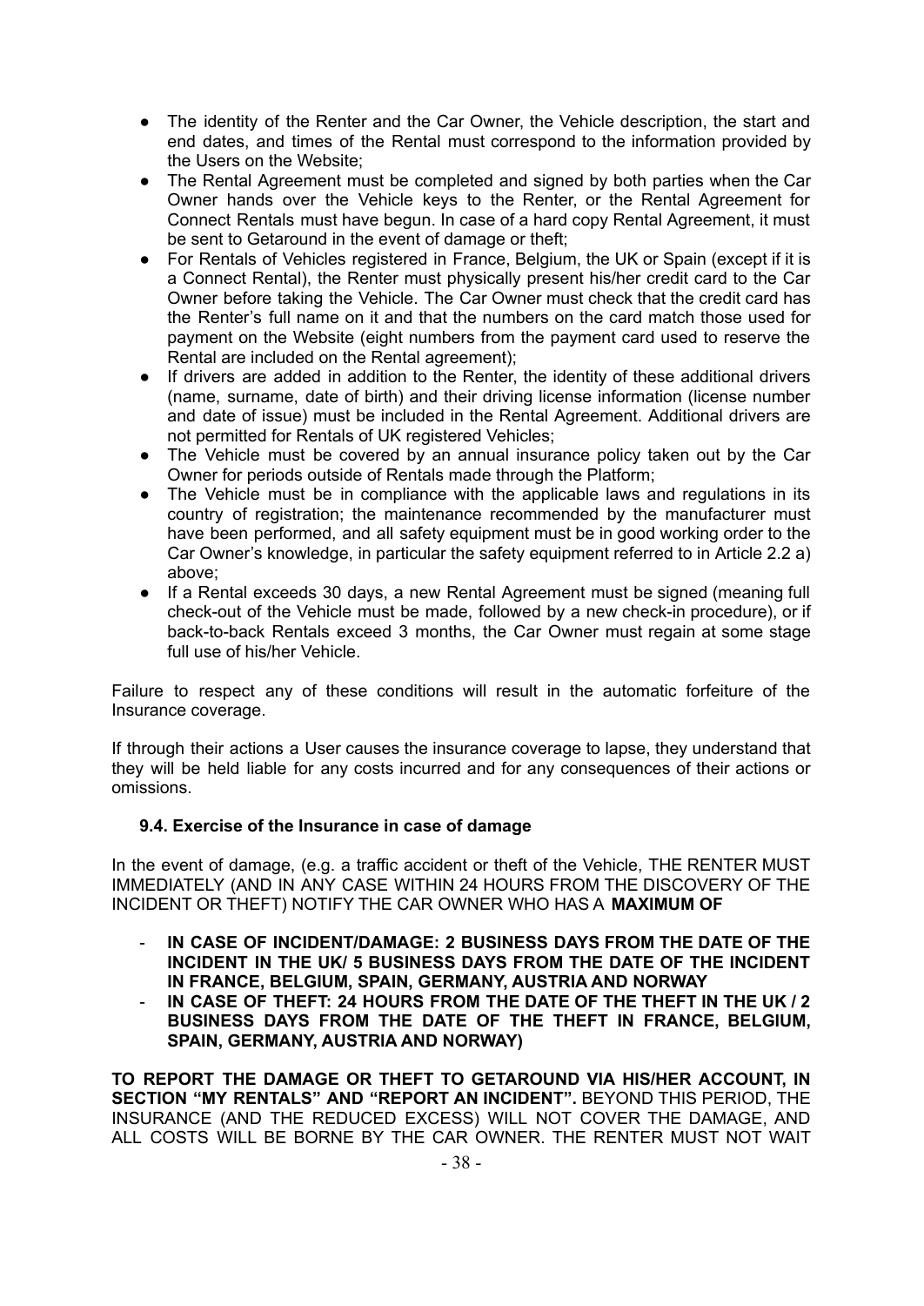- The identity of the Renter and the Car Owner, the Vehicle description, the start and end dates, and times of the Rental must correspond to the information provided by the Users on the Website;
- The Rental Agreement must be completed and signed by both parties when the Car Owner hands over the Vehicle keys to the Renter, or the Rental Agreement for Connect Rentals must have begun. In case of a hard copy Rental Agreement, it must be sent to Getaround in the event of damage or theft;
- For Rentals of Vehicles registered in France, Belgium, the UK or Spain (except if it is a Connect Rental), the Renter must physically present his/her credit card to the Car Owner before taking the Vehicle. The Car Owner must check that the credit card has the Renter's full name on it and that the numbers on the card match those used for payment on the Website (eight numbers from the payment card used to reserve the Rental are included on the Rental agreement);
- If drivers are added in addition to the Renter, the identity of these additional drivers (name, surname, date of birth) and their driving license information (license number and date of issue) must be included in the Rental Agreement. Additional drivers are not permitted for Rentals of UK registered Vehicles;
- The Vehicle must be covered by an annual insurance policy taken out by the Car Owner for periods outside of Rentals made through the Platform;
- The Vehicle must be in compliance with the applicable laws and regulations in its country of registration; the maintenance recommended by the manufacturer must have been performed, and all safety equipment must be in good working order to the Car Owner's knowledge, in particular the safety equipment referred to in Article 2.2 a) above;
- If a Rental exceeds 30 days, a new Rental Agreement must be signed (meaning full check-out of the Vehicle must be made, followed by a new check-in procedure), or if back-to-back Rentals exceed 3 months, the Car Owner must regain at some stage full use of his/her Vehicle.

Failure to respect any of these conditions will result in the automatic forfeiture of the Insurance coverage.

If through their actions a User causes the insurance coverage to lapse, they understand that they will be held liable for any costs incurred and for any consequences of their actions or omissions.

### 9.4. Exercise of the Insurance in case of damage

In the event of damage, (e.g. a traffic accident or theft of the Vehicle, THE RENTER MUST IMMEDIATELY (AND IN ANY CASE WITHIN 24 HOURS FROM THE DISCOVERY OF THE INCIDENT OR THEFT) NOTIFY THE CAR OWNER WHO HAS A **MAXIMUM OF**

- **IN CASE OF INCIDENT/DAMAGE: 2 BUSINESS DAYS FROM THE DATE OF THE INCIDENT IN THE UK/ 5 BUSINESS DAYS FROM THE DATE OF THE INCIDENT IN FRANCE, BELGIUM, SPAIN, GERMANY, AUSTRIA AND NORWAY**
- **IN CASE OF THEFT: 24 HOURS FROM THE DATE OF THE THEFT IN THE UK / 2 BUSINESS DAYS FROM THE DATE OF THE THEFT IN FRANCE, BELGIUM, SPAIN, GERMANY, AUSTRIA AND NORWAY)**

**TO REPORT THE DAMAGE OR THEFT TO GETAROUND VIA HIS/HER ACCOUNT, IN SECTION "MY RENTALS" AND "REPORT AN INCIDENT".** BEYOND THIS PERIOD, THE INSURANCE (AND THE REDUCED EXCESS) WILL NOT COVER THE DAMAGE, AND ALL COSTS WILL BE BORNE BY THE CAR OWNER. THE RENTER MUST NOT WAIT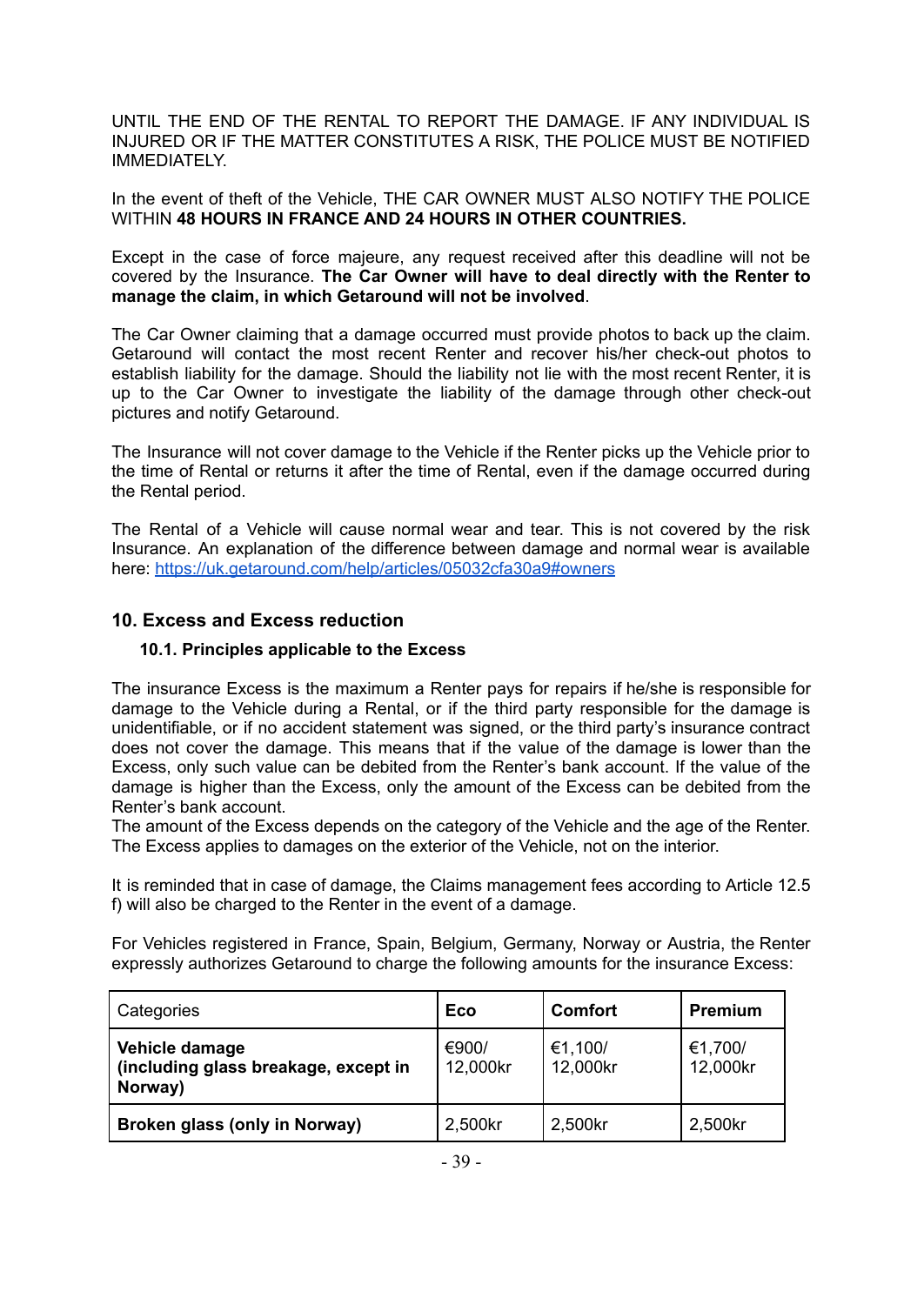UNTIL THE END OF THE RENTAL TO REPORT THE DAMAGE. IF ANY INDIVIDUAL IS INJURED OR IF THE MATTER CONSTITUTES A RISK, THE POLICE MUST BE NOTIFIED IMMEDIATELY.

In the event of theft of the Vehicle, THE CAR OWNER MUST ALSO NOTIFY THE POLICE WITHIN **48 HOURS IN FRANCE AND 24 HOURS IN OTHER COUNTRIES.**

Except in the case of force majeure, any request received after this deadline will not be covered by the Insurance. **The Car Owner will have to deal directly with the Renter to manage the claim, in which Getaround will not be involved**.

The Car Owner claiming that a damage occurred must provide photos to back up the claim. Getaround will contact the most recent Renter and recover his/her check-out photos to establish liability for the damage. Should the liability not lie with the most recent Renter, it is up to the Car Owner to investigate the liability of the damage through other check-out pictures and notify Getaround.

The Insurance will not cover damage to the Vehicle if the Renter picks up the Vehicle prior to the time of Rental or returns it after the time of Rental, even if the damage occurred during the Rental period.

The Rental of a Vehicle will cause normal wear and tear. This is not covered by the risk Insurance. An explanation of the difference between damage and normal wear is available here: https://uk.getaround.com/help/articles/05032cfa30a9#owners

## 10. Excess and Excess reduction

### 10.1. Principles applicable to the Excess

The insurance Excess is the maximum a Renter pays for repairs if he/she is responsible for damage to the Vehicle during a Rental, or if the third party responsible for the damage is unidentifiable, or if no accident statement was signed, or the third party's insurance contract does not cover the damage. This means that if the value of the damage is lower than the Excess, only such value can be debited from the Renter's bank account. If the value of the damage is higher than the Excess, only the amount of the Excess can be debited from the Renter's bank account.
The amount of the Excess depends on the category of the Vehicle and the age of the Renter. The Excess applies to damages on the exterior of the Vehicle, not on the interior.

It is reminded that in case of damage, the Claims management fees according to Article 12.5 f) will also be charged to the Renter in the event of a damage.

For Vehicles registered in France, Spain, Belgium, Germany, Norway or Austria, the Renter expressly authorizes Getaround to charge the following amounts for the insurance Excess:

| Categories | **Eco** | **Comfort** | **Premium** |
|---|---|---|---|
| **Vehicle damage (including glass breakage, except in Norway)** | €900/ 12,000kr | €1,100/ 12,000kr | €1,700/ 12,000kr |
| **Broken glass (only in Norway)** | 2,500kr | 2,500kr | 2,500kr |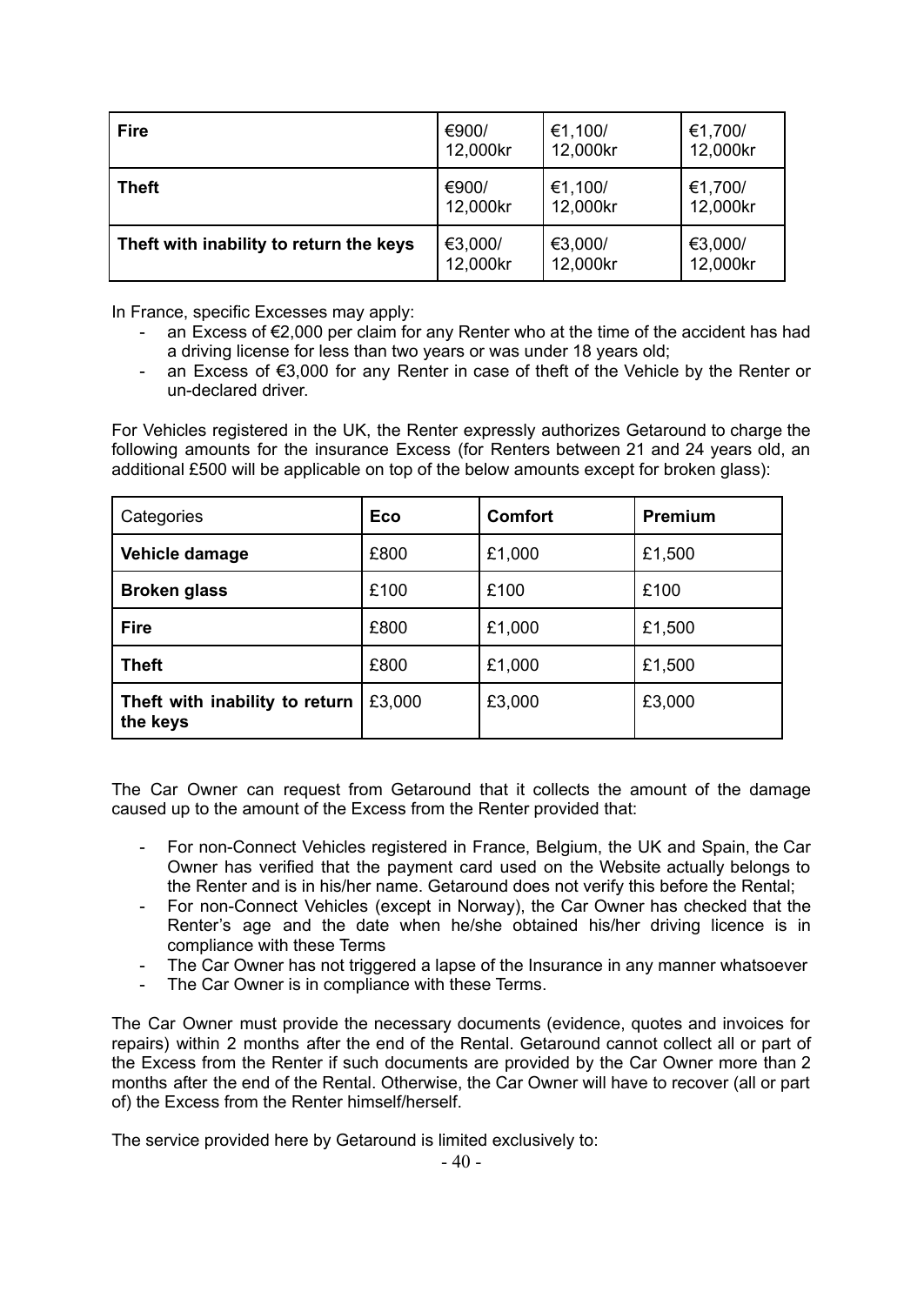| Fire | €900/ 12,000kr | €1,100/ 12,000kr | €1,700/ 12,000kr |
|---|---|---|---|
| **Theft** | €900/ 12,000kr | €1,100/ 12,000kr | €1,700/ 12,000kr |
| **Theft with inability to return the keys** | €3,000/ 12,000kr | €3,000/ 12,000kr | €3,000/ 12,000kr |

In France, specific Excesses may apply:

- an Excess of €2,000 per claim for any Renter who at the time of the accident has had a driving license for less than two years or was under 18 years old;
- an Excess of €3,000 for any Renter in case of theft of the Vehicle by the Renter or un-declared driver.

For Vehicles registered in the UK, the Renter expressly authorizes Getaround to charge the following amounts for the insurance Excess (for Renters between 21 and 24 years old, an additional £500 will be applicable on top of the below amounts except for broken glass):

| Categories | Eco | Comfort | Premium |
|---|---|---|---|
| **Vehicle damage** | £800 | £1,000 | £1,500 |
| **Broken glass** | £100 | £100 | £100 |
| **Fire** | £800 | £1,000 | £1,500 |
| **Theft** | £800 | £1,000 | £1,500 |
| **Theft with inability to return the keys** | £3,000 | £3,000 | £3,000 |

The Car Owner can request from Getaround that it collects the amount of the damage caused up to the amount of the Excess from the Renter provided that:

- For non-Connect Vehicles registered in France, Belgium, the UK and Spain, the Car Owner has verified that the payment card used on the Website actually belongs to the Renter and is in his/her name. Getaround does not verify this before the Rental;
- For non-Connect Vehicles (except in Norway), the Car Owner has checked that the Renter's age and the date when he/she obtained his/her driving licence is in compliance with these Terms
- The Car Owner has not triggered a lapse of the Insurance in any manner whatsoever
- The Car Owner is in compliance with these Terms.

The Car Owner must provide the necessary documents (evidence, quotes and invoices for repairs) within 2 months after the end of the Rental. Getaround cannot collect all or part of the Excess from the Renter if such documents are provided by the Car Owner more than 2 months after the end of the Rental. Otherwise, the Car Owner will have to recover (all or part of) the Excess from the Renter himself/herself.

The service provided here by Getaround is limited exclusively to: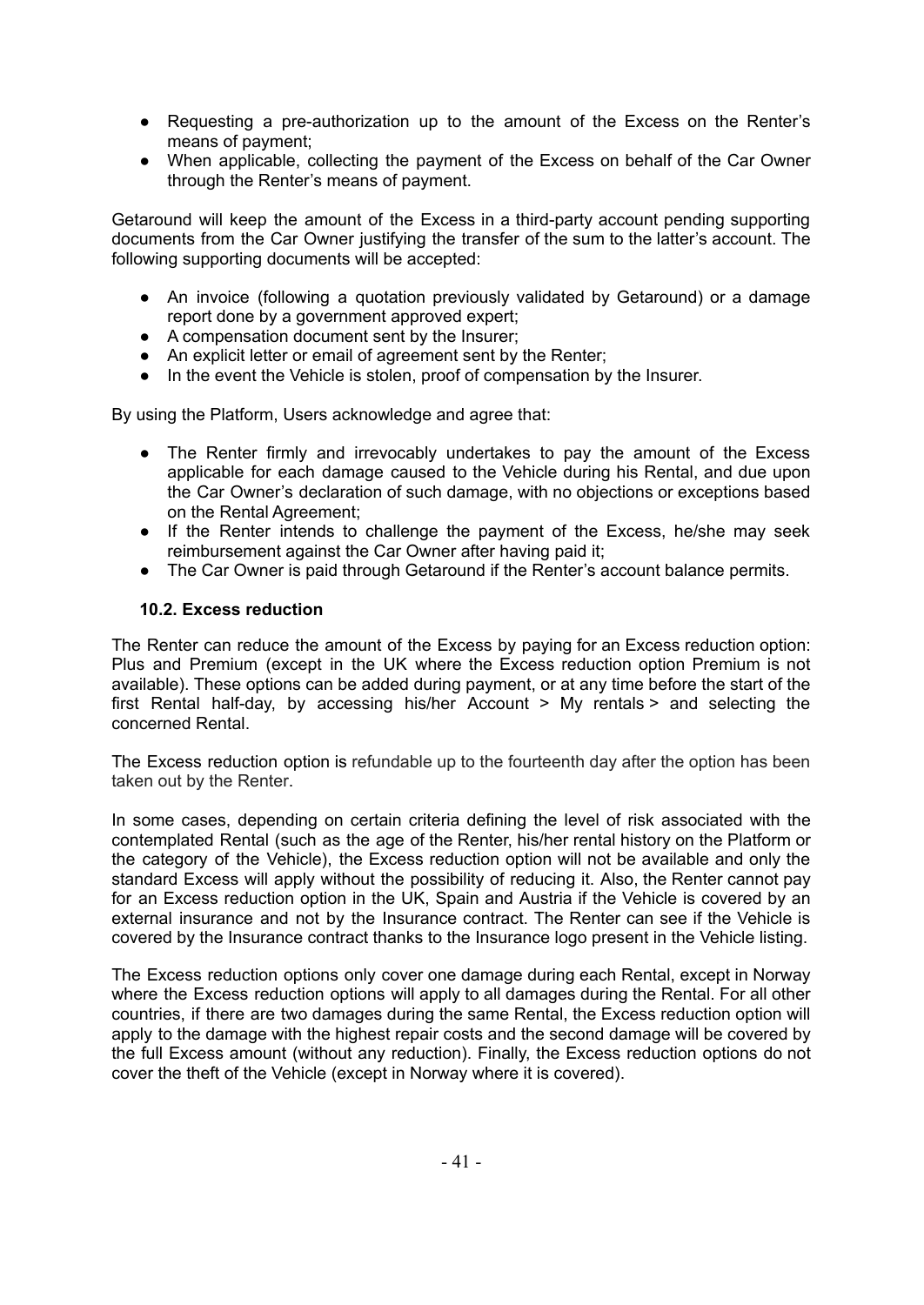- Requesting a pre-authorization up to the amount of the Excess on the Renter's means of payment;
- When applicable, collecting the payment of the Excess on behalf of the Car Owner through the Renter's means of payment.

Getaround will keep the amount of the Excess in a third-party account pending supporting documents from the Car Owner justifying the transfer of the sum to the latter's account. The following supporting documents will be accepted:

- An invoice (following a quotation previously validated by Getaround) or a damage report done by a government approved expert;
- A compensation document sent by the Insurer;
- An explicit letter or email of agreement sent by the Renter;
- In the event the Vehicle is stolen, proof of compensation by the Insurer.

By using the Platform, Users acknowledge and agree that:

- The Renter firmly and irrevocably undertakes to pay the amount of the Excess applicable for each damage caused to the Vehicle during his Rental, and due upon the Car Owner's declaration of such damage, with no objections or exceptions based on the Rental Agreement;
- If the Renter intends to challenge the payment of the Excess, he/she may seek reimbursement against the Car Owner after having paid it;
- The Car Owner is paid through Getaround if the Renter's account balance permits.

### 10.2. Excess reduction

The Renter can reduce the amount of the Excess by paying for an Excess reduction option: Plus and Premium (except in the UK where the Excess reduction option Premium is not available). These options can be added during payment, or at any time before the start of the first Rental half-day, by accessing his/her Account > My rentals > and selecting the concerned Rental.

The Excess reduction option is refundable up to the fourteenth day after the option has been taken out by the Renter.

In some cases, depending on certain criteria defining the level of risk associated with the contemplated Rental (such as the age of the Renter, his/her rental history on the Platform or the category of the Vehicle), the Excess reduction option will not be available and only the standard Excess will apply without the possibility of reducing it. Also, the Renter cannot pay for an Excess reduction option in the UK, Spain and Austria if the Vehicle is covered by an external insurance and not by the Insurance contract. The Renter can see if the Vehicle is covered by the Insurance contract thanks to the Insurance logo present in the Vehicle listing.

The Excess reduction options only cover one damage during each Rental, except in Norway where the Excess reduction options will apply to all damages during the Rental. For all other countries, if there are two damages during the same Rental, the Excess reduction option will apply to the damage with the highest repair costs and the second damage will be covered by the full Excess amount (without any reduction). Finally, the Excess reduction options do not cover the theft of the Vehicle (except in Norway where it is covered).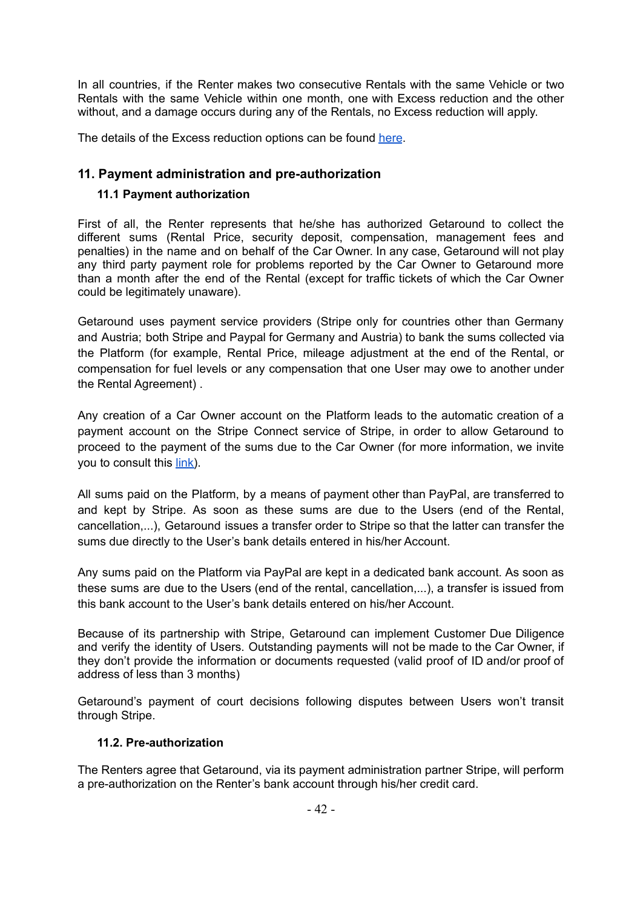In all countries, if the Renter makes two consecutive Rentals with the same Vehicle or two Rentals with the same Vehicle within one month, one with Excess reduction and the other without, and a damage occurs during any of the Rentals, no Excess reduction will apply.

The details of the Excess reduction options can be found here.

## 11. Payment administration and pre-authorization

### 11.1 Payment authorization

First of all, the Renter represents that he/she has authorized Getaround to collect the different sums (Rental Price, security deposit, compensation, management fees and penalties) in the name and on behalf of the Car Owner. In any case, Getaround will not play any third party payment role for problems reported by the Car Owner to Getaround more than a month after the end of the Rental (except for traffic tickets of which the Car Owner could be legitimately unaware).

Getaround uses payment service providers (Stripe only for countries other than Germany and Austria; both Stripe and Paypal for Germany and Austria) to bank the sums collected via the Platform (for example, Rental Price, mileage adjustment at the end of the Rental, or compensation for fuel levels or any compensation that one User may owe to another under the Rental Agreement) .

Any creation of a Car Owner account on the Platform leads to the automatic creation of a payment account on the Stripe Connect service of Stripe, in order to allow Getaround to proceed to the payment of the sums due to the Car Owner (for more information, we invite you to consult this link).

All sums paid on the Platform, by a means of payment other than PayPal, are transferred to and kept by Stripe. As soon as these sums are due to the Users (end of the Rental, cancellation,...), Getaround issues a transfer order to Stripe so that the latter can transfer the sums due directly to the User's bank details entered in his/her Account.

Any sums paid on the Platform via PayPal are kept in a dedicated bank account. As soon as these sums are due to the Users (end of the rental, cancellation,...), a transfer is issued from this bank account to the User's bank details entered on his/her Account.

Because of its partnership with Stripe, Getaround can implement Customer Due Diligence and verify the identity of Users. Outstanding payments will not be made to the Car Owner, if they don't provide the information or documents requested (valid proof of ID and/or proof of address of less than 3 months)

Getaround's payment of court decisions following disputes between Users won't transit through Stripe.

### 11.2. Pre-authorization

The Renters agree that Getaround, via its payment administration partner Stripe, will perform a pre-authorization on the Renter's bank account through his/her credit card.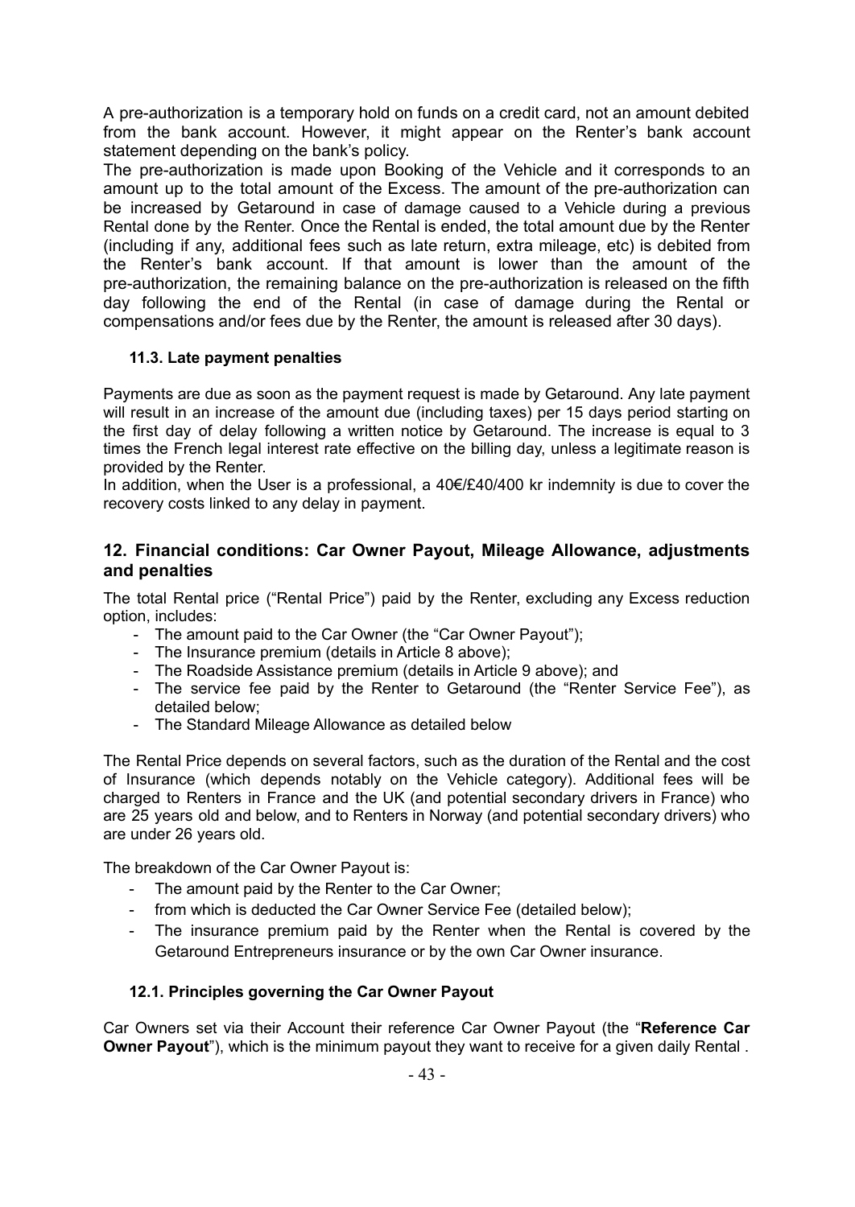A pre-authorization is a temporary hold on funds on a credit card, not an amount debited from the bank account. However, it might appear on the Renter's bank account statement depending on the bank's policy.
The pre-authorization is made upon Booking of the Vehicle and it corresponds to an amount up to the total amount of the Excess. The amount of the pre-authorization can be increased by Getaround in case of damage caused to a Vehicle during a previous Rental done by the Renter. Once the Rental is ended, the total amount due by the Renter (including if any, additional fees such as late return, extra mileage, etc) is debited from the Renter's bank account. If that amount is lower than the amount of the pre-authorization, the remaining balance on the pre-authorization is released on the fifth day following the end of the Rental (in case of damage during the Rental or compensations and/or fees due by the Renter, the amount is released after 30 days).

### 11.3. Late payment penalties

Payments are due as soon as the payment request is made by Getaround. Any late payment will result in an increase of the amount due (including taxes) per 15 days period starting on the first day of delay following a written notice by Getaround. The increase is equal to 3 times the French legal interest rate effective on the billing day, unless a legitimate reason is provided by the Renter.
In addition, when the User is a professional, a 40€/£40/400 kr indemnity is due to cover the recovery costs linked to any delay in payment.

## 12. Financial conditions: Car Owner Payout, Mileage Allowance, adjustments and penalties

The total Rental price ("Rental Price") paid by the Renter, excluding any Excess reduction option, includes:

- The amount paid to the Car Owner (the "Car Owner Payout");
- The Insurance premium (details in Article 8 above);
- The Roadside Assistance premium (details in Article 9 above); and
- The service fee paid by the Renter to Getaround (the "Renter Service Fee"), as detailed below;
- The Standard Mileage Allowance as detailed below

The Rental Price depends on several factors, such as the duration of the Rental and the cost of Insurance (which depends notably on the Vehicle category). Additional fees will be charged to Renters in France and the UK (and potential secondary drivers in France) who are 25 years old and below, and to Renters in Norway (and potential secondary drivers) who are under 26 years old.

The breakdown of the Car Owner Payout is:

- The amount paid by the Renter to the Car Owner;
- from which is deducted the Car Owner Service Fee (detailed below);
- The insurance premium paid by the Renter when the Rental is covered by the Getaround Entrepreneurs insurance or by the own Car Owner insurance.

### 12.1. Principles governing the Car Owner Payout

Car Owners set via their Account their reference Car Owner Payout (the "**Reference Car Owner Payout**"), which is the minimum payout they want to receive for a given daily Rental .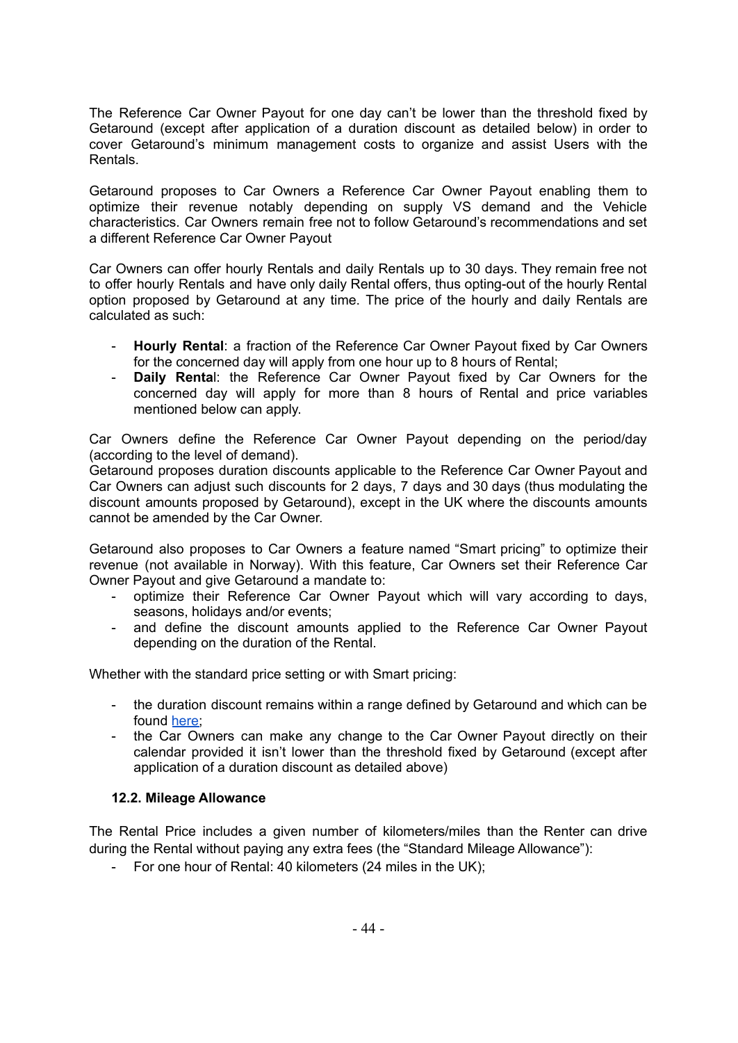The Reference Car Owner Payout for one day can't be lower than the threshold fixed by Getaround (except after application of a duration discount as detailed below) in order to cover Getaround's minimum management costs to organize and assist Users with the Rentals.

Getaround proposes to Car Owners a Reference Car Owner Payout enabling them to optimize their revenue notably depending on supply VS demand and the Vehicle characteristics. Car Owners remain free not to follow Getaround's recommendations and set a different Reference Car Owner Payout

Car Owners can offer hourly Rentals and daily Rentals up to 30 days. They remain free not to offer hourly Rentals and have only daily Rental offers, thus opting-out of the hourly Rental option proposed by Getaround at any time. The price of the hourly and daily Rentals are calculated as such:

- **Hourly Rental**: a fraction of the Reference Car Owner Payout fixed by Car Owners for the concerned day will apply from one hour up to 8 hours of Rental;
- **Daily Rental**: the Reference Car Owner Payout fixed by Car Owners for the concerned day will apply for more than 8 hours of Rental and price variables mentioned below can apply.

Car Owners define the Reference Car Owner Payout depending on the period/day (according to the level of demand).
Getaround proposes duration discounts applicable to the Reference Car Owner Payout and Car Owners can adjust such discounts for 2 days, 7 days and 30 days (thus modulating the discount amounts proposed by Getaround), except in the UK where the discounts amounts cannot be amended by the Car Owner.

Getaround also proposes to Car Owners a feature named "Smart pricing" to optimize their revenue (not available in Norway). With this feature, Car Owners set their Reference Car Owner Payout and give Getaround a mandate to:

- optimize their Reference Car Owner Payout which will vary according to days, seasons, holidays and/or events;
- and define the discount amounts applied to the Reference Car Owner Payout depending on the duration of the Rental.

Whether with the standard price setting or with Smart pricing:

- the duration discount remains within a range defined by Getaround and which can be found here;
- the Car Owners can make any change to the Car Owner Payout directly on their calendar provided it isn't lower than the threshold fixed by Getaround (except after application of a duration discount as detailed above)

### 12.2. Mileage Allowance

The Rental Price includes a given number of kilometers/miles than the Renter can drive during the Rental without paying any extra fees (the "Standard Mileage Allowance"):

- For one hour of Rental: 40 kilometers (24 miles in the UK);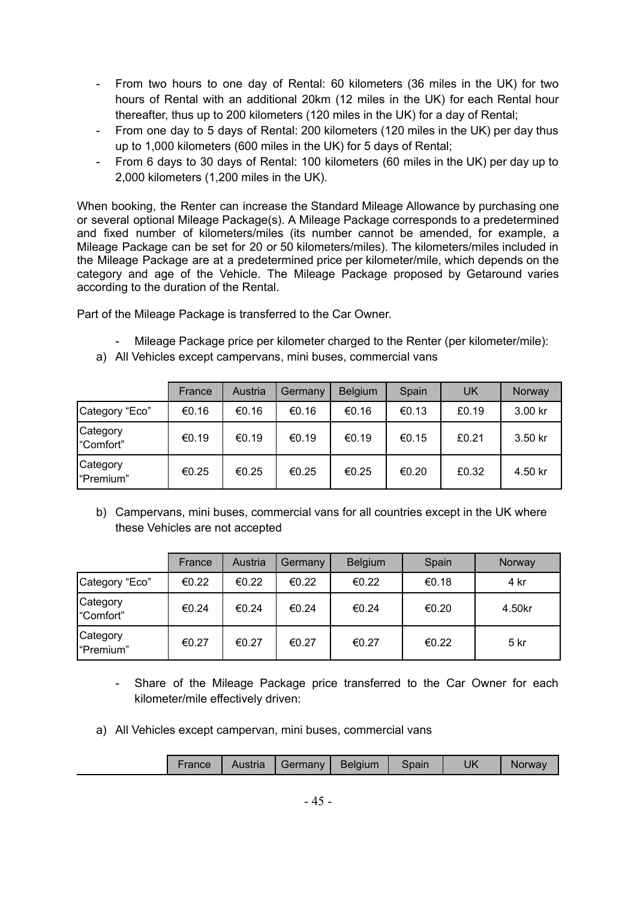- From two hours to one day of Rental: 60 kilometers (36 miles in the UK) for two hours of Rental with an additional 20km (12 miles in the UK) for each Rental hour thereafter, thus up to 200 kilometers (120 miles in the UK) for a day of Rental;
- From one day to 5 days of Rental: 200 kilometers (120 miles in the UK) per day thus up to 1,000 kilometers (600 miles in the UK) for 5 days of Rental;
- From 6 days to 30 days of Rental: 100 kilometers (60 miles in the UK) per day up to 2,000 kilometers (1,200 miles in the UK).

When booking, the Renter can increase the Standard Mileage Allowance by purchasing one or several optional Mileage Package(s). A Mileage Package corresponds to a predetermined and fixed number of kilometers/miles (its number cannot be amended, for example, a Mileage Package can be set for 20 or 50 kilometers/miles). The kilometers/miles included in the Mileage Package are at a predetermined price per kilometer/mile, which depends on the category and age of the Vehicle. The Mileage Package proposed by Getaround varies according to the duration of the Rental.

Part of the Mileage Package is transferred to the Car Owner.

- Mileage Package price per kilometer charged to the Renter (per kilometer/mile):

a) All Vehicles except campervans, mini buses, commercial vans

| | France | Austria | Germany | Belgium | Spain | UK | Norway |
|---|---|---|---|---|---|---|---|
| Category "Eco" | €0.16 | €0.16 | €0.16 | €0.16 | €0.13 | £0.19 | 3.00 kr |
| Category "Comfort" | €0.19 | €0.19 | €0.19 | €0.19 | €0.15 | £0.21 | 3.50 kr |
| Category "Premium" | €0.25 | €0.25 | €0.25 | €0.25 | €0.20 | £0.32 | 4.50 kr |

b) Campervans, mini buses, commercial vans for all countries except in the UK where these Vehicles are not accepted

| | France | Austria | Germany | Belgium | Spain | Norway |
|---|---|---|---|---|---|---|
| Category "Eco" | €0.22 | €0.22 | €0.22 | €0.22 | €0.18 | 4 kr |
| Category "Comfort" | €0.24 | €0.24 | €0.24 | €0.24 | €0.20 | 4.50kr |
| Category "Premium" | €0.27 | €0.27 | €0.27 | €0.27 | €0.22 | 5 kr |

- Share of the Mileage Package price transferred to the Car Owner for each kilometer/mile effectively driven:

a) All Vehicles except campervan, mini buses, commercial vans

| | France | Austria | Germany | Belgium | Spain | UK | Norway |
|---|---|---|---|---|---|---|---|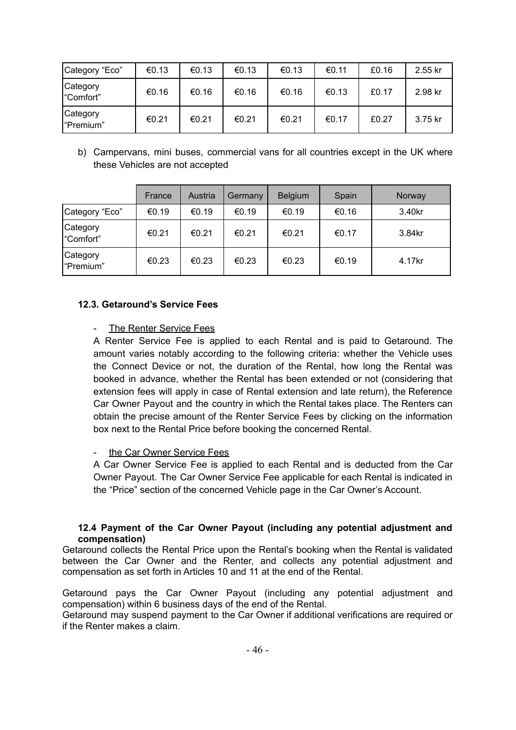| Category “Eco” | €0.13 | €0.13 | €0.13 | €0.13 | €0.11 | £0.16 | 2.55 kr |
|---|---|---|---|---|---|---|---|
| Category “Comfort” | €0.16 | €0.16 | €0.16 | €0.16 | €0.13 | £0.17 | 2.98 kr |
| Category “Premium” | €0.21 | €0.21 | €0.21 | €0.21 | €0.17 | £0.27 | 3.75 kr |

b) Campervans, mini buses, commercial vans for all countries except in the UK where these Vehicles are not accepted

| | France | Austria | Germany | Belgium | Spain | Norway |
|---|---|---|---|---|---|---|
| Category “Eco” | €0.19 | €0.19 | €0.19 | €0.19 | €0.16 | 3.40kr |
| Category “Comfort” | €0.21 | €0.21 | €0.21 | €0.21 | €0.17 | 3.84kr |
| Category “Premium” | €0.23 | €0.23 | €0.23 | €0.23 | €0.19 | 4.17kr |

### 12.3. Getaround’s Service Fees

- The Renter Service Fees

A Renter Service Fee is applied to each Rental and is paid to Getaround. The amount varies notably according to the following criteria: whether the Vehicle uses the Connect Device or not, the duration of the Rental, how long the Rental was booked in advance, whether the Rental has been extended or not (considering that extension fees will apply in case of Rental extension and late return), the Reference Car Owner Payout and the country in which the Rental takes place. The Renters can obtain the precise amount of the Renter Service Fees by clicking on the information box next to the Rental Price before booking the concerned Rental.

- the Car Owner Service Fees

A Car Owner Service Fee is applied to each Rental and is deducted from the Car Owner Payout. The Car Owner Service Fee applicable for each Rental is indicated in the “Price” section of the concerned Vehicle page in the Car Owner’s Account.

### 12.4 Payment of the Car Owner Payout (including any potential adjustment and compensation)

Getaround collects the Rental Price upon the Rental’s booking when the Rental is validated between the Car Owner and the Renter, and collects any potential adjustment and compensation as set forth in Articles 10 and 11 at the end of the Rental.

Getaround pays the Car Owner Payout (including any potential adjustment and compensation) within 6 business days of the end of the Rental.

Getaround may suspend payment to the Car Owner if additional verifications are required or if the Renter makes a claim.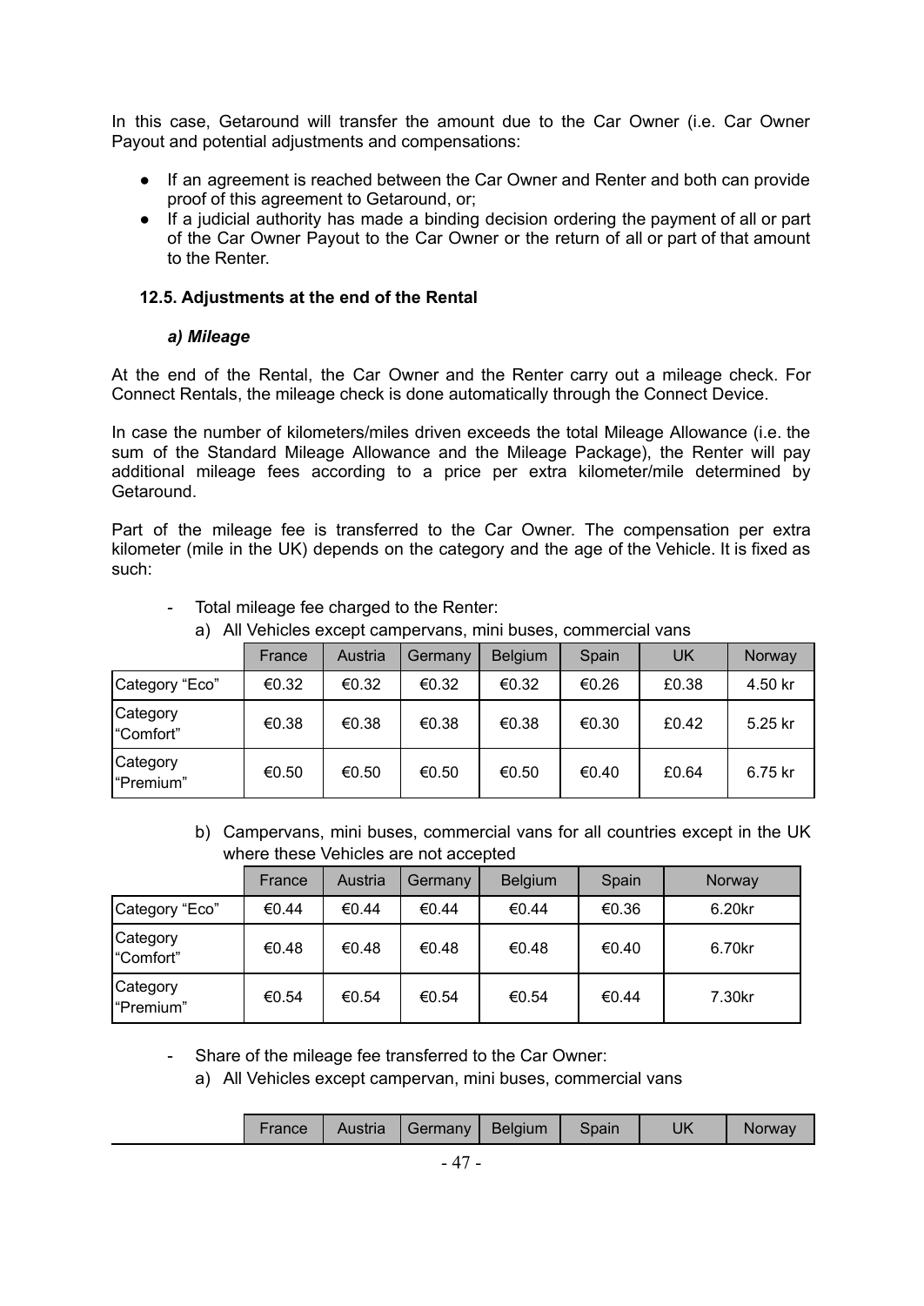In this case, Getaround will transfer the amount due to the Car Owner (i.e. Car Owner Payout and potential adjustments and compensations:

- If an agreement is reached between the Car Owner and Renter and both can provide proof of this agreement to Getaround, or;
- If a judicial authority has made a binding decision ordering the payment of all or part of the Car Owner Payout to the Car Owner or the return of all or part of that amount to the Renter.

### 12.5. Adjustments at the end of the Rental

#### *a) Mileage*

At the end of the Rental, the Car Owner and the Renter carry out a mileage check. For Connect Rentals, the mileage check is done automatically through the Connect Device.

In case the number of kilometers/miles driven exceeds the total Mileage Allowance (i.e. the sum of the Standard Mileage Allowance and the Mileage Package), the Renter will pay additional mileage fees according to a price per extra kilometer/mile determined by Getaround.

Part of the mileage fee is transferred to the Car Owner. The compensation per extra kilometer (mile in the UK) depends on the category and the age of the Vehicle. It is fixed as such:

- Total mileage fee charged to the Renter:
  a) All Vehicles except campervans, mini buses, commercial vans

| | France | Austria | Germany | Belgium | Spain | UK | Norway |
|---|---|---|---|---|---|---|---|
| Category "Eco" | €0.32 | €0.32 | €0.32 | €0.32 | €0.26 | £0.38 | 4.50 kr |
| Category "Comfort" | €0.38 | €0.38 | €0.38 | €0.38 | €0.30 | £0.42 | 5.25 kr |
| Category "Premium" | €0.50 | €0.50 | €0.50 | €0.50 | €0.40 | £0.64 | 6.75 kr |

  b) Campervans, mini buses, commercial vans for all countries except in the UK where these Vehicles are not accepted

| | France | Austria | Germany | Belgium | Spain | Norway |
|---|---|---|---|---|---|---|
| Category "Eco" | €0.44 | €0.44 | €0.44 | €0.44 | €0.36 | 6.20kr |
| Category "Comfort" | €0.48 | €0.48 | €0.48 | €0.48 | €0.40 | 6.70kr |
| Category "Premium" | €0.54 | €0.54 | €0.54 | €0.54 | €0.44 | 7.30kr |

- Share of the mileage fee transferred to the Car Owner:
  a) All Vehicles except campervan, mini buses, commercial vans

| | France | Austria | Germany | Belgium | Spain | UK | Norway |
|---|---|---|---|---|---|---|---|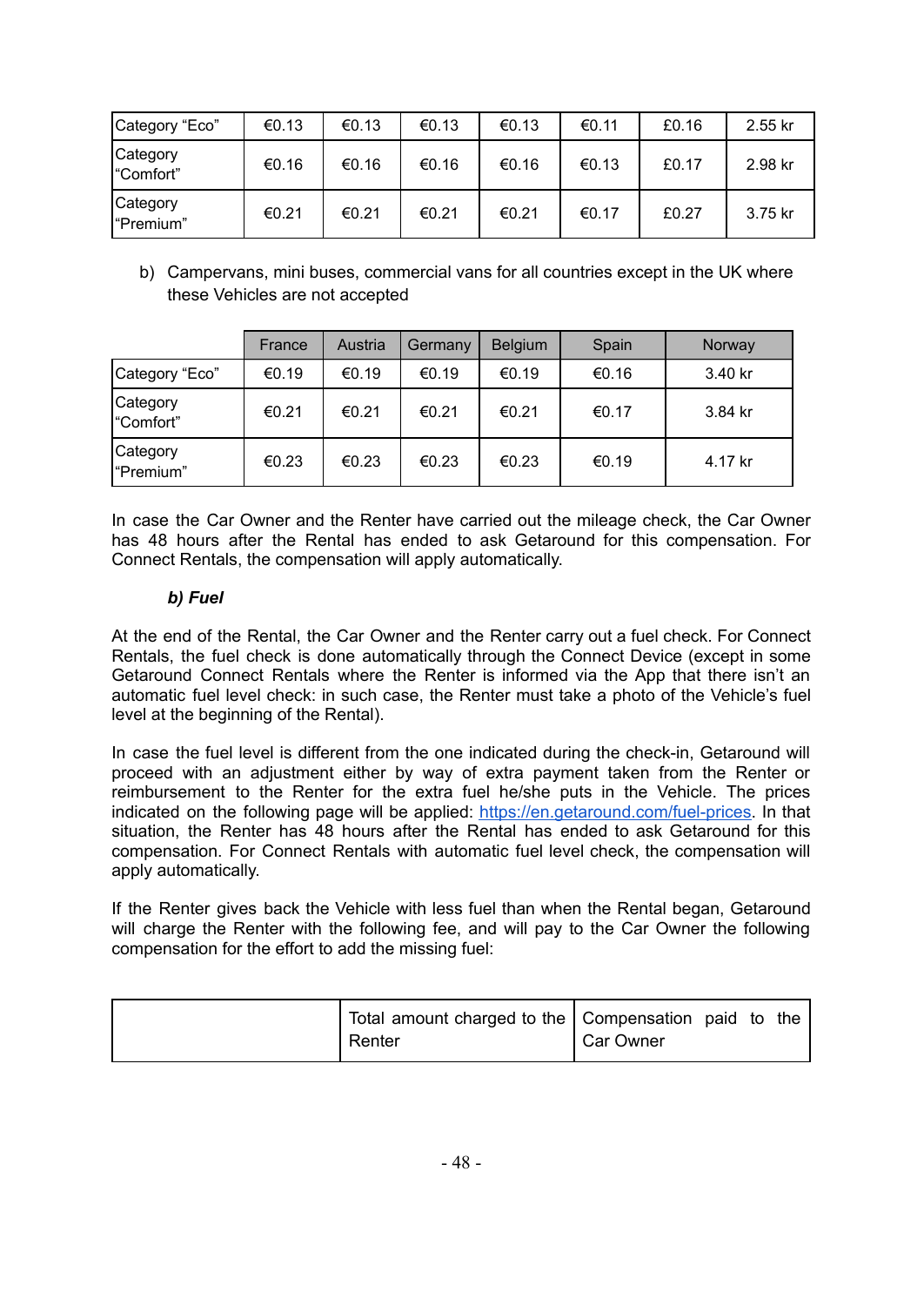| | | | | | | | |
|---|---|---|---|---|---|---|---|
| Category “Eco” | €0.13 | €0.13 | €0.13 | €0.13 | €0.11 | £0.16 | 2.55 kr |
| Category “Comfort” | €0.16 | €0.16 | €0.16 | €0.16 | €0.13 | £0.17 | 2.98 kr |
| Category “Premium” | €0.21 | €0.21 | €0.21 | €0.21 | €0.17 | £0.27 | 3.75 kr |

b) Campervans, mini buses, commercial vans for all countries except in the UK where these Vehicles are not accepted

| | France | Austria | Germany | Belgium | Spain | Norway |
|---|---|---|---|---|---|---|
| Category “Eco” | €0.19 | €0.19 | €0.19 | €0.19 | €0.16 | 3.40 kr |
| Category “Comfort” | €0.21 | €0.21 | €0.21 | €0.21 | €0.17 | 3.84 kr |
| Category “Premium” | €0.23 | €0.23 | €0.23 | €0.23 | €0.19 | 4.17 kr |

In case the Car Owner and the Renter have carried out the mileage check, the Car Owner has 48 hours after the Rental has ended to ask Getaround for this compensation. For Connect Rentals, the compensation will apply automatically.

***b) Fuel***

At the end of the Rental, the Car Owner and the Renter carry out a fuel check. For Connect Rentals, the fuel check is done automatically through the Connect Device (except in some Getaround Connect Rentals where the Renter is informed via the App that there isn't an automatic fuel level check: in such case, the Renter must take a photo of the Vehicle's fuel level at the beginning of the Rental).

In case the fuel level is different from the one indicated during the check-in, Getaround will proceed with an adjustment either by way of extra payment taken from the Renter or reimbursement to the Renter for the extra fuel he/she puts in the Vehicle. The prices indicated on the following page will be applied: https://en.getaround.com/fuel-prices. In that situation, the Renter has 48 hours after the Rental has ended to ask Getaround for this compensation. For Connect Rentals with automatic fuel level check, the compensation will apply automatically.

If the Renter gives back the Vehicle with less fuel than when the Rental began, Getaround will charge the Renter with the following fee, and will pay to the Car Owner the following compensation for the effort to add the missing fuel:

| | Total amount charged to the Renter | Compensation paid to the Car Owner |
|---|---|---|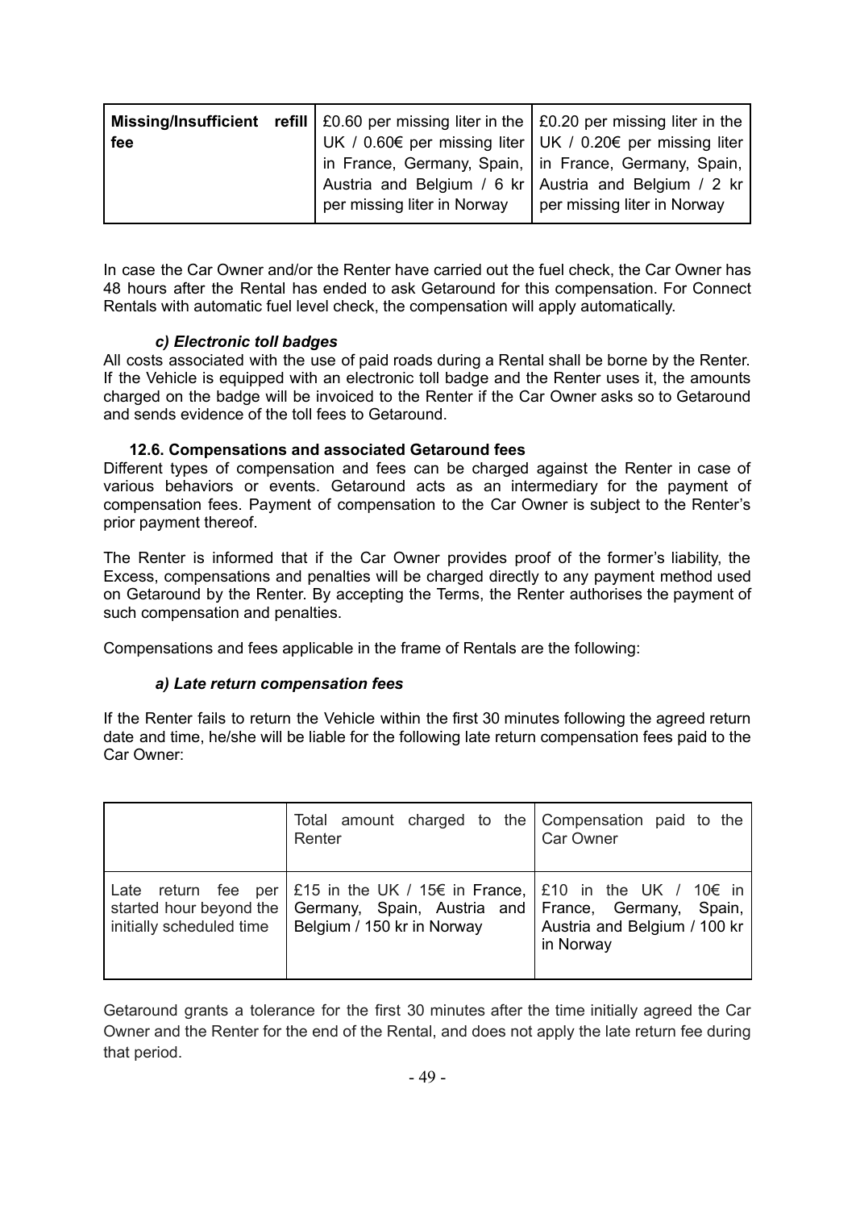| Missing/Insufficient refill fee | £0.60 per missing liter in the UK / 0.60€ per missing liter in France, Germany, Spain, Austria and Belgium / 6 kr per missing liter in Norway | £0.20 per missing liter in the UK / 0.20€ per missing liter in France, Germany, Spain, Austria and Belgium / 2 kr per missing liter in Norway |
|---|---|---|

In case the Car Owner and/or the Renter have carried out the fuel check, the Car Owner has 48 hours after the Rental has ended to ask Getaround for this compensation. For Connect Rentals with automatic fuel level check, the compensation will apply automatically.

#### *c) Electronic toll badges*

All costs associated with the use of paid roads during a Rental shall be borne by the Renter. If the Vehicle is equipped with an electronic toll badge and the Renter uses it, the amounts charged on the badge will be invoiced to the Renter if the Car Owner asks so to Getaround and sends evidence of the toll fees to Getaround.

### 12.6. Compensations and associated Getaround fees

Different types of compensation and fees can be charged against the Renter in case of various behaviors or events. Getaround acts as an intermediary for the payment of compensation fees. Payment of compensation to the Car Owner is subject to the Renter's prior payment thereof.

The Renter is informed that if the Car Owner provides proof of the former's liability, the Excess, compensations and penalties will be charged directly to any payment method used on Getaround by the Renter. By accepting the Terms, the Renter authorises the payment of such compensation and penalties.

Compensations and fees applicable in the frame of Rentals are the following:

#### *a) Late return compensation fees*

If the Renter fails to return the Vehicle within the first 30 minutes following the agreed return date and time, he/she will be liable for the following late return compensation fees paid to the Car Owner:

| | Total amount charged to the Renter | Compensation paid to the Car Owner |
|---|---|---|
| Late return fee per started hour beyond the initially scheduled time | £15 in the UK / 15€ in France, Germany, Spain, Austria and Belgium / 150 kr in Norway | £10 in the UK / 10€ in France, Germany, Spain, Austria and Belgium / 100 kr in Norway |

Getaround grants a tolerance for the first 30 minutes after the time initially agreed the Car Owner and the Renter for the end of the Rental, and does not apply the late return fee during that period.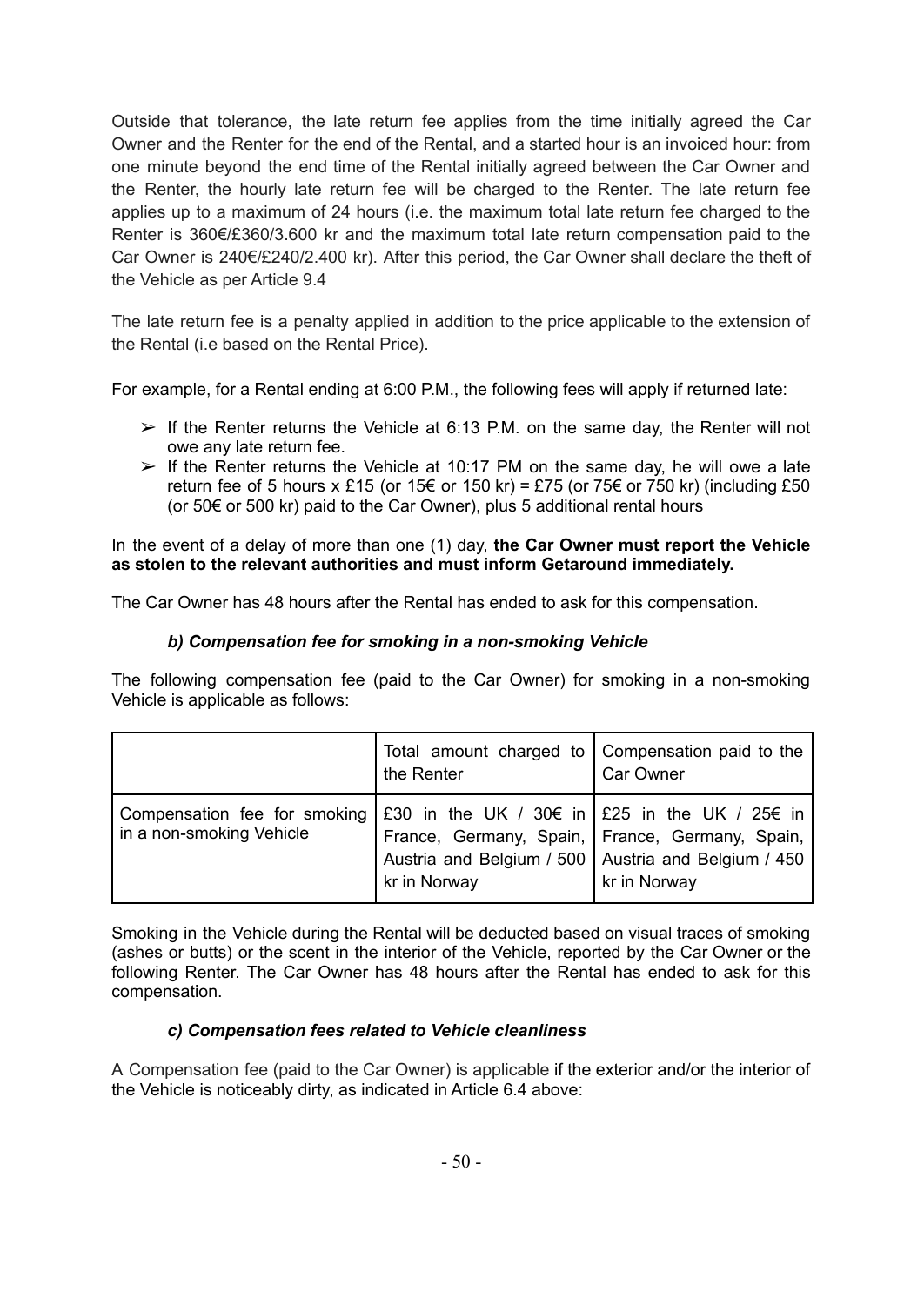Outside that tolerance, the late return fee applies from the time initially agreed the Car Owner and the Renter for the end of the Rental, and a started hour is an invoiced hour: from one minute beyond the end time of the Rental initially agreed between the Car Owner and the Renter, the hourly late return fee will be charged to the Renter. The late return fee applies up to a maximum of 24 hours (i.e. the maximum total late return fee charged to the Renter is 360€/£360/3.600 kr and the maximum total late return compensation paid to the Car Owner is 240€/£240/2.400 kr). After this period, the Car Owner shall declare the theft of the Vehicle as per Article 9.4

The late return fee is a penalty applied in addition to the price applicable to the extension of the Rental (i.e based on the Rental Price).

For example, for a Rental ending at 6:00 P.M., the following fees will apply if returned late:

- ➢ If the Renter returns the Vehicle at 6:13 P.M. on the same day, the Renter will not owe any late return fee.
- ➢ If the Renter returns the Vehicle at 10:17 PM on the same day, he will owe a late return fee of 5 hours x £15 (or 15€ or 150 kr) = £75 (or 75€ or 750 kr) (including £50 (or 50€ or 500 kr) paid to the Car Owner), plus 5 additional rental hours

In the event of a delay of more than one (1) day, **the Car Owner must report the Vehicle as stolen to the relevant authorities and must inform Getaround immediately.**

The Car Owner has 48 hours after the Rental has ended to ask for this compensation.

### *b) Compensation fee for smoking in a non-smoking Vehicle*

The following compensation fee (paid to the Car Owner) for smoking in a non-smoking Vehicle is applicable as follows:

| | Total amount charged to the Renter | Compensation paid to the Car Owner |
|---|---|---|
| Compensation fee for smoking in a non-smoking Vehicle | £30 in the UK / 30€ in France, Germany, Spain, Austria and Belgium / 500 kr in Norway | £25 in the UK / 25€ in France, Germany, Spain, Austria and Belgium / 450 kr in Norway |

Smoking in the Vehicle during the Rental will be deducted based on visual traces of smoking (ashes or butts) or the scent in the interior of the Vehicle, reported by the Car Owner or the following Renter. The Car Owner has 48 hours after the Rental has ended to ask for this compensation.

### *c) Compensation fees related to Vehicle cleanliness*

A Compensation fee (paid to the Car Owner) is applicable if the exterior and/or the interior of the Vehicle is noticeably dirty, as indicated in Article 6.4 above: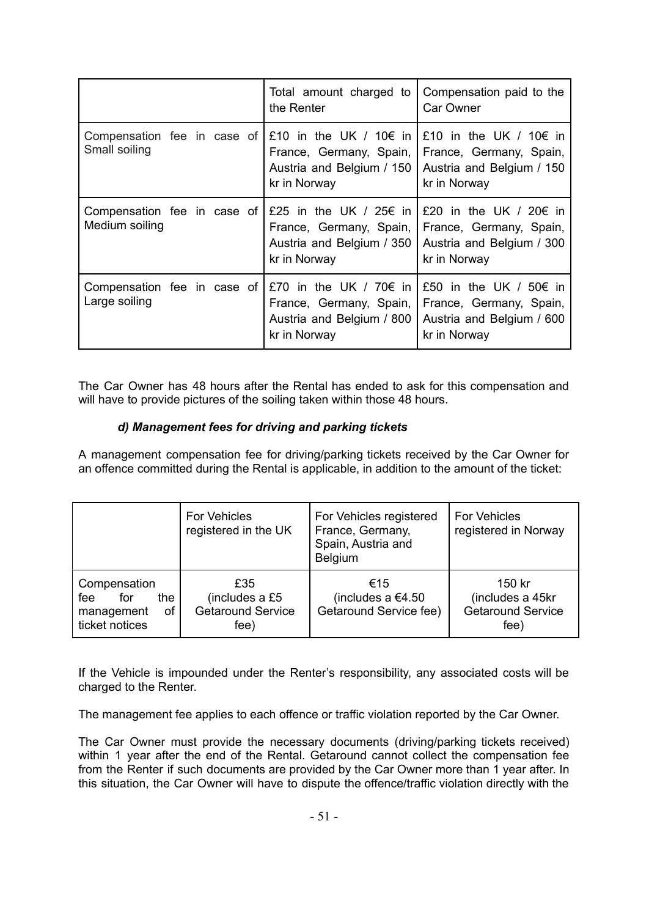| | Total amount charged to the Renter | Compensation paid to the Car Owner |
|---|---|---|
| Compensation fee in case of Small soiling | £10 in the UK / 10€ in France, Germany, Spain, Austria and Belgium / 150 kr in Norway | £10 in the UK / 10€ in France, Germany, Spain, Austria and Belgium / 150 kr in Norway |
| Compensation fee in case of Medium soiling | £25 in the UK / 25€ in France, Germany, Spain, Austria and Belgium / 350 kr in Norway | £20 in the UK / 20€ in France, Germany, Spain, Austria and Belgium / 300 kr in Norway |
| Compensation fee in case of Large soiling | £70 in the UK / 70€ in France, Germany, Spain, Austria and Belgium / 800 kr in Norway | £50 in the UK / 50€ in France, Germany, Spain, Austria and Belgium / 600 kr in Norway |

The Car Owner has 48 hours after the Rental has ended to ask for this compensation and will have to provide pictures of the soiling taken within those 48 hours.

***d) Management fees for driving and parking tickets***

A management compensation fee for driving/parking tickets received by the Car Owner for an offence committed during the Rental is applicable, in addition to the amount of the ticket:

| | For Vehicles registered in the UK | For Vehicles registered France, Germany, Spain, Austria and Belgium | For Vehicles registered in Norway |
|---|---|---|---|
| Compensation fee for the management of ticket notices | £35 (includes a £5 Getaround Service fee) | €15 (includes a €4.50 Getaround Service fee) | 150 kr (includes a 45kr Getaround Service fee) |

If the Vehicle is impounded under the Renter's responsibility, any associated costs will be charged to the Renter.

The management fee applies to each offence or traffic violation reported by the Car Owner.

The Car Owner must provide the necessary documents (driving/parking tickets received) within 1 year after the end of the Rental. Getaround cannot collect the compensation fee from the Renter if such documents are provided by the Car Owner more than 1 year after. In this situation, the Car Owner will have to dispute the offence/traffic violation directly with the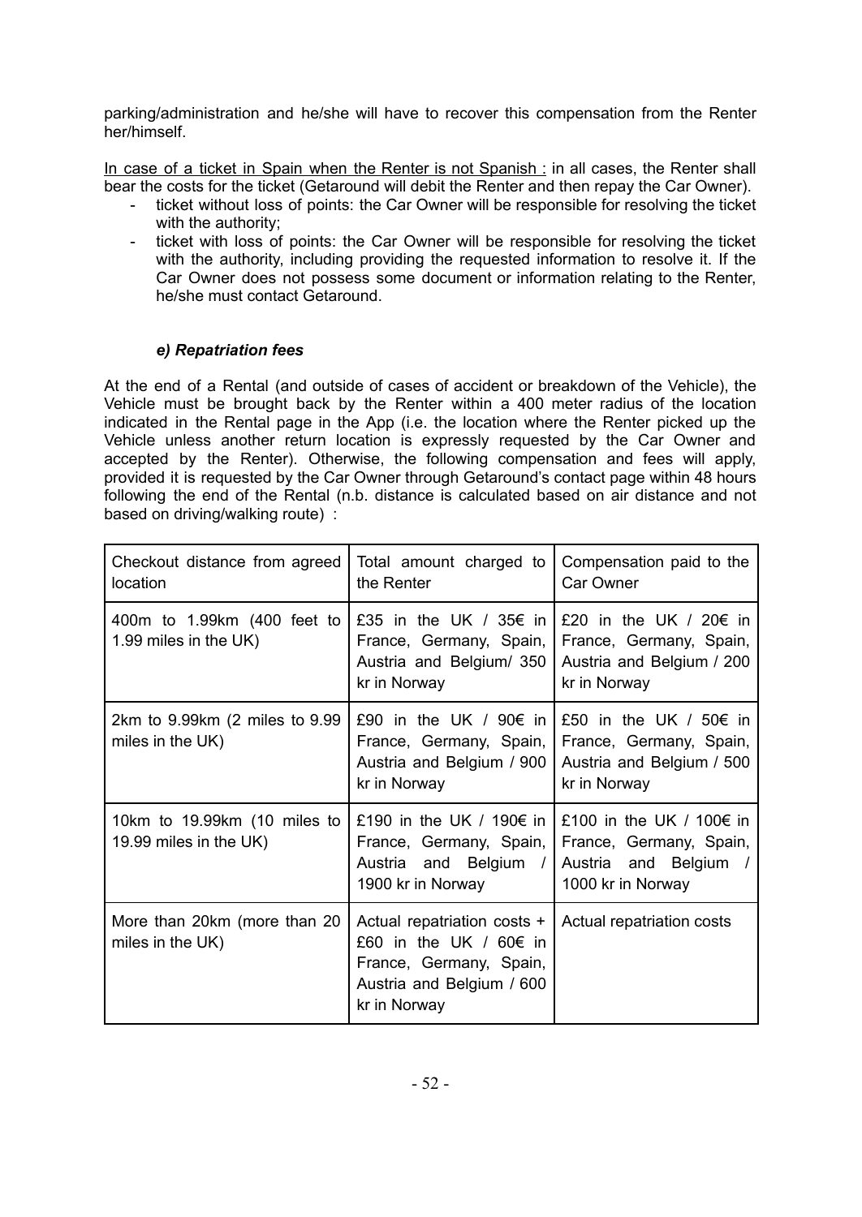parking/administration and he/she will have to recover this compensation from the Renter her/himself.

In case of a ticket in Spain when the Renter is not Spanish : in all cases, the Renter shall bear the costs for the ticket (Getaround will debit the Renter and then repay the Car Owner).

- ticket without loss of points: the Car Owner will be responsible for resolving the ticket with the authority;
- ticket with loss of points: the Car Owner will be responsible for resolving the ticket with the authority, including providing the requested information to resolve it. If the Car Owner does not possess some document or information relating to the Renter, he/she must contact Getaround.

### *e) Repatriation fees*

At the end of a Rental (and outside of cases of accident or breakdown of the Vehicle), the Vehicle must be brought back by the Renter within a 400 meter radius of the location indicated in the Rental page in the App (i.e. the location where the Renter picked up the Vehicle unless another return location is expressly requested by the Car Owner and accepted by the Renter). Otherwise, the following compensation and fees will apply, provided it is requested by the Car Owner through Getaround's contact page within 48 hours following the end of the Rental (n.b. distance is calculated based on air distance and not based on driving/walking route) :

| Checkout distance from agreed location | Total amount charged to the Renter | Compensation paid to the Car Owner |
| --- | --- | --- |
| 400m to 1.99km (400 feet to 1.99 miles in the UK) | £35 in the UK / 35€ in France, Germany, Spain, Austria and Belgium/ 350 kr in Norway | £20 in the UK / 20€ in France, Germany, Spain, Austria and Belgium / 200 kr in Norway |
| 2km to 9.99km (2 miles to 9.99 miles in the UK) | £90 in the UK / 90€ in France, Germany, Spain, Austria and Belgium / 900 kr in Norway | £50 in the UK / 50€ in France, Germany, Spain, Austria and Belgium / 500 kr in Norway |
| 10km to 19.99km (10 miles to 19.99 miles in the UK) | £190 in the UK / 190€ in France, Germany, Spain, Austria and Belgium / 1900 kr in Norway | £100 in the UK / 100€ in France, Germany, Spain, Austria and Belgium / 1000 kr in Norway |
| More than 20km (more than 20 miles in the UK) | Actual repatriation costs + £60 in the UK / 60€ in France, Germany, Spain, Austria and Belgium / 600 kr in Norway | Actual repatriation costs |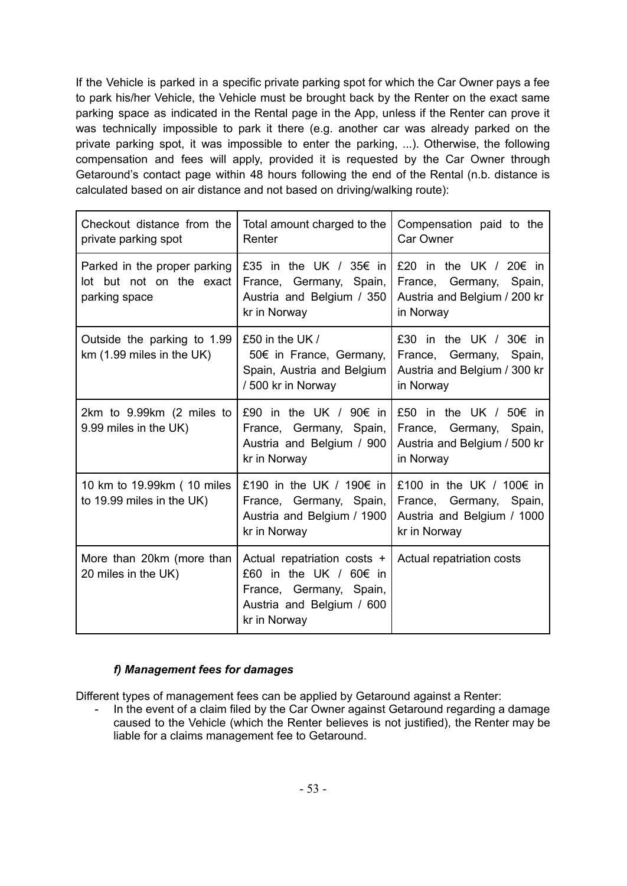If the Vehicle is parked in a specific private parking spot for which the Car Owner pays a fee to park his/her Vehicle, the Vehicle must be brought back by the Renter on the exact same parking space as indicated in the Rental page in the App, unless if the Renter can prove it was technically impossible to park it there (e.g. another car was already parked on the private parking spot, it was impossible to enter the parking, ...). Otherwise, the following compensation and fees will apply, provided it is requested by the Car Owner through Getaround's contact page within 48 hours following the end of the Rental (n.b. distance is calculated based on air distance and not based on driving/walking route):

| Checkout distance from the private parking spot | Total amount charged to the Renter | Compensation paid to the Car Owner |
|---|---|---|
| Parked in the proper parking lot but not on the exact parking space | £35 in the UK / 35€ in France, Germany, Spain, Austria and Belgium / 350 kr in Norway | £20 in the UK / 20€ in France, Germany, Spain, Austria and Belgium / 200 kr in Norway |
| Outside the parking to 1.99 km (1.99 miles in the UK) | £50 in the UK / 50€ in France, Germany, Spain, Austria and Belgium / 500 kr in Norway | £30 in the UK / 30€ in France, Germany, Spain, Austria and Belgium / 300 kr in Norway |
| 2km to 9.99km (2 miles to 9.99 miles in the UK) | £90 in the UK / 90€ in France, Germany, Spain, Austria and Belgium / 900 kr in Norway | £50 in the UK / 50€ in France, Germany, Spain, Austria and Belgium / 500 kr in Norway |
| 10 km to 19.99km ( 10 miles to 19.99 miles in the UK) | £190 in the UK / 190€ in France, Germany, Spain, Austria and Belgium / 1900 kr in Norway | £100 in the UK / 100€ in France, Germany, Spain, Austria and Belgium / 1000 kr in Norway |
| More than 20km (more than 20 miles in the UK) | Actual repatriation costs + £60 in the UK / 60€ in France, Germany, Spain, Austria and Belgium / 600 kr in Norway | Actual repatriation costs |

#### *f) Management fees for damages*

Different types of management fees can be applied by Getaround against a Renter:

- In the event of a claim filed by the Car Owner against Getaround regarding a damage caused to the Vehicle (which the Renter believes is not justified), the Renter may be liable for a claims management fee to Getaround.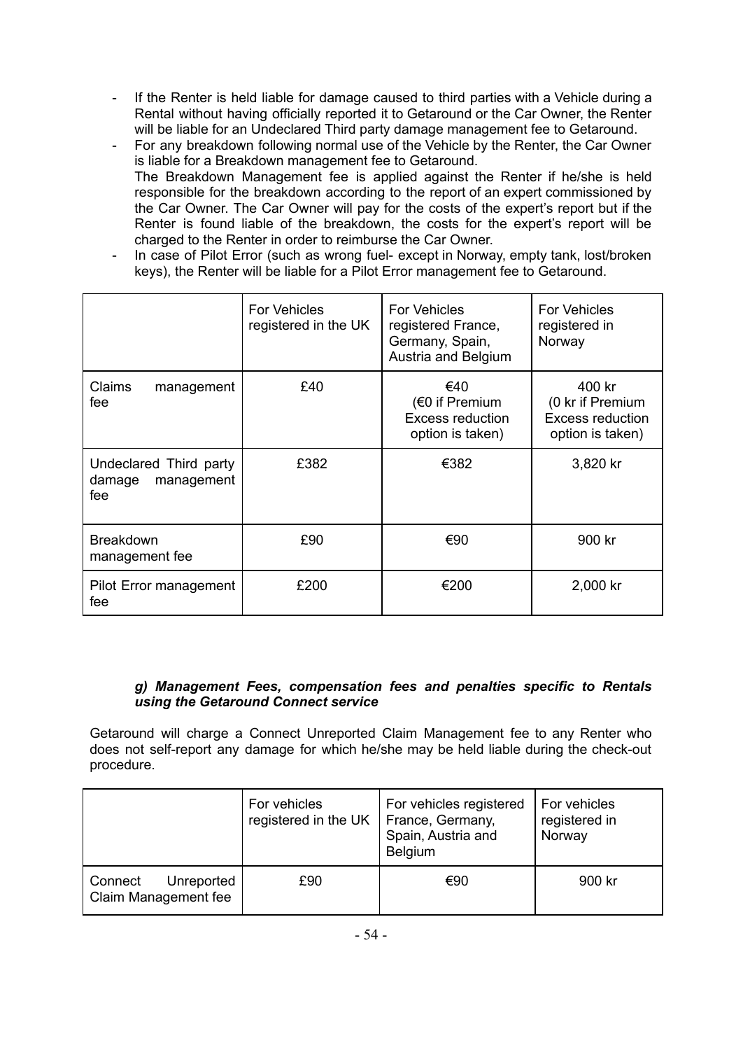- If the Renter is held liable for damage caused to third parties with a Vehicle during a Rental without having officially reported it to Getaround or the Car Owner, the Renter will be liable for an Undeclared Third party damage management fee to Getaround.
- For any breakdown following normal use of the Vehicle by the Renter, the Car Owner is liable for a Breakdown management fee to Getaround.
  The Breakdown Management fee is applied against the Renter if he/she is held responsible for the breakdown according to the report of an expert commissioned by the Car Owner. The Car Owner will pay for the costs of the expert's report but if the Renter is found liable of the breakdown, the costs for the expert's report will be charged to the Renter in order to reimburse the Car Owner.
- In case of Pilot Error (such as wrong fuel- except in Norway, empty tank, lost/broken keys), the Renter will be liable for a Pilot Error management fee to Getaround.

| | For Vehicles registered in the UK | For Vehicles registered France, Germany, Spain, Austria and Belgium | For Vehicles registered in Norway |
|---|---|---|---|
| Claims management fee | £40 | €40 (€0 if Premium Excess reduction option is taken) | 400 kr (0 kr if Premium Excess reduction option is taken) |
| Undeclared Third party damage management fee | £382 | €382 | 3,820 kr |
| Breakdown management fee | £90 | €90 | 900 kr |
| Pilot Error management fee | £200 | €200 | 2,000 kr |

#### *g) Management Fees, compensation fees and penalties specific to Rentals using the Getaround Connect service*

Getaround will charge a Connect Unreported Claim Management fee to any Renter who does not self-report any damage for which he/she may be held liable during the check-out procedure.

| | For vehicles registered in the UK | For vehicles registered France, Germany, Spain, Austria and Belgium | For vehicles registered in Norway |
|---|---|---|---|
| Connect Unreported Claim Management fee | £90 | €90 | 900 kr |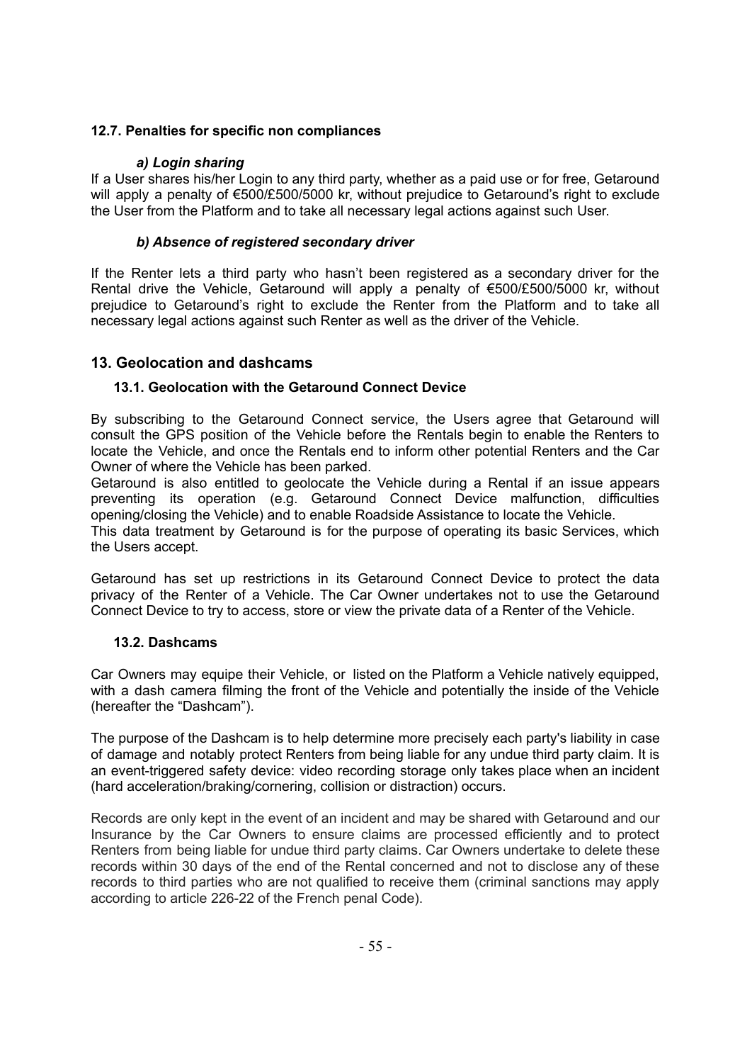### 12.7. Penalties for specific non compliances

#### *a) Login sharing*

If a User shares his/her Login to any third party, whether as a paid use or for free, Getaround will apply a penalty of €500/£500/5000 kr, without prejudice to Getaround's right to exclude the User from the Platform and to take all necessary legal actions against such User.

#### *b) Absence of registered secondary driver*

If the Renter lets a third party who hasn't been registered as a secondary driver for the Rental drive the Vehicle, Getaround will apply a penalty of €500/£500/5000 kr, without prejudice to Getaround's right to exclude the Renter from the Platform and to take all necessary legal actions against such Renter as well as the driver of the Vehicle.

## 13. Geolocation and dashcams

### 13.1. Geolocation with the Getaround Connect Device

By subscribing to the Getaround Connect service, the Users agree that Getaround will consult the GPS position of the Vehicle before the Rentals begin to enable the Renters to locate the Vehicle, and once the Rentals end to inform other potential Renters and the Car Owner of where the Vehicle has been parked.

Getaround is also entitled to geolocate the Vehicle during a Rental if an issue appears preventing its operation (e.g. Getaround Connect Device malfunction, difficulties opening/closing the Vehicle) and to enable Roadside Assistance to locate the Vehicle.

This data treatment by Getaround is for the purpose of operating its basic Services, which the Users accept.

Getaround has set up restrictions in its Getaround Connect Device to protect the data privacy of the Renter of a Vehicle. The Car Owner undertakes not to use the Getaround Connect Device to try to access, store or view the private data of a Renter of the Vehicle.

### 13.2. Dashcams

Car Owners may equipe their Vehicle, or listed on the Platform a Vehicle natively equipped, with a dash camera filming the front of the Vehicle and potentially the inside of the Vehicle (hereafter the "Dashcam").

The purpose of the Dashcam is to help determine more precisely each party's liability in case of damage and notably protect Renters from being liable for any undue third party claim. It is an event-triggered safety device: video recording storage only takes place when an incident (hard acceleration/braking/cornering, collision or distraction) occurs.

Records are only kept in the event of an incident and may be shared with Getaround and our Insurance by the Car Owners to ensure claims are processed efficiently and to protect Renters from being liable for undue third party claims. Car Owners undertake to delete these records within 30 days of the end of the Rental concerned and not to disclose any of these records to third parties who are not qualified to receive them (criminal sanctions may apply according to article 226-22 of the French penal Code).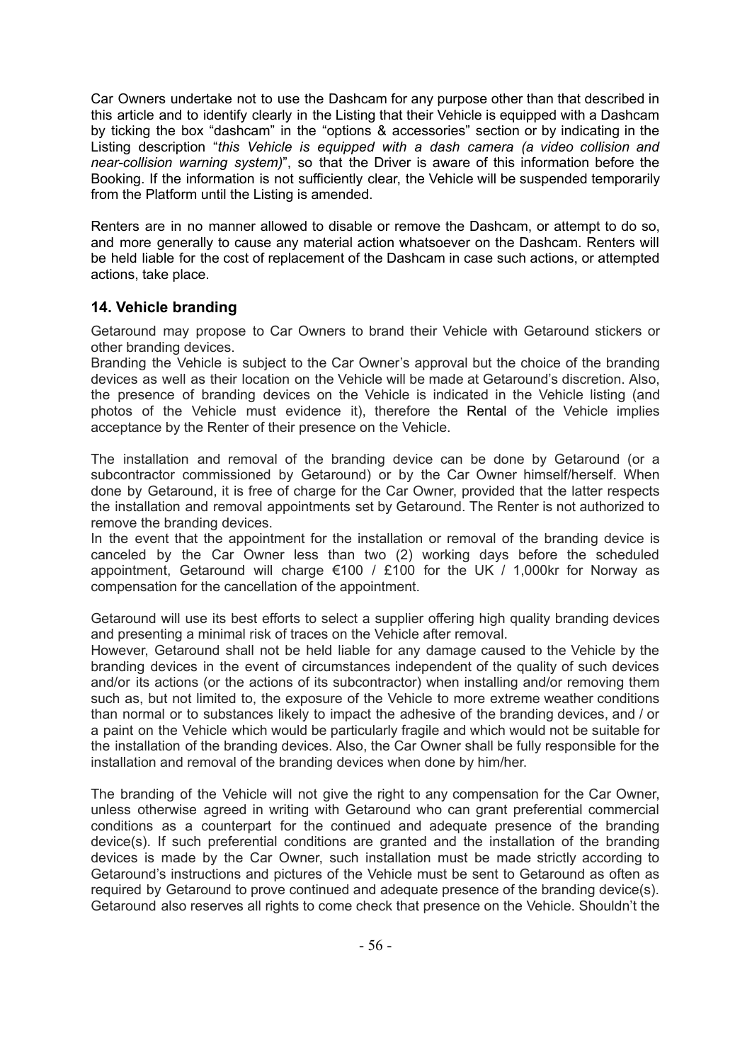Car Owners undertake not to use the Dashcam for any purpose other than that described in this article and to identify clearly in the Listing that their Vehicle is equipped with a Dashcam by ticking the box "dashcam" in the "options & accessories" section or by indicating in the Listing description "*this Vehicle is equipped with a dash camera (a video collision and near-collision warning system)*", so that the Driver is aware of this information before the Booking. If the information is not sufficiently clear, the Vehicle will be suspended temporarily from the Platform until the Listing is amended.

Renters are in no manner allowed to disable or remove the Dashcam, or attempt to do so, and more generally to cause any material action whatsoever on the Dashcam. Renters will be held liable for the cost of replacement of the Dashcam in case such actions, or attempted actions, take place.

## 14. Vehicle branding

Getaround may propose to Car Owners to brand their Vehicle with Getaround stickers or other branding devices.

Branding the Vehicle is subject to the Car Owner's approval but the choice of the branding devices as well as their location on the Vehicle will be made at Getaround's discretion. Also, the presence of branding devices on the Vehicle is indicated in the Vehicle listing (and photos of the Vehicle must evidence it), therefore the Rental of the Vehicle implies acceptance by the Renter of their presence on the Vehicle.

The installation and removal of the branding device can be done by Getaround (or a subcontractor commissioned by Getaround) or by the Car Owner himself/herself. When done by Getaround, it is free of charge for the Car Owner, provided that the latter respects the installation and removal appointments set by Getaround. The Renter is not authorized to remove the branding devices.

In the event that the appointment for the installation or removal of the branding device is canceled by the Car Owner less than two (2) working days before the scheduled appointment, Getaround will charge €100 / £100 for the UK / 1,000kr for Norway as compensation for the cancellation of the appointment.

Getaround will use its best efforts to select a supplier offering high quality branding devices and presenting a minimal risk of traces on the Vehicle after removal.

However, Getaround shall not be held liable for any damage caused to the Vehicle by the branding devices in the event of circumstances independent of the quality of such devices and/or its actions (or the actions of its subcontractor) when installing and/or removing them such as, but not limited to, the exposure of the Vehicle to more extreme weather conditions than normal or to substances likely to impact the adhesive of the branding devices, and / or a paint on the Vehicle which would be particularly fragile and which would not be suitable for the installation of the branding devices. Also, the Car Owner shall be fully responsible for the installation and removal of the branding devices when done by him/her.

The branding of the Vehicle will not give the right to any compensation for the Car Owner, unless otherwise agreed in writing with Getaround who can grant preferential commercial conditions as a counterpart for the continued and adequate presence of the branding device(s). If such preferential conditions are granted and the installation of the branding devices is made by the Car Owner, such installation must be made strictly according to Getaround's instructions and pictures of the Vehicle must be sent to Getaround as often as required by Getaround to prove continued and adequate presence of the branding device(s). Getaround also reserves all rights to come check that presence on the Vehicle. Shouldn't the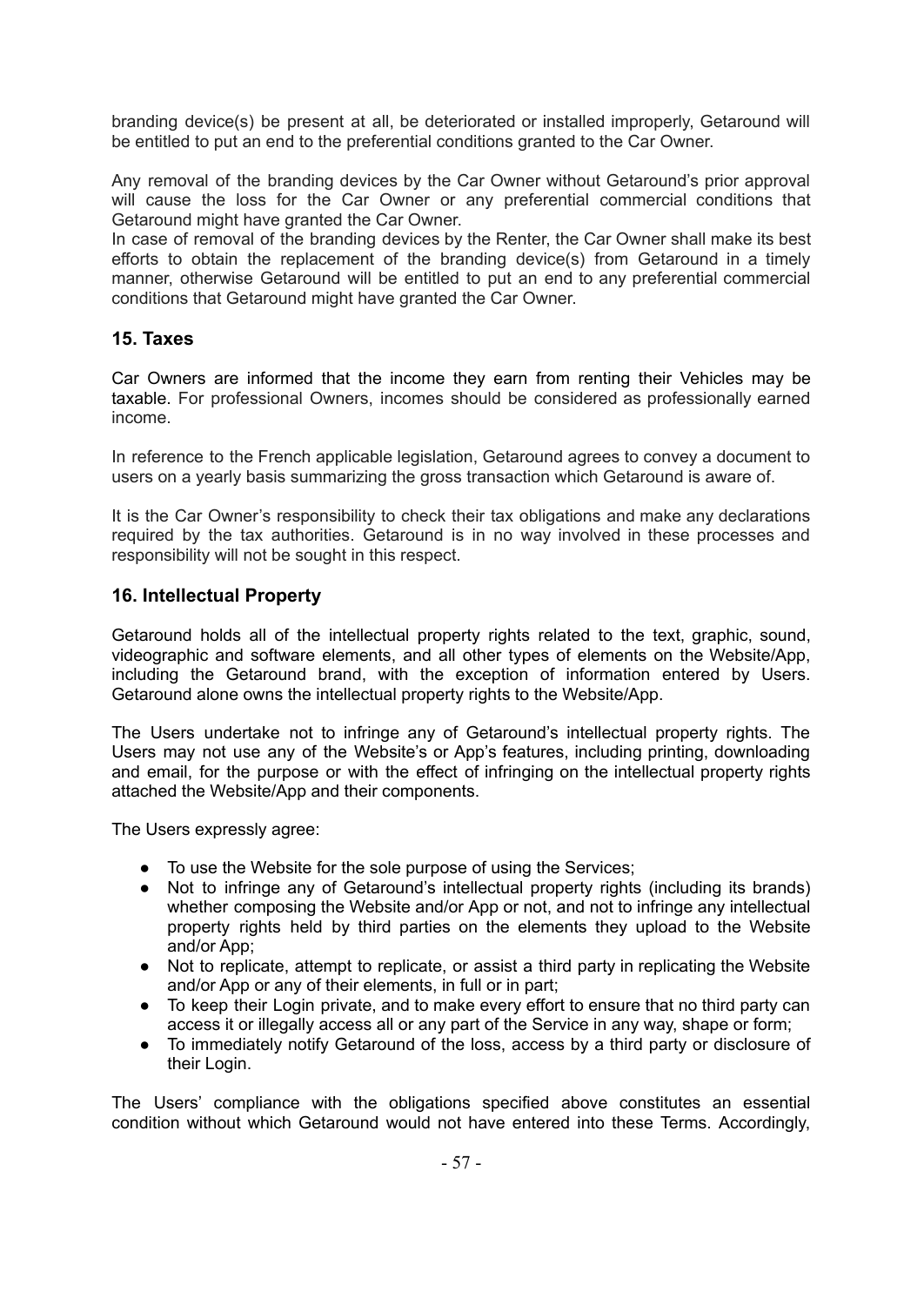branding device(s) be present at all, be deteriorated or installed improperly, Getaround will be entitled to put an end to the preferential conditions granted to the Car Owner.

Any removal of the branding devices by the Car Owner without Getaround's prior approval will cause the loss for the Car Owner or any preferential commercial conditions that Getaround might have granted the Car Owner.
In case of removal of the branding devices by the Renter, the Car Owner shall make its best efforts to obtain the replacement of the branding device(s) from Getaround in a timely manner, otherwise Getaround will be entitled to put an end to any preferential commercial conditions that Getaround might have granted the Car Owner.

## 15. Taxes

Car Owners are informed that the income they earn from renting their Vehicles may be taxable. For professional Owners, incomes should be considered as professionally earned income.

In reference to the French applicable legislation, Getaround agrees to convey a document to users on a yearly basis summarizing the gross transaction which Getaround is aware of.

It is the Car Owner's responsibility to check their tax obligations and make any declarations required by the tax authorities. Getaround is in no way involved in these processes and responsibility will not be sought in this respect.

## 16. Intellectual Property

Getaround holds all of the intellectual property rights related to the text, graphic, sound, videographic and software elements, and all other types of elements on the Website/App, including the Getaround brand, with the exception of information entered by Users. Getaround alone owns the intellectual property rights to the Website/App.

The Users undertake not to infringe any of Getaround's intellectual property rights. The Users may not use any of the Website's or App's features, including printing, downloading and email, for the purpose or with the effect of infringing on the intellectual property rights attached the Website/App and their components.

The Users expressly agree:

- To use the Website for the sole purpose of using the Services;
- Not to infringe any of Getaround's intellectual property rights (including its brands) whether composing the Website and/or App or not, and not to infringe any intellectual property rights held by third parties on the elements they upload to the Website and/or App;
- Not to replicate, attempt to replicate, or assist a third party in replicating the Website and/or App or any of their elements, in full or in part;
- To keep their Login private, and to make every effort to ensure that no third party can access it or illegally access all or any part of the Service in any way, shape or form;
- To immediately notify Getaround of the loss, access by a third party or disclosure of their Login.

The Users' compliance with the obligations specified above constitutes an essential condition without which Getaround would not have entered into these Terms. Accordingly,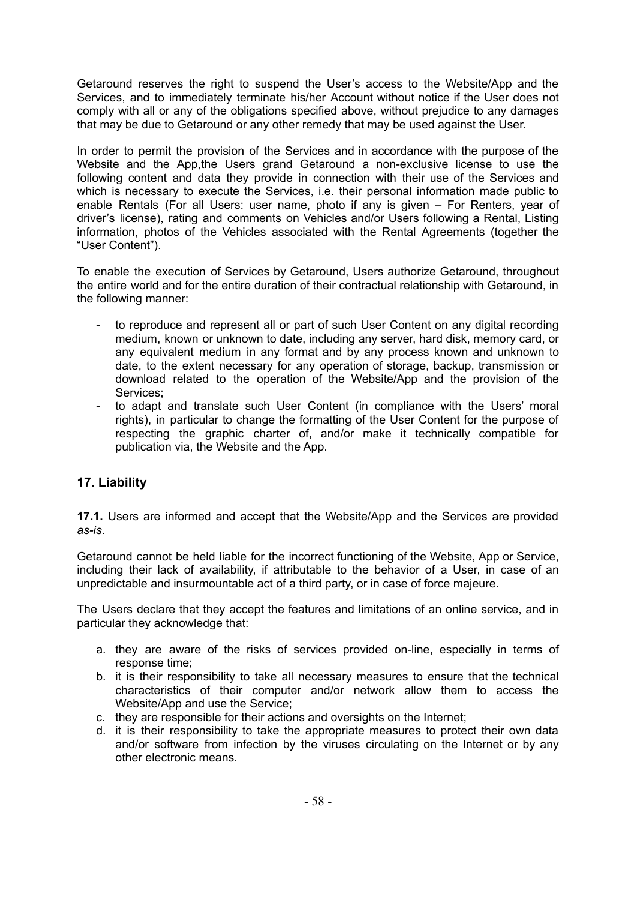Getaround reserves the right to suspend the User's access to the Website/App and the Services, and to immediately terminate his/her Account without notice if the User does not comply with all or any of the obligations specified above, without prejudice to any damages that may be due to Getaround or any other remedy that may be used against the User.

In order to permit the provision of the Services and in accordance with the purpose of the Website and the App,the Users grand Getaround a non-exclusive license to use the following content and data they provide in connection with their use of the Services and which is necessary to execute the Services, i.e. their personal information made public to enable Rentals (For all Users: user name, photo if any is given – For Renters, year of driver's license), rating and comments on Vehicles and/or Users following a Rental, Listing information, photos of the Vehicles associated with the Rental Agreements (together the "User Content").

To enable the execution of Services by Getaround, Users authorize Getaround, throughout the entire world and for the entire duration of their contractual relationship with Getaround, in the following manner:

- to reproduce and represent all or part of such User Content on any digital recording medium, known or unknown to date, including any server, hard disk, memory card, or any equivalent medium in any format and by any process known and unknown to date, to the extent necessary for any operation of storage, backup, transmission or download related to the operation of the Website/App and the provision of the Services;
- to adapt and translate such User Content (in compliance with the Users' moral rights), in particular to change the formatting of the User Content for the purpose of respecting the graphic charter of, and/or make it technically compatible for publication via, the Website and the App.

## 17. Liability

**17.1.** Users are informed and accept that the Website/App and the Services are provided *as-is*.

Getaround cannot be held liable for the incorrect functioning of the Website, App or Service, including their lack of availability, if attributable to the behavior of a User, in case of an unpredictable and insurmountable act of a third party, or in case of force majeure.

The Users declare that they accept the features and limitations of an online service, and in particular they acknowledge that:

a. they are aware of the risks of services provided on-line, especially in terms of response time;
b. it is their responsibility to take all necessary measures to ensure that the technical characteristics of their computer and/or network allow them to access the Website/App and use the Service;
c. they are responsible for their actions and oversights on the Internet;
d. it is their responsibility to take the appropriate measures to protect their own data and/or software from infection by the viruses circulating on the Internet or by any other electronic means.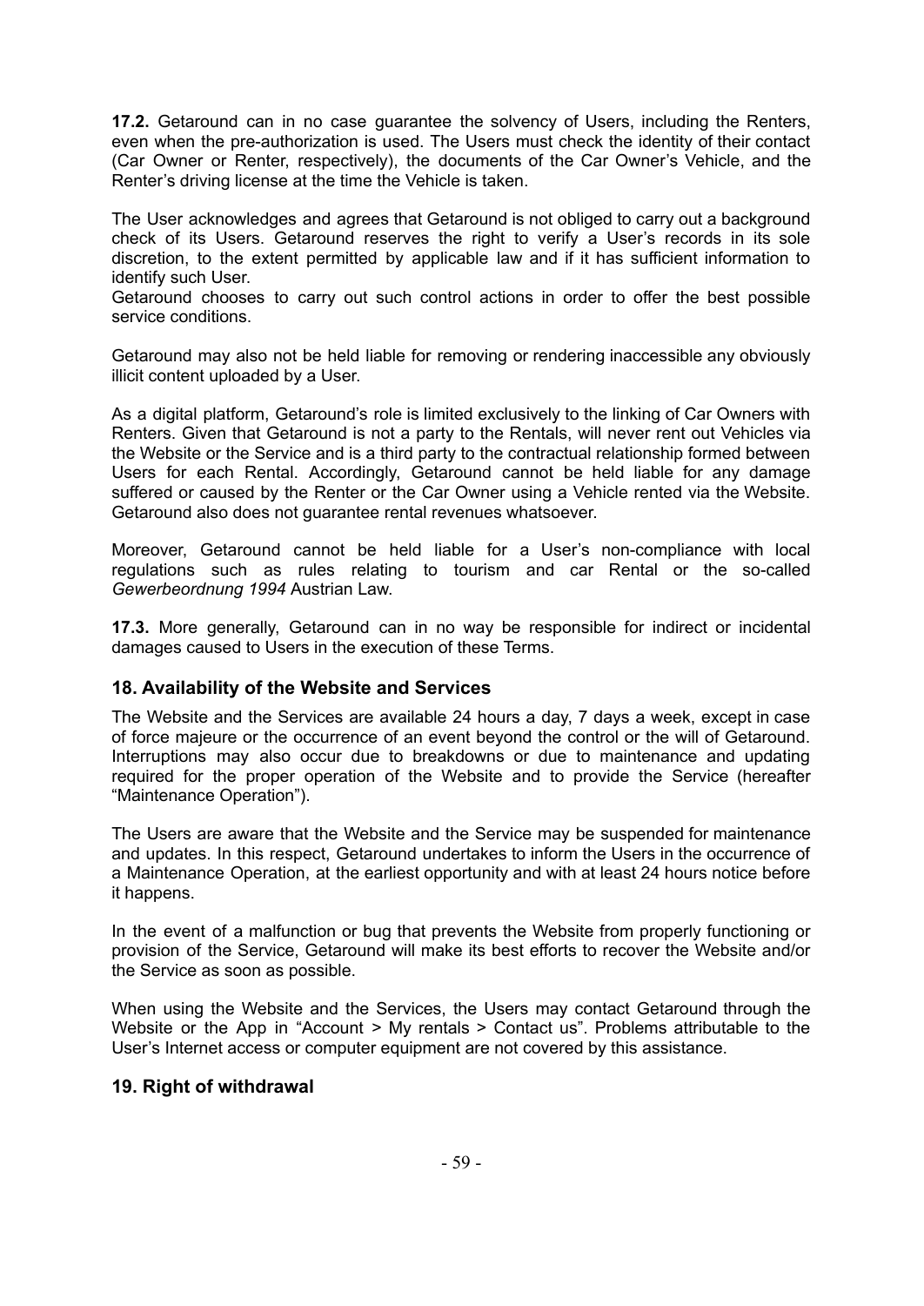**17.2.** Getaround can in no case guarantee the solvency of Users, including the Renters, even when the pre-authorization is used. The Users must check the identity of their contact (Car Owner or Renter, respectively), the documents of the Car Owner's Vehicle, and the Renter's driving license at the time the Vehicle is taken.

The User acknowledges and agrees that Getaround is not obliged to carry out a background check of its Users. Getaround reserves the right to verify a User's records in its sole discretion, to the extent permitted by applicable law and if it has sufficient information to identify such User.
Getaround chooses to carry out such control actions in order to offer the best possible service conditions.

Getaround may also not be held liable for removing or rendering inaccessible any obviously illicit content uploaded by a User.

As a digital platform, Getaround's role is limited exclusively to the linking of Car Owners with Renters. Given that Getaround is not a party to the Rentals, will never rent out Vehicles via the Website or the Service and is a third party to the contractual relationship formed between Users for each Rental. Accordingly, Getaround cannot be held liable for any damage suffered or caused by the Renter or the Car Owner using a Vehicle rented via the Website. Getaround also does not guarantee rental revenues whatsoever.

Moreover, Getaround cannot be held liable for a User's non-compliance with local regulations such as rules relating to tourism and car Rental or the so-called *Gewerbeordnung 1994* Austrian Law.

**17.3.** More generally, Getaround can in no way be responsible for indirect or incidental damages caused to Users in the execution of these Terms.

### 18. Availability of the Website and Services

The Website and the Services are available 24 hours a day, 7 days a week, except in case of force majeure or the occurrence of an event beyond the control or the will of Getaround. Interruptions may also occur due to breakdowns or due to maintenance and updating required for the proper operation of the Website and to provide the Service (hereafter "Maintenance Operation").

The Users are aware that the Website and the Service may be suspended for maintenance and updates. In this respect, Getaround undertakes to inform the Users in the occurrence of a Maintenance Operation, at the earliest opportunity and with at least 24 hours notice before it happens.

In the event of a malfunction or bug that prevents the Website from properly functioning or provision of the Service, Getaround will make its best efforts to recover the Website and/or the Service as soon as possible.

When using the Website and the Services, the Users may contact Getaround through the Website or the App in "Account > My rentals > Contact us". Problems attributable to the User's Internet access or computer equipment are not covered by this assistance.

### 19. Right of withdrawal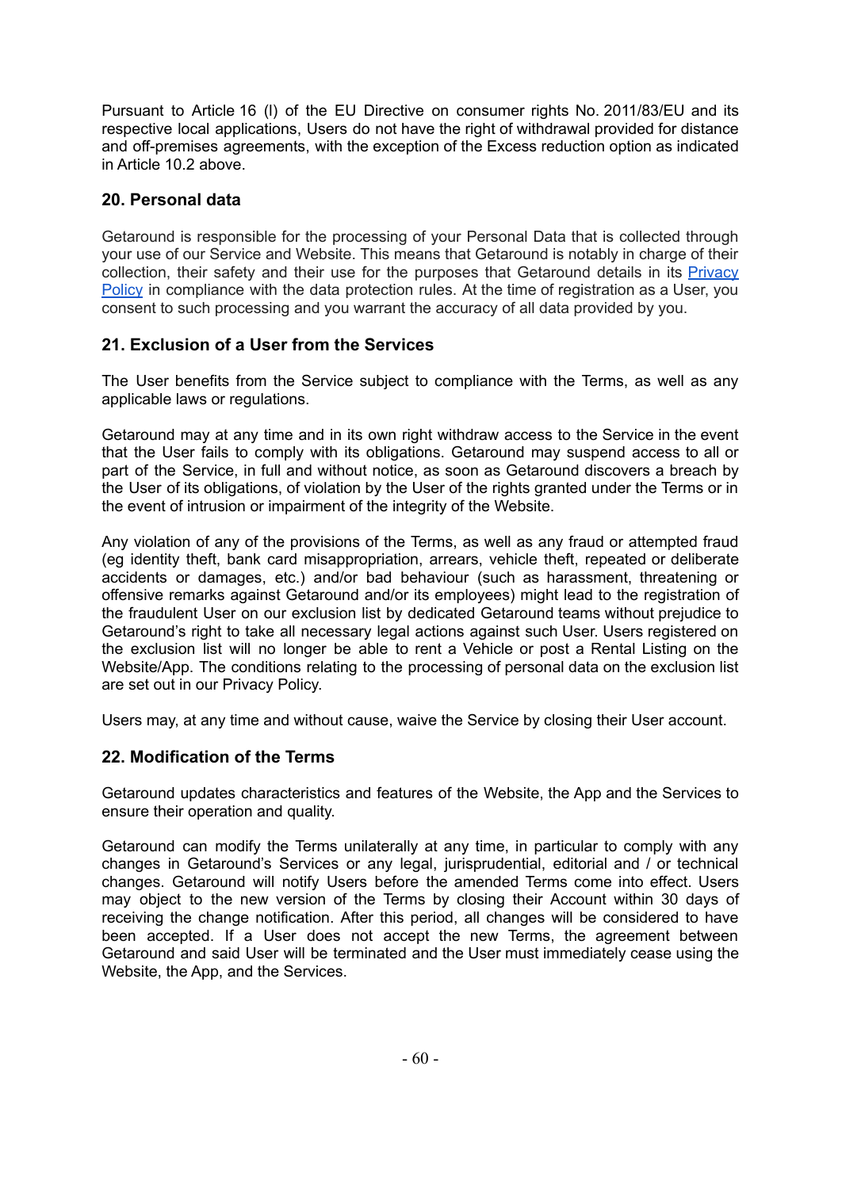Pursuant to Article 16 (l) of the EU Directive on consumer rights No. 2011/83/EU and its respective local applications, Users do not have the right of withdrawal provided for distance and off-premises agreements, with the exception of the Excess reduction option as indicated in Article 10.2 above.

## 20. Personal data

Getaround is responsible for the processing of your Personal Data that is collected through your use of our Service and Website. This means that Getaround is notably in charge of their collection, their safety and their use for the purposes that Getaround details in its Privacy Policy in compliance with the data protection rules. At the time of registration as a User, you consent to such processing and you warrant the accuracy of all data provided by you.

## 21. Exclusion of a User from the Services

The User benefits from the Service subject to compliance with the Terms, as well as any applicable laws or regulations.

Getaround may at any time and in its own right withdraw access to the Service in the event that the User fails to comply with its obligations. Getaround may suspend access to all or part of the Service, in full and without notice, as soon as Getaround discovers a breach by the User of its obligations, of violation by the User of the rights granted under the Terms or in the event of intrusion or impairment of the integrity of the Website.

Any violation of any of the provisions of the Terms, as well as any fraud or attempted fraud (eg identity theft, bank card misappropriation, arrears, vehicle theft, repeated or deliberate accidents or damages, etc.) and/or bad behaviour (such as harassment, threatening or offensive remarks against Getaround and/or its employees) might lead to the registration of the fraudulent User on our exclusion list by dedicated Getaround teams without prejudice to Getaround's right to take all necessary legal actions against such User. Users registered on the exclusion list will no longer be able to rent a Vehicle or post a Rental Listing on the Website/App. The conditions relating to the processing of personal data on the exclusion list are set out in our Privacy Policy.

Users may, at any time and without cause, waive the Service by closing their User account.

## 22. Modification of the Terms

Getaround updates characteristics and features of the Website, the App and the Services to ensure their operation and quality.

Getaround can modify the Terms unilaterally at any time, in particular to comply with any changes in Getaround's Services or any legal, jurisprudential, editorial and / or technical changes. Getaround will notify Users before the amended Terms come into effect. Users may object to the new version of the Terms by closing their Account within 30 days of receiving the change notification. After this period, all changes will be considered to have been accepted. If a User does not accept the new Terms, the agreement between Getaround and said User will be terminated and the User must immediately cease using the Website, the App, and the Services.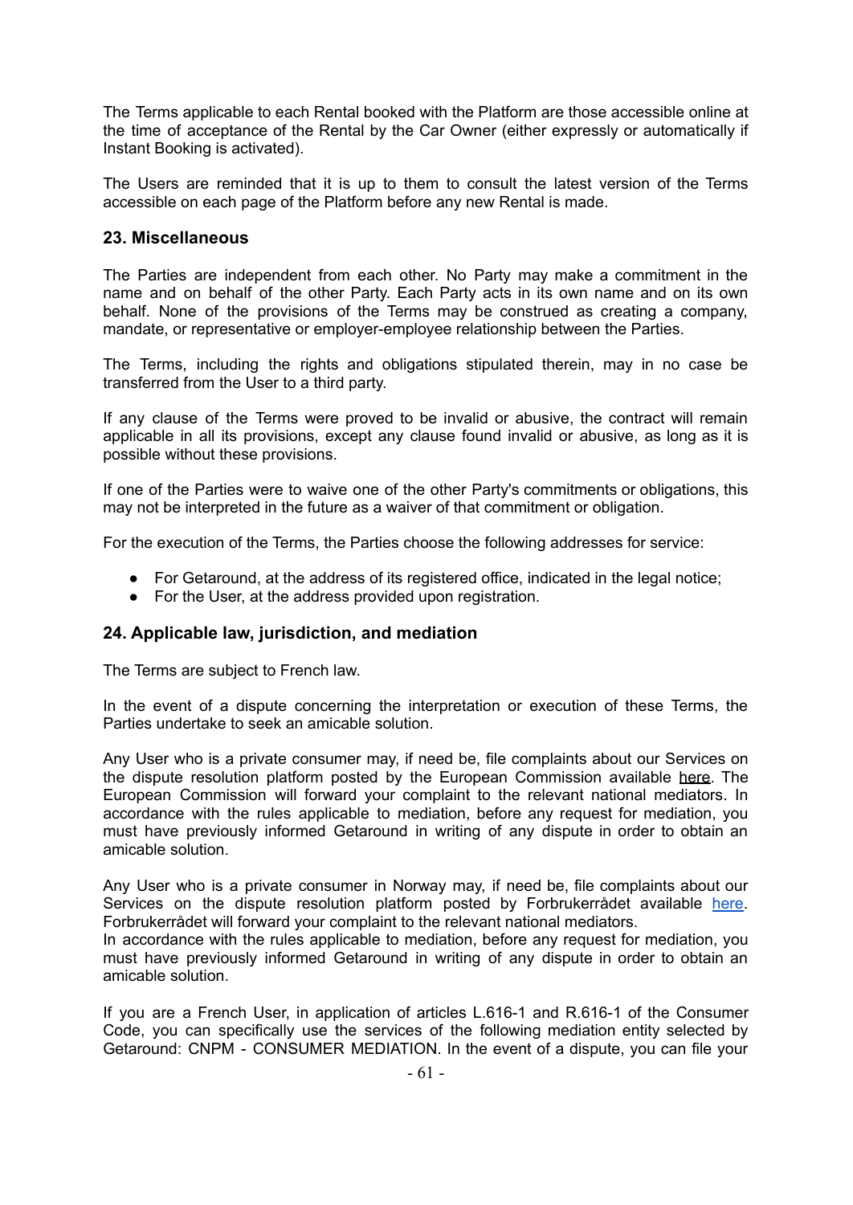The Terms applicable to each Rental booked with the Platform are those accessible online at the time of acceptance of the Rental by the Car Owner (either expressly or automatically if Instant Booking is activated).

The Users are reminded that it is up to them to consult the latest version of the Terms accessible on each page of the Platform before any new Rental is made.

### 23. Miscellaneous

The Parties are independent from each other. No Party may make a commitment in the name and on behalf of the other Party. Each Party acts in its own name and on its own behalf. None of the provisions of the Terms may be construed as creating a company, mandate, or representative or employer-employee relationship between the Parties.

The Terms, including the rights and obligations stipulated therein, may in no case be transferred from the User to a third party.

If any clause of the Terms were proved to be invalid or abusive, the contract will remain applicable in all its provisions, except any clause found invalid or abusive, as long as it is possible without these provisions.

If one of the Parties were to waive one of the other Party's commitments or obligations, this may not be interpreted in the future as a waiver of that commitment or obligation.

For the execution of the Terms, the Parties choose the following addresses for service:

- For Getaround, at the address of its registered office, indicated in the legal notice;
- For the User, at the address provided upon registration.

### 24. Applicable law, jurisdiction, and mediation

The Terms are subject to French law.

In the event of a dispute concerning the interpretation or execution of these Terms, the Parties undertake to seek an amicable solution.

Any User who is a private consumer may, if need be, file complaints about our Services on the dispute resolution platform posted by the European Commission available here. The European Commission will forward your complaint to the relevant national mediators. In accordance with the rules applicable to mediation, before any request for mediation, you must have previously informed Getaround in writing of any dispute in order to obtain an amicable solution.

Any User who is a private consumer in Norway may, if need be, file complaints about our Services on the dispute resolution platform posted by Forbrukerrådet available here. Forbrukerrådet will forward your complaint to the relevant national mediators.
In accordance with the rules applicable to mediation, before any request for mediation, you must have previously informed Getaround in writing of any dispute in order to obtain an amicable solution.

If you are a French User, in application of articles L.616-1 and R.616-1 of the Consumer Code, you can specifically use the services of the following mediation entity selected by Getaround: CNPM - CONSUMER MEDIATION. In the event of a dispute, you can file your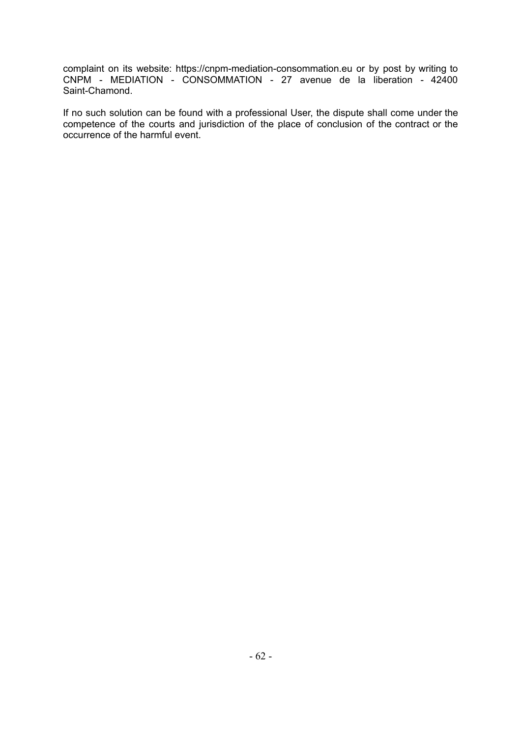complaint on its website: https://cnpm-mediation-consommation.eu or by post by writing to CNPM - MEDIATION - CONSOMMATION - 27 avenue de la liberation - 42400 Saint-Chamond.

If no such solution can be found with a professional User, the dispute shall come under the competence of the courts and jurisdiction of the place of conclusion of the contract or the occurrence of the harmful event.